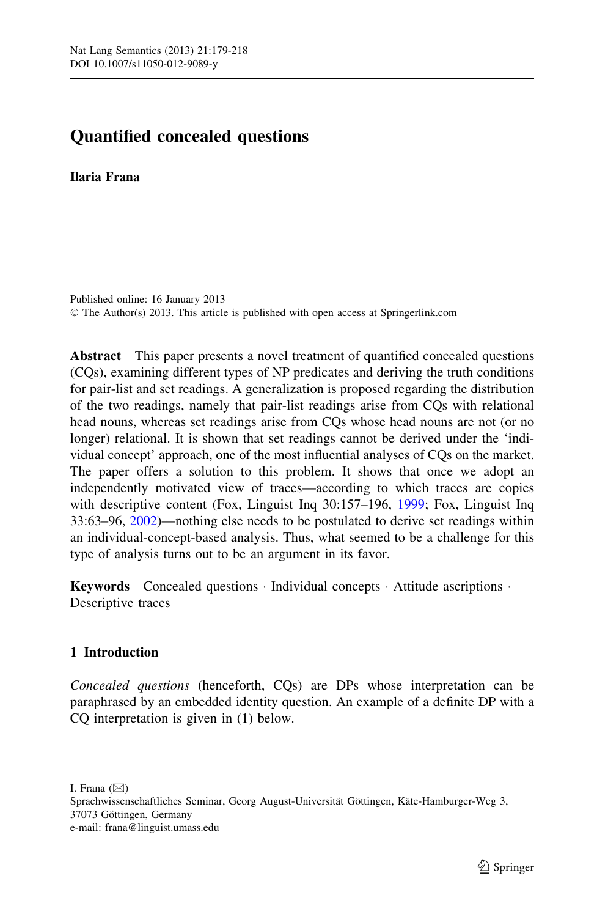# Quantified concealed questions

**Ilaria Frana**

Published online: 16 January 2013
© The Author(s) 2013. This article is published with open access at Springerlink.com

**Abstract** This paper presents a novel treatment of quantified concealed questions (CQs), examining different types of NP predicates and deriving the truth conditions for pair-list and set readings. A generalization is proposed regarding the distribution of the two readings, namely that pair-list readings arise from CQs with relational head nouns, whereas set readings arise from CQs whose head nouns are not (or no longer) relational. It is shown that set readings cannot be derived under the 'individual concept' approach, one of the most influential analyses of CQs on the market. The paper offers a solution to this problem. It shows that once we adopt an independently motivated view of traces—according to which traces are copies with descriptive content (Fox, Linguist Inq 30:157–196, 1999; Fox, Linguist Inq 33:63–96, 2002)—nothing else needs to be postulated to derive set readings within an individual-concept-based analysis. Thus, what seemed to be a challenge for this type of analysis turns out to be an argument in its favor.

**Keywords** Concealed questions · Individual concepts · Attitude ascriptions · Descriptive traces

## 1 Introduction

*Concealed questions* (henceforth, CQs) are DPs whose interpretation can be paraphrased by an embedded identity question. An example of a definite DP with a CQ interpretation is given in (1) below.

---

I. Frana (✉)
Sprachwissenschaftliches Seminar, Georg August-Universität Göttingen, Käte-Hamburger-Weg 3, 37073 Göttingen, Germany
e-mail: frana@linguist.umass.edu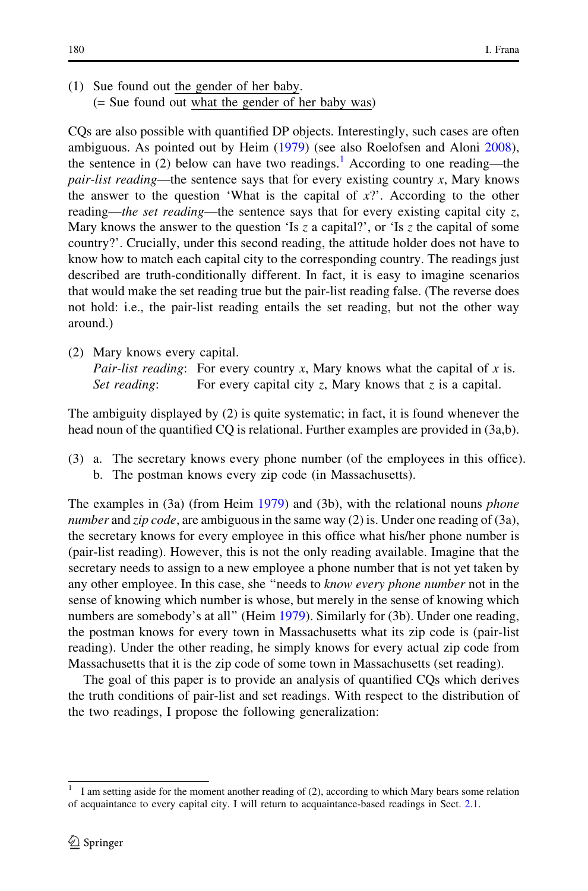(1) Sue found out the gender of her baby.
(= Sue found out what the gender of her baby was)

CQs are also possible with quantified DP objects. Interestingly, such cases are often ambiguous. As pointed out by Heim (1979) (see also Roelofsen and Aloni 2008), the sentence in (2) below can have two readings.[1] According to one reading—the *pair-list reading*—the sentence says that for every existing country $x$, Mary knows the answer to the question 'What is the capital of $x$?'. According to the other reading—*the set reading*—the sentence says that for every existing capital city $z$, Mary knows the answer to the question 'Is $z$ a capital?', or 'Is $z$ the capital of some country?'. Crucially, under this second reading, the attitude holder does not have to know how to match each capital city to the corresponding country. The readings just described are truth-conditionally different. In fact, it is easy to imagine scenarios that would make the set reading true but the pair-list reading false. (The reverse does not hold: i.e., the pair-list reading entails the set reading, but not the other way around.)

(2) Mary knows every capital.
*Pair-list reading*: For every country $x$, Mary knows what the capital of $x$ is.
*Set reading*: For every capital city $z$, Mary knows that $z$ is a capital.

The ambiguity displayed by (2) is quite systematic; in fact, it is found whenever the head noun of the quantified CQ is relational. Further examples are provided in (3a,b).

(3) a. The secretary knows every phone number (of the employees in this office).
b. The postman knows every zip code (in Massachusetts).

The examples in (3a) (from Heim 1979) and (3b), with the relational nouns *phone number* and *zip code*, are ambiguous in the same way (2) is. Under one reading of (3a), the secretary knows for every employee in this office what his/her phone number is (pair-list reading). However, this is not the only reading available. Imagine that the secretary needs to assign to a new employee a phone number that is not yet taken by any other employee. In this case, she "needs to *know every phone number* not in the sense of knowing which number is whose, but merely in the sense of knowing which numbers are somebody's at all" (Heim 1979). Similarly for (3b). Under one reading, the postman knows for every town in Massachusetts what its zip code is (pair-list reading). Under the other reading, he simply knows for every actual zip code from Massachusetts that it is the zip code of some town in Massachusetts (set reading).

The goal of this paper is to provide an analysis of quantified CQs which derives the truth conditions of pair-list and set readings. With respect to the distribution of the two readings, I propose the following generalization:

[1] I am setting aside for the moment another reading of (2), according to which Mary bears some relation of acquaintance to every capital city. I will return to acquaintance-based readings in Sect. 2.1.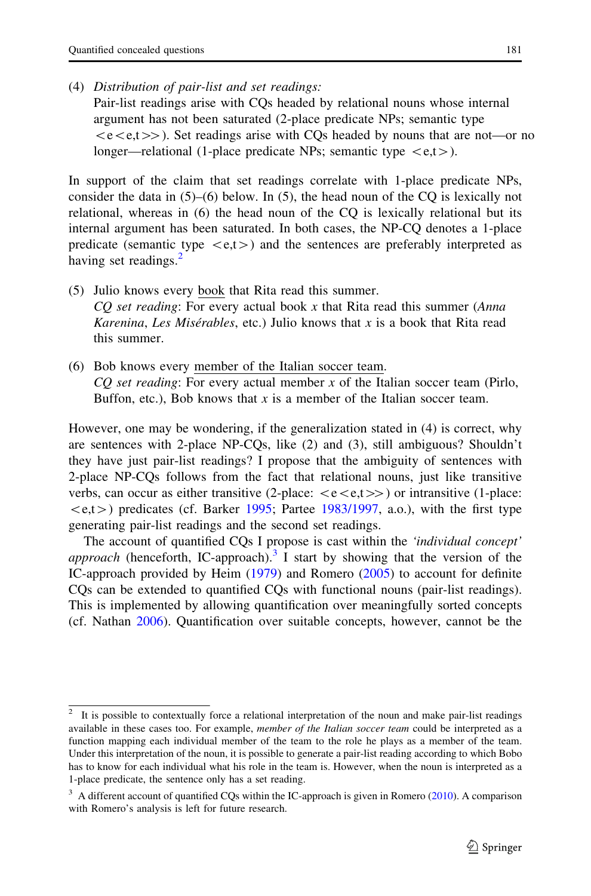(4) *Distribution of pair-list and set readings:*
Pair-list readings arise with CQs headed by relational nouns whose internal argument has not been saturated (2-place predicate NPs; semantic type $<e<e,t>>$). Set readings arise with CQs headed by nouns that are not—or no longer—relational (1-place predicate NPs; semantic type $<e,t>$).

In support of the claim that set readings correlate with 1-place predicate NPs, consider the data in (5)–(6) below. In (5), the head noun of the CQ is lexically not relational, whereas in (6) the head noun of the CQ is lexically relational but its internal argument has been saturated. In both cases, the NP-CQ denotes a 1-place predicate (semantic type $<e,t>$) and the sentences are preferably interpreted as having set readings.[2]

(5) Julio knows every book that Rita read this summer.
*CQ set reading*: For every actual book *x* that Rita read this summer (*Anna Karenina*, *Les Misérables*, etc.) Julio knows that *x* is a book that Rita read this summer.

(6) Bob knows every member of the Italian soccer team.
*CQ set reading*: For every actual member *x* of the Italian soccer team (Pirlo, Buffon, etc.), Bob knows that *x* is a member of the Italian soccer team.

However, one may be wondering, if the generalization stated in (4) is correct, why are sentences with 2-place NP-CQs, like (2) and (3), still ambiguous? Shouldn't they have just pair-list readings? I propose that the ambiguity of sentences with 2-place NP-CQs follows from the fact that relational nouns, just like transitive verbs, can occur as either transitive (2-place: $<e<e,t>>$) or intransitive (1-place: $<e,t>$) predicates (cf. Barker 1995; Partee 1983/1997, a.o.), with the first type generating pair-list readings and the second set readings.

The account of quantified CQs I propose is cast within the *'individual concept' approach* (henceforth, IC-approach).[3] I start by showing that the version of the IC-approach provided by Heim (1979) and Romero (2005) to account for definite CQs can be extended to quantified CQs with functional nouns (pair-list readings). This is implemented by allowing quantification over meaningfully sorted concepts (cf. Nathan 2006). Quantification over suitable concepts, however, cannot be the

---

[2] It is possible to contextually force a relational interpretation of the noun and make pair-list readings available in these cases too. For example, *member of the Italian soccer team* could be interpreted as a function mapping each individual member of the team to the role he plays as a member of the team. Under this interpretation of the noun, it is possible to generate a pair-list reading according to which Bobo has to know for each individual what his role in the team is. However, when the noun is interpreted as a 1-place predicate, the sentence only has a set reading.

[3] A different account of quantified CQs within the IC-approach is given in Romero (2010). A comparison with Romero's analysis is left for future research.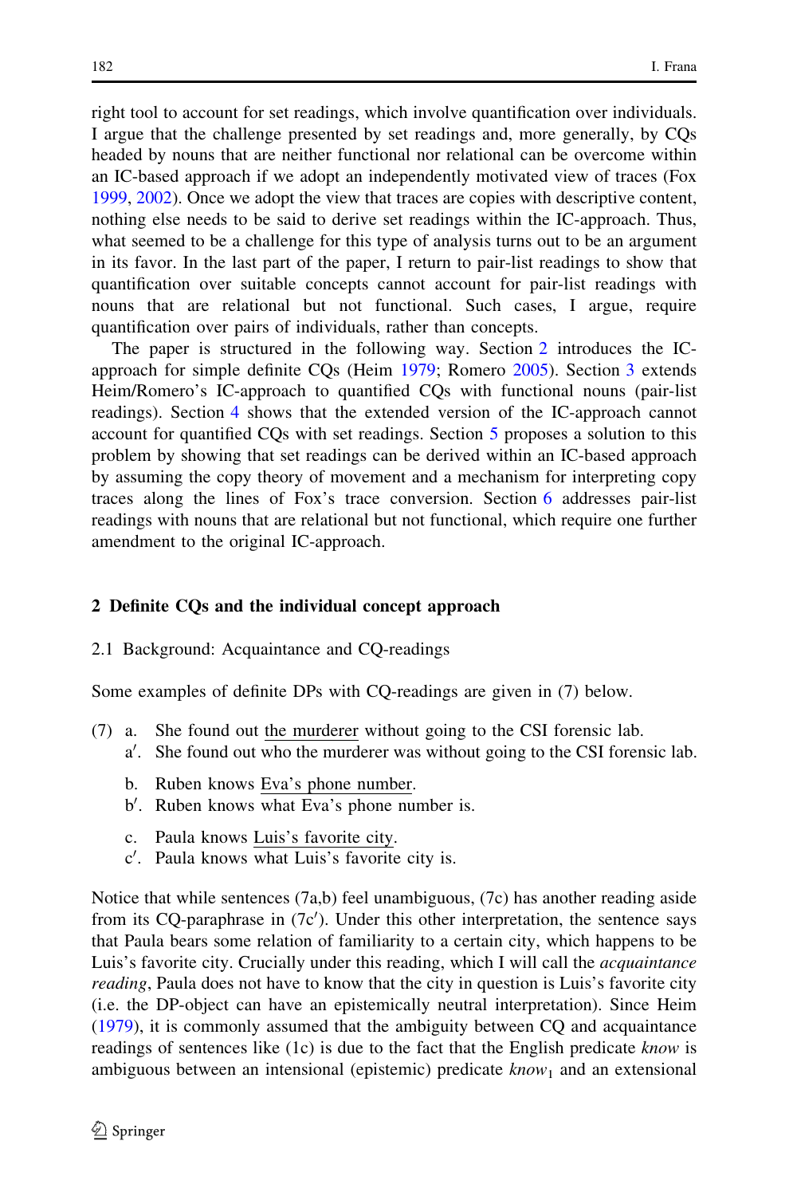right tool to account for set readings, which involve quantification over individuals. I argue that the challenge presented by set readings and, more generally, by CQs headed by nouns that are neither functional nor relational can be overcome within an IC-based approach if we adopt an independently motivated view of traces (Fox 1999, 2002). Once we adopt the view that traces are copies with descriptive content, nothing else needs to be said to derive set readings within the IC-approach. Thus, what seemed to be a challenge for this type of analysis turns out to be an argument in its favor. In the last part of the paper, I return to pair-list readings to show that quantification over suitable concepts cannot account for pair-list readings with nouns that are relational but not functional. Such cases, I argue, require quantification over pairs of individuals, rather than concepts.

The paper is structured in the following way. Section 2 introduces the IC-approach for simple definite CQs (Heim 1979; Romero 2005). Section 3 extends Heim/Romero's IC-approach to quantified CQs with functional nouns (pair-list readings). Section 4 shows that the extended version of the IC-approach cannot account for quantified CQs with set readings. Section 5 proposes a solution to this problem by showing that set readings can be derived within an IC-based approach by assuming the copy theory of movement and a mechanism for interpreting copy traces along the lines of Fox's trace conversion. Section 6 addresses pair-list readings with nouns that are relational but not functional, which require one further amendment to the original IC-approach.

## 2 Definite CQs and the individual concept approach

### 2.1 Background: Acquaintance and CQ-readings

Some examples of definite DPs with CQ-readings are given in (7) below.

(7) a. She found out <u>the murderer</u> without going to the CSI forensic lab.
  a′. She found out who the murderer was without going to the CSI forensic lab.

  b. Ruben knows <u>Eva's phone number</u>.
  b′. Ruben knows what Eva's phone number is.

  c. Paula knows <u>Luis's favorite city</u>.
  c′. Paula knows what Luis's favorite city is.

Notice that while sentences (7a,b) feel unambiguous, (7c) has another reading aside from its CQ-paraphrase in (7c′). Under this other interpretation, the sentence says that Paula bears some relation of familiarity to a certain city, which happens to be Luis's favorite city. Crucially under this reading, which I will call the *acquaintance reading*, Paula does not have to know that the city in question is Luis's favorite city (i.e. the DP-object can have an epistemically neutral interpretation). Since Heim (1979), it is commonly assumed that the ambiguity between CQ and acquaintance readings of sentences like (1c) is due to the fact that the English predicate *know* is ambiguous between an intensional (epistemic) predicate $know_1$ and an extensional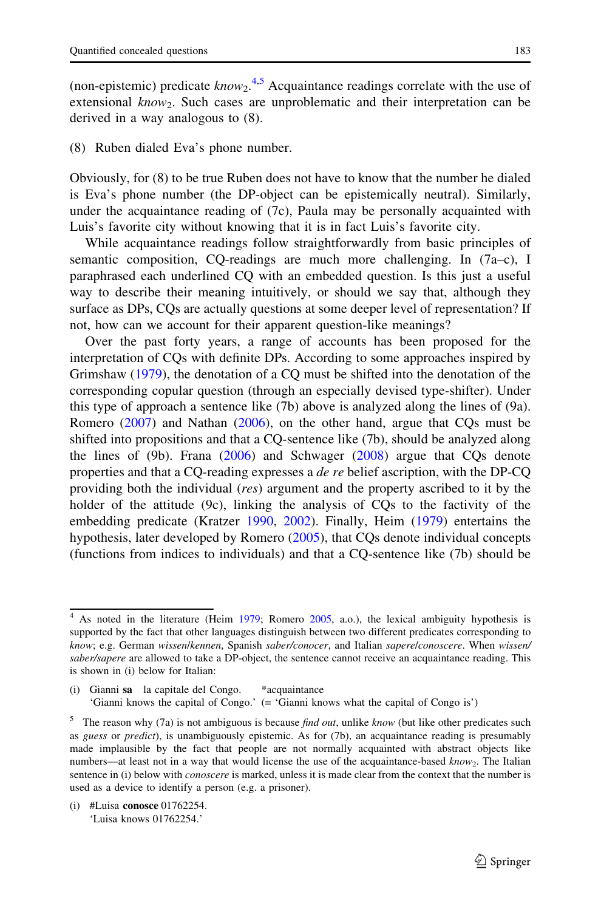(non-epistemic) predicate *know*$_2$.[4,5] Acquaintance readings correlate with the use of extensional *know*$_2$. Such cases are unproblematic and their interpretation can be derived in a way analogous to (8).

(8) Ruben dialed Eva's phone number.

Obviously, for (8) to be true Ruben does not have to know that the number he dialed is Eva's phone number (the DP-object can be epistemically neutral). Similarly, under the acquaintance reading of (7c), Paula may be personally acquainted with Luis's favorite city without knowing that it is in fact Luis's favorite city.

While acquaintance readings follow straightforwardly from basic principles of semantic composition, CQ-readings are much more challenging. In (7a–c), I paraphrased each underlined CQ with an embedded question. Is this just a useful way to describe their meaning intuitively, or should we say that, although they surface as DPs, CQs are actually questions at some deeper level of representation? If not, how can we account for their apparent question-like meanings?

Over the past forty years, a range of accounts has been proposed for the interpretation of CQs with definite DPs. According to some approaches inspired by Grimshaw (1979), the denotation of a CQ must be shifted into the denotation of the corresponding copular question (through an especially devised type-shifter). Under this type of approach a sentence like (7b) above is analyzed along the lines of (9a). Romero (2007) and Nathan (2006), on the other hand, argue that CQs must be shifted into propositions and that a CQ-sentence like (7b), should be analyzed along the lines of (9b). Frana (2006) and Schwager (2008) argue that CQs denote properties and that a CQ-reading expresses a *de re* belief ascription, with the DP-CQ providing both the individual (*res*) argument and the property ascribed to it by the holder of the attitude (9c), linking the analysis of CQs to the factivity of the embedding predicate (Kratzer 1990, 2002). Finally, Heim (1979) entertains the hypothesis, later developed by Romero (2005), that CQs denote individual concepts (functions from indices to individuals) and that a CQ-sentence like (7b) should be

---

[4] As noted in the literature (Heim 1979; Romero 2005, a.o.), the lexical ambiguity hypothesis is supported by the fact that other languages distinguish between two different predicates corresponding to *know*; e.g. German *wissen/kennen*, Spanish *saber/conocer*, and Italian *sapere/conoscere*. When *wissen/saber/sapere* are allowed to take a DP-object, the sentence cannot receive an acquaintance reading. This is shown in (i) below for Italian:

(i) Gianni **sa** la capitale del Congo. *acquaintance
'Gianni knows the capital of Congo.' (= 'Gianni knows what the capital of Congo is')

[5] The reason why (7a) is not ambiguous is because *find out*, unlike *know* (but like other predicates such as *guess* or *predict*), is unambiguously epistemic. As for (7b), an acquaintance reading is presumably made implausible by the fact that people are not normally acquainted with abstract objects like numbers—at least not in a way that would license the use of the acquaintance-based *know*$_2$. The Italian sentence in (i) below with *conoscere* is marked, unless it is made clear from the context that the number is used as a device to identify a person (e.g. a prisoner).

(i) #Luisa **conosce** 01762254.
'Luisa knows 01762254.'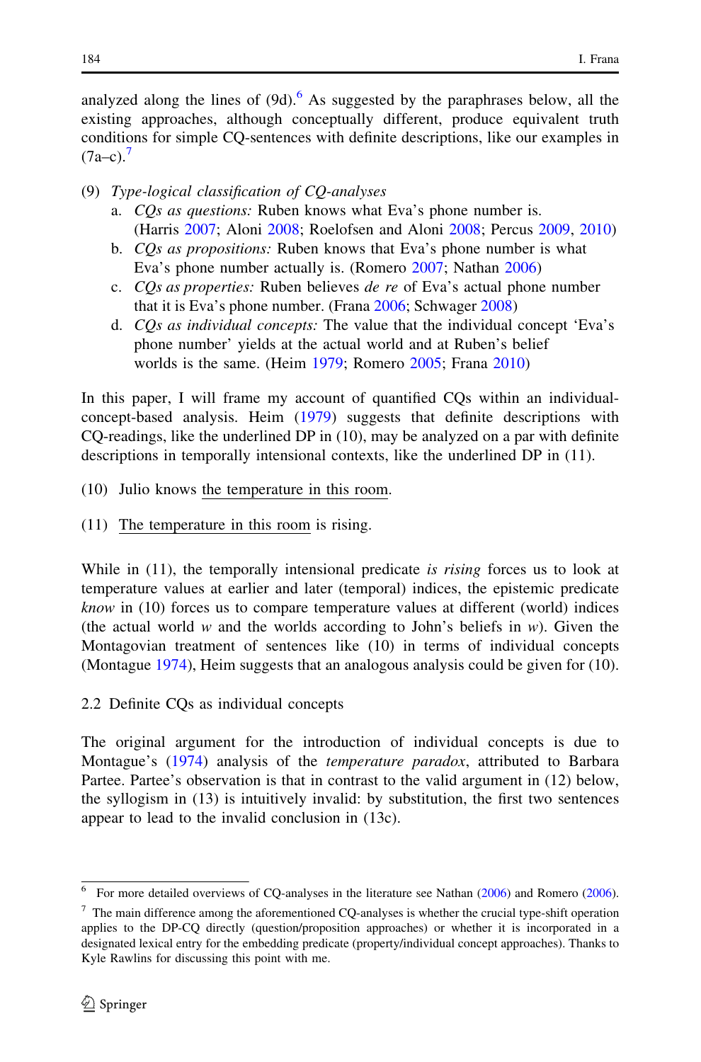analyzed along the lines of (9d).[6] As suggested by the paraphrases below, all the existing approaches, although conceptually different, produce equivalent truth conditions for simple CQ-sentences with definite descriptions, like our examples in (7a–c).[7]

(9) *Type-logical classification of CQ-analyses*

a. *CQs as questions:* Ruben knows what Eva's phone number is. (Harris 2007; Aloni 2008; Roelofsen and Aloni 2008; Percus 2009, 2010)

b. *CQs as propositions:* Ruben knows that Eva's phone number is what Eva's phone number actually is. (Romero 2007; Nathan 2006)

c. *CQs as properties:* Ruben believes *de re* of Eva's actual phone number that it is Eva's phone number. (Frana 2006; Schwager 2008)

d. *CQs as individual concepts:* The value that the individual concept 'Eva's phone number' yields at the actual world and at Ruben's belief worlds is the same. (Heim 1979; Romero 2005; Frana 2010)

In this paper, I will frame my account of quantified CQs within an individual-concept-based analysis. Heim (1979) suggests that definite descriptions with CQ-readings, like the underlined DP in (10), may be analyzed on a par with definite descriptions in temporally intensional contexts, like the underlined DP in (11).

(10) Julio knows <u>the temperature in this room</u>.

(11) <u>The temperature in this room</u> is rising.

While in (11), the temporally intensional predicate *is rising* forces us to look at temperature values at earlier and later (temporal) indices, the epistemic predicate *know* in (10) forces us to compare temperature values at different (world) indices (the actual world *w* and the worlds according to John's beliefs in *w*). Given the Montagovian treatment of sentences like (10) in terms of individual concepts (Montague 1974), Heim suggests that an analogous analysis could be given for (10).

## 2.2 Definite CQs as individual concepts

The original argument for the introduction of individual concepts is due to Montague's (1974) analysis of the *temperature paradox*, attributed to Barbara Partee. Partee's observation is that in contrast to the valid argument in (12) below, the syllogism in (13) is intuitively invalid: by substitution, the first two sentences appear to lead to the invalid conclusion in (13c).

---

[6] For more detailed overviews of CQ-analyses in the literature see Nathan (2006) and Romero (2006).

[7] The main difference among the aforementioned CQ-analyses is whether the crucial type-shift operation applies to the DP-CQ directly (question/proposition approaches) or whether it is incorporated in a designated lexical entry for the embedding predicate (property/individual concept approaches). Thanks to Kyle Rawlins for discussing this point with me.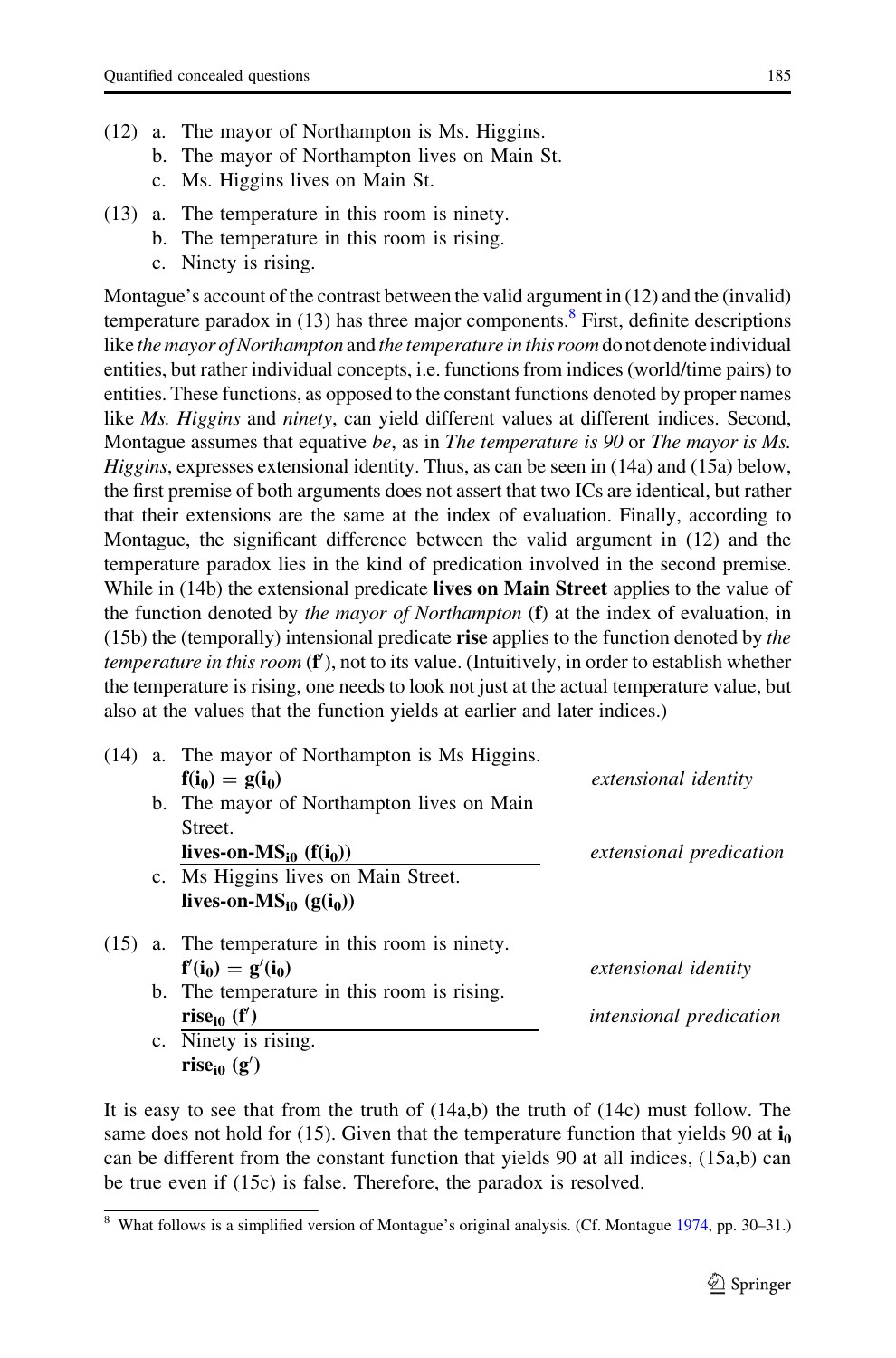(12) a. The mayor of Northampton is Ms. Higgins.
  b. The mayor of Northampton lives on Main St.
  c. Ms. Higgins lives on Main St.

(13) a. The temperature in this room is ninety.
  b. The temperature in this room is rising.
  c. Ninety is rising.

Montague's account of the contrast between the valid argument in (12) and the (invalid) temperature paradox in (13) has three major components.[8] First, definite descriptions like *the mayor of Northampton* and *the temperature in this room* do not denote individual entities, but rather individual concepts, i.e. functions from indices (world/time pairs) to entities. These functions, as opposed to the constant functions denoted by proper names like *Ms. Higgins* and *ninety*, can yield different values at different indices. Second, Montague assumes that equative *be*, as in *The temperature is 90* or *The mayor is Ms. Higgins*, expresses extensional identity. Thus, as can be seen in (14a) and (15a) below, the first premise of both arguments does not assert that two ICs are identical, but rather that their extensions are the same at the index of evaluation. Finally, according to Montague, the significant difference between the valid argument in (12) and the temperature paradox lies in the kind of predication involved in the second premise. While in (14b) the extensional predicate **lives on Main Street** applies to the value of the function denoted by *the mayor of Northampton* (**f**) at the index of evaluation, in (15b) the (temporally) intensional predicate **rise** applies to the function denoted by *the temperature in this room* (**f′**), not to its value. (Intuitively, in order to establish whether the temperature is rising, one needs to look not just at the actual temperature value, but also at the values that the function yields at earlier and later indices.)

(14) a. The mayor of Northampton is Ms Higgins.
  $\mathbf{f(i_0) = g(i_0)}$ — *extensional identity*
  b. The mayor of Northampton lives on Main Street.
  $\mathbf{lives\text{-}on\text{-}MS_{i0}\ (f(i_0))}$ — *extensional predication*
  c. Ms Higgins lives on Main Street.
  $\mathbf{lives\text{-}on\text{-}MS_{i0}\ (g(i_0))}$

(15) a. The temperature in this room is ninety.
  $\mathbf{f'(i_0) = g'(i_0)}$ — *extensional identity*
  b. The temperature in this room is rising.
  $\mathbf{rise_{i0}\ (f')}$ — *intensional predication*
  c. Ninety is rising.
  $\mathbf{rise_{i0}\ (g')}$

It is easy to see that from the truth of (14a,b) the truth of (14c) must follow. The same does not hold for (15). Given that the temperature function that yields 90 at $\mathbf{i_0}$ can be different from the constant function that yields 90 at all indices, (15a,b) can be true even if (15c) is false. Therefore, the paradox is resolved.

[8] What follows is a simplified version of Montague's original analysis. (Cf. Montague 1974, pp. 30–31.)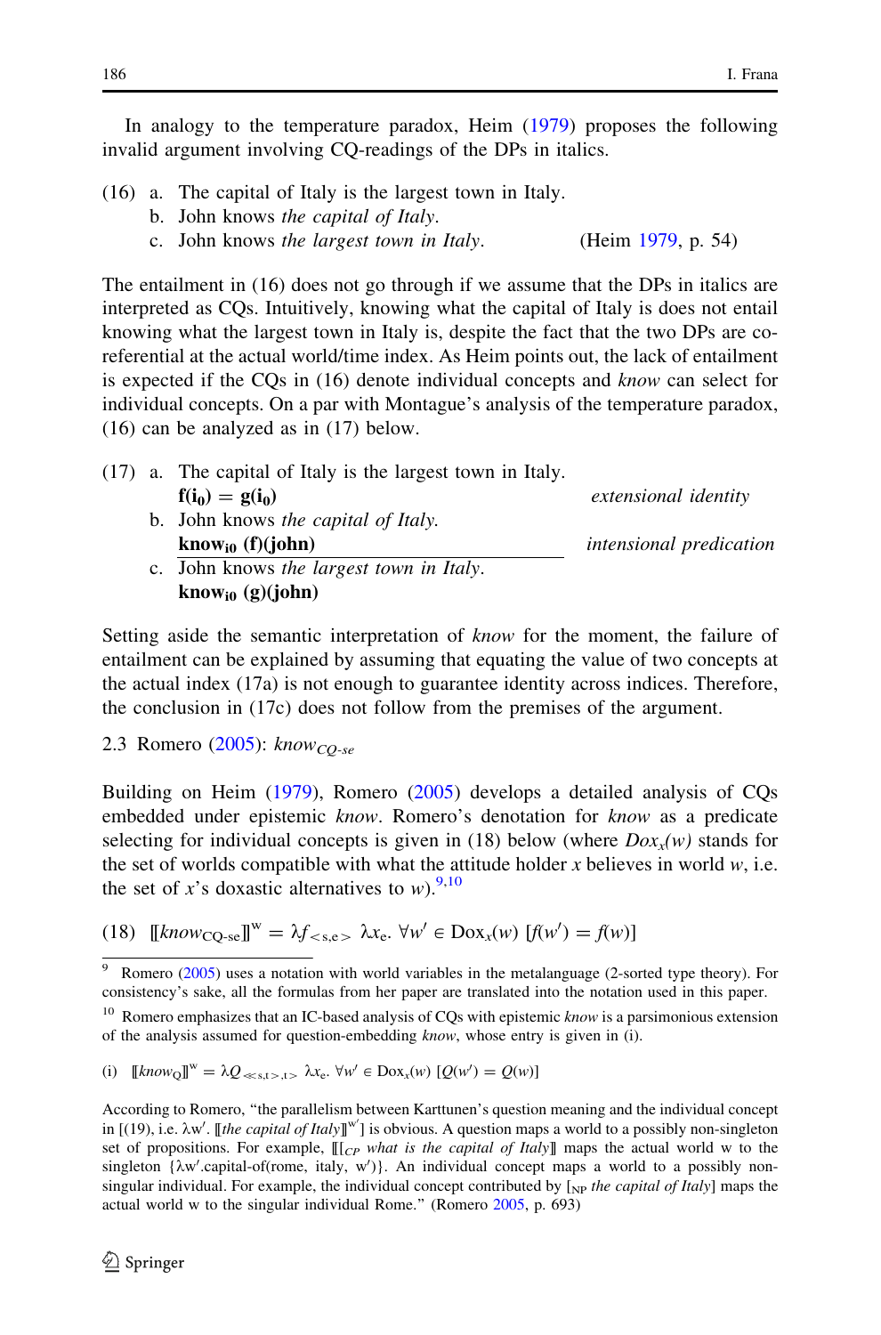In analogy to the temperature paradox, Heim (1979) proposes the following invalid argument involving CQ-readings of the DPs in italics.

(16) a. The capital of Italy is the largest town in Italy.
 b. John knows *the capital of Italy*.
 c. John knows *the largest town in Italy*. (Heim 1979, p. 54)

The entailment in (16) does not go through if we assume that the DPs in italics are interpreted as CQs. Intuitively, knowing what the capital of Italy is does not entail knowing what the largest town in Italy is, despite the fact that the two DPs are co-referential at the actual world/time index. As Heim points out, the lack of entailment is expected if the CQs in (16) denote individual concepts and *know* can select for individual concepts. On a par with Montague's analysis of the temperature paradox, (16) can be analyzed as in (17) below.

(17) a. The capital of Italy is the largest town in Italy.
 $\mathbf{f(i_0) = g(i_0)}$ *extensional identity*
 b. John knows *the capital of Italy*.
 $\mathbf{know_{i0}\ (f)(john)}$ *intensional predication*
 ―――――――――――――――――――――――――
 c. John knows *the largest town in Italy*.
 $\mathbf{know_{i0}\ (g)(john)}$

Setting aside the semantic interpretation of *know* for the moment, the failure of entailment can be explained by assuming that equating the value of two concepts at the actual index (17a) is not enough to guarantee identity across indices. Therefore, the conclusion in (17c) does not follow from the premises of the argument.

### 2.3 Romero (2005): $know_{CQ\text{-}se}$

Building on Heim (1979), Romero (2005) develops a detailed analysis of CQs embedded under epistemic *know*. Romero's denotation for *know* as a predicate selecting for individual concepts is given in (18) below (where $Dox_x(w)$ stands for the set of worlds compatible with what the attitude holder $x$ believes in world $w$, i.e. the set of $x$'s doxastic alternatives to $w$).[9,10]

(18) $[\![know_{\text{CQ-se}}]\!]^{w} = \lambda f_{<s,e>}\ \lambda x_e.\ \forall w' \in \text{Dox}_x(w)\ [f(w') = f(w)]$

---

[9] Romero (2005) uses a notation with world variables in the metalanguage (2-sorted type theory). For consistency's sake, all the formulas from her paper are translated into the notation used in this paper.

[10] Romero emphasizes that an IC-based analysis of CQs with epistemic *know* is a parsimonious extension of the analysis assumed for question-embedding *know*, whose entry is given in (i).

(i) $[\![know_{Q}]\!]^{w} = \lambda Q_{<<s,t>,t>}\ \lambda x_e.\ \forall w' \in \text{Dox}_x(w)\ [Q(w') = Q(w)]$

According to Romero, "the parallelism between Karttunen's question meaning and the individual concept in [(19), i.e. $\lambda w'.\ [\![$*the capital of Italy*$]\!]^{w'}$] is obvious. A question maps a world to a possibly non-singleton set of propositions. For example, $[\![[_{CP}$ *what is the capital of Italy*$]]\!]$ maps the actual world w to the singleton {λw′.capital-of(rome, italy, w′)}. An individual concept maps a world to a possibly non-singular individual. For example, the individual concept contributed by $[_{NP}$ *the capital of Italy*$]$ maps the actual world w to the singular individual Rome." (Romero 2005, p. 693)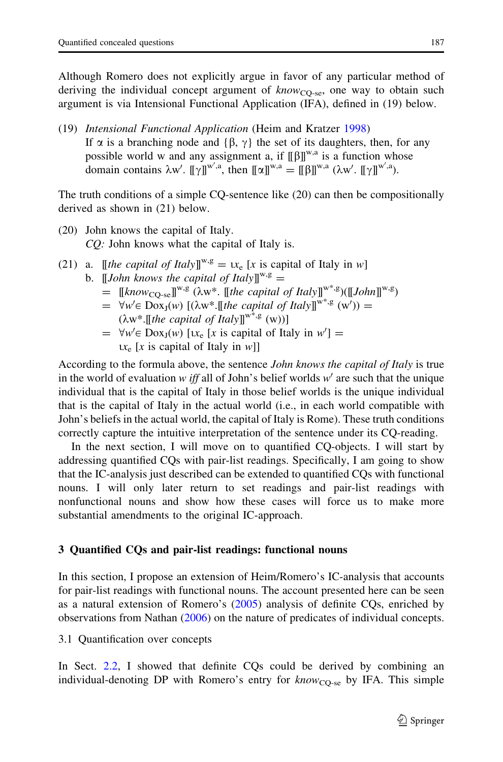Although Romero does not explicitly argue in favor of any particular method of deriving the individual concept argument of $know_{\text{CQ-se}}$, one way to obtain such argument is via Intensional Functional Application (IFA), defined in (19) below.

(19) *Intensional Functional Application* (Heim and Kratzer 1998)
If $\alpha$ is a branching node and $\{\beta, \gamma\}$ the set of its daughters, then, for any possible world w and any assignment a, if $[\![\beta]\!]^{w,a}$ is a function whose domain contains $\lambda w'.\, [\![\gamma]\!]^{w',a}$, then $[\![\alpha]\!]^{w,a} = [\![\beta]\!]^{w,a}\, (\lambda w'.\, [\![\gamma]\!]^{w',a})$.

The truth conditions of a simple CQ-sentence like (20) can then be compositionally derived as shown in (21) below.

(20) John knows the capital of Italy.
*CQ:* John knows what the capital of Italy is.

(21) a. $[\![\textit{the capital of Italy}]\!]^{w,g} = \iota x_e\, [x \text{ is capital of Italy in } w]$

b. $[\![\textit{John knows the capital of Italy}]\!]^{w,g} =$
$= [\![\textit{know}_{\text{CQ-se}}]\!]^{w,g}\, (\lambda w^*.\, [\![\textit{the capital of Italy}]\!]^{w^*,g})([\![\textit{John}]\!]^{w,g})$
$= \forall w' \in \text{Dox}_J(w)\, [(\lambda w^*.[\![\textit{the capital of Italy}]\!]^{w^*,g}\, (w')) = (\lambda w^*.[\![\textit{the capital of Italy}]\!]^{w^*,g}\, (w))]$
$= \forall w' \in \text{Dox}_J(w)\, [\iota x_e\, [x \text{ is capital of Italy in } w'] = \iota x_e\, [x \text{ is capital of Italy in } w]]$

According to the formula above, the sentence *John knows the capital of Italy* is true in the world of evaluation *w iff* all of John's belief worlds $w'$ are such that the unique individual that is the capital of Italy in those belief worlds is the unique individual that is the capital of Italy in the actual world (i.e., in each world compatible with John's beliefs in the actual world, the capital of Italy is Rome). These truth conditions correctly capture the intuitive interpretation of the sentence under its CQ-reading.

In the next section, I will move on to quantified CQ-objects. I will start by addressing quantified CQs with pair-list readings. Specifically, I am going to show that the IC-analysis just described can be extended to quantified CQs with functional nouns. I will only later return to set readings and pair-list readings with nonfunctional nouns and show how these cases will force us to make more substantial amendments to the original IC-approach.

## 3 Quantified CQs and pair-list readings: functional nouns

In this section, I propose an extension of Heim/Romero's IC-analysis that accounts for pair-list readings with functional nouns. The account presented here can be seen as a natural extension of Romero's (2005) analysis of definite CQs, enriched by observations from Nathan (2006) on the nature of predicates of individual concepts.

### 3.1 Quantification over concepts

In Sect. 2.2, I showed that definite CQs could be derived by combining an individual-denoting DP with Romero's entry for $know_{\text{CQ-se}}$ by IFA. This simple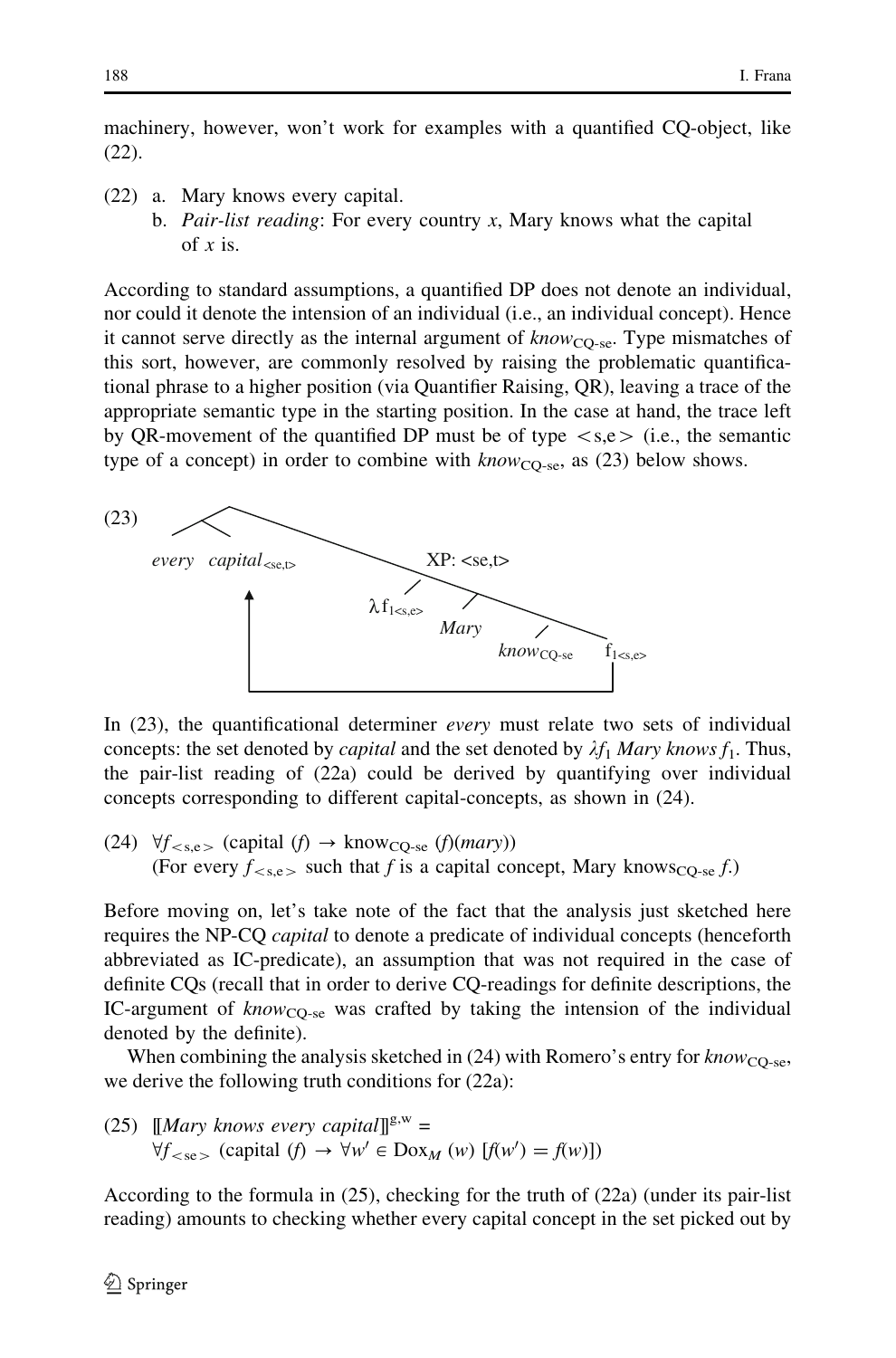machinery, however, won't work for examples with a quantified CQ-object, like (22).

(22) a. Mary knows every capital.
b. *Pair-list reading*: For every country *x*, Mary knows what the capital of *x* is.

According to standard assumptions, a quantified DP does not denote an individual, nor could it denote the intension of an individual (i.e., an individual concept). Hence it cannot serve directly as the internal argument of $know_{CQ\text{-}se}$. Type mismatches of this sort, however, are commonly resolved by raising the problematic quantificational phrase to a higher position (via Quantifier Raising, QR), leaving a trace of the appropriate semantic type in the starting position. In the case at hand, the trace left by QR-movement of the quantified DP must be of type $<s,e>$ (i.e., the semantic type of a concept) in order to combine with $know_{CQ\text{-}se}$, as (23) below shows.

(23) [[every capital$_{<se,t>}$] [XP: <se,t> $\lambda f_{1<s,e>}$ [Mary [$know_{CQ\text{-}se}$ $f_{1<s,e>}$]]]]

In (23), the quantificational determiner *every* must relate two sets of individual concepts: the set denoted by *capital* and the set denoted by $\lambda f_1$ *Mary knows* $f_1$. Thus, the pair-list reading of (22a) could be derived by quantifying over individual concepts corresponding to different capital-concepts, as shown in (24).

(24) $\forall f_{<s,e>}$ (capital $(f) \rightarrow know_{CQ\text{-}se}\,(f)(mary)$)
(For every $f_{<s,e>}$ such that $f$ is a capital concept, Mary $knows_{CQ\text{-}se}$ $f$.)

Before moving on, let's take note of the fact that the analysis just sketched here requires the NP-CQ *capital* to denote a predicate of individual concepts (henceforth abbreviated as IC-predicate), an assumption that was not required in the case of definite CQs (recall that in order to derive CQ-readings for definite descriptions, the IC-argument of $know_{CQ\text{-}se}$ was crafted by taking the intension of the individual denoted by the definite).

When combining the analysis sketched in (24) with Romero's entry for $know_{CQ\text{-}se}$, we derive the following truth conditions for (22a):

(25) $[\![\textit{Mary knows every capital}]\!]^{g,w} =$
$\forall f_{<se>}$ (capital $(f) \rightarrow \forall w' \in Dox_M\,(w)\,[f(w') = f(w)]$)

According to the formula in (25), checking for the truth of (22a) (under its pair-list reading) amounts to checking whether every capital concept in the set picked out by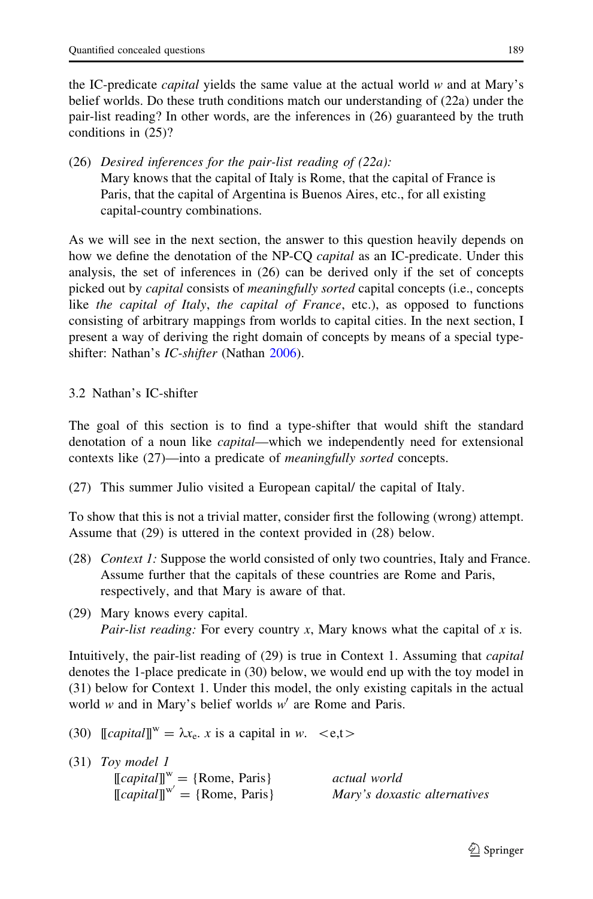the IC-predicate *capital* yields the same value at the actual world *w* and at Mary's belief worlds. Do these truth conditions match our understanding of (22a) under the pair-list reading? In other words, are the inferences in (26) guaranteed by the truth conditions in (25)?

(26) *Desired inferences for the pair-list reading of (22a):*
Mary knows that the capital of Italy is Rome, that the capital of France is Paris, that the capital of Argentina is Buenos Aires, etc., for all existing capital-country combinations.

As we will see in the next section, the answer to this question heavily depends on how we define the denotation of the NP-CQ *capital* as an IC-predicate. Under this analysis, the set of inferences in (26) can be derived only if the set of concepts picked out by *capital* consists of *meaningfully sorted* capital concepts (i.e., concepts like *the capital of Italy*, *the capital of France*, etc.), as opposed to functions consisting of arbitrary mappings from worlds to capital cities. In the next section, I present a way of deriving the right domain of concepts by means of a special type-shifter: Nathan's *IC-shifter* (Nathan 2006).

### 3.2 Nathan's IC-shifter

The goal of this section is to find a type-shifter that would shift the standard denotation of a noun like *capital*—which we independently need for extensional contexts like (27)—into a predicate of *meaningfully sorted* concepts.

(27) This summer Julio visited a European capital/ the capital of Italy.

To show that this is not a trivial matter, consider first the following (wrong) attempt. Assume that (29) is uttered in the context provided in (28) below.

(28) *Context 1:* Suppose the world consisted of only two countries, Italy and France. Assume further that the capitals of these countries are Rome and Paris, respectively, and that Mary is aware of that.

(29) Mary knows every capital.
*Pair-list reading:* For every country *x*, Mary knows what the capital of *x* is.

Intuitively, the pair-list reading of (29) is true in Context 1. Assuming that *capital* denotes the 1-place predicate in (30) below, we would end up with the toy model in (31) below for Context 1. Under this model, the only existing capitals in the actual world *w* and in Mary's belief worlds $w'$ are Rome and Paris.

(30) $[\![capital]\!]^{w} = \lambda x_{e}.\ x$ is a capital in $w$. $<$e,t$>$

(31) *Toy model 1*
$[\![capital]\!]^{w}$ = {Rome, Paris} &nbsp;&nbsp;&nbsp;&nbsp; *actual world*
$[\![capital]\!]^{w'}$ = {Rome, Paris} &nbsp;&nbsp;&nbsp;&nbsp; *Mary's doxastic alternatives*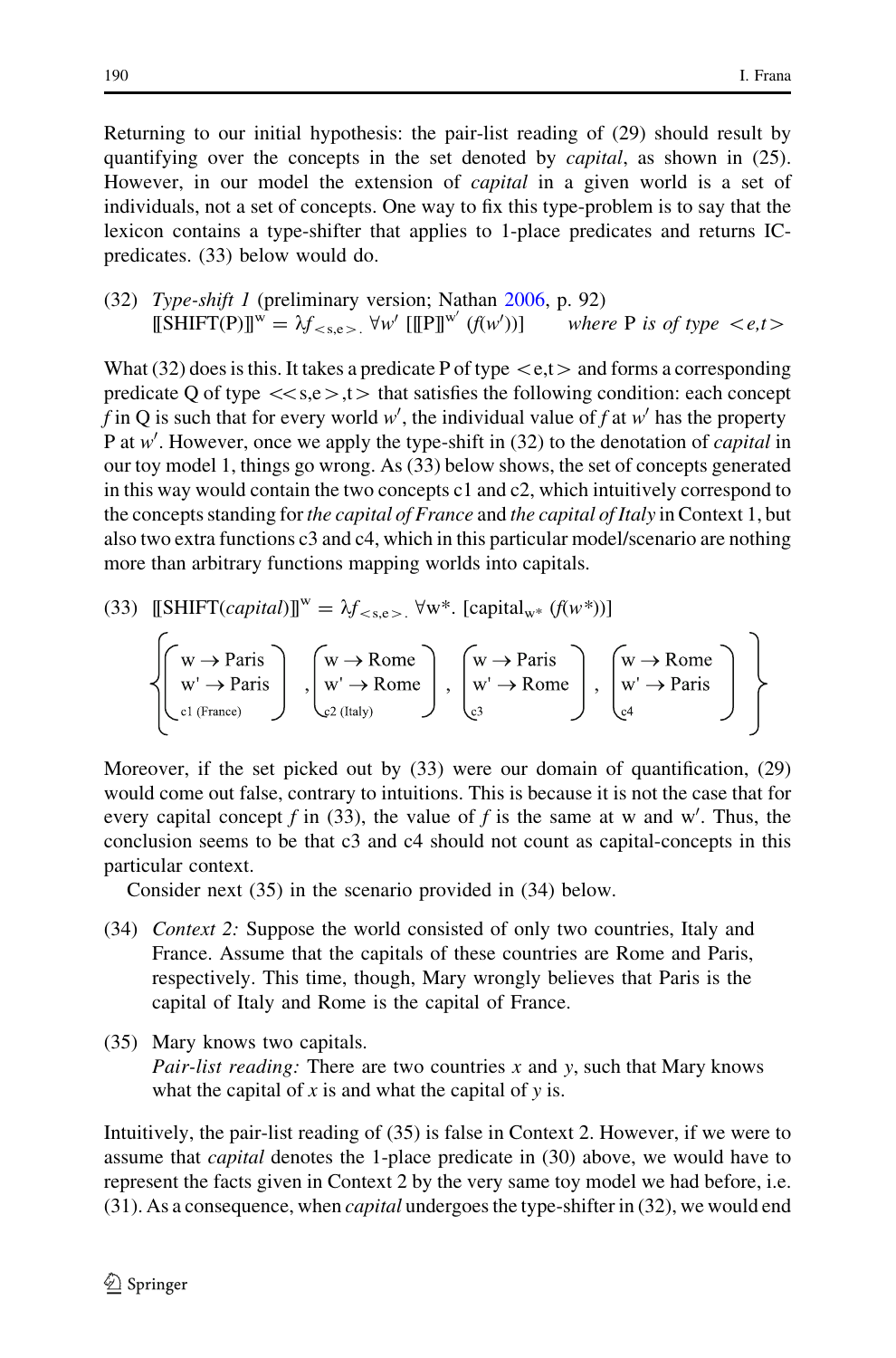Returning to our initial hypothesis: the pair-list reading of (29) should result by quantifying over the concepts in the set denoted by *capital*, as shown in (25). However, in our model the extension of *capital* in a given world is a set of individuals, not a set of concepts. One way to fix this type-problem is to say that the lexicon contains a type-shifter that applies to 1-place predicates and returns IC-predicates. (33) below would do.

(32) *Type-shift 1* (preliminary version; Nathan 2006, p. 92)
$[\![\text{SHIFT(P)}]\!]^{w} = \lambda f_{<s,e>}.\ \forall w'\ [[\![\text{P}]\!]^{w'}\ (f(w'))]$ *where* P *is of type* $<e,t>$

What (32) does is this. It takes a predicate P of type $<$e,t$>$ and forms a corresponding predicate Q of type $<<$s,e$>$,t$>$ that satisfies the following condition: each concept *f* in Q is such that for every world $w'$, the individual value of *f* at $w'$ has the property P at $w'$. However, once we apply the type-shift in (32) to the denotation of *capital* in our toy model 1, things go wrong. As (33) below shows, the set of concepts generated in this way would contain the two concepts c1 and c2, which intuitively correspond to the concepts standing for *the capital of France* and *the capital of Italy* in Context 1, but also two extra functions c3 and c4, which in this particular model/scenario are nothing more than arbitrary functions mapping worlds into capitals.

(33) $[\![\text{SHIFT}(\textit{capital})]\!]^{w} = \lambda f_{<s,e>}.\ \forall w^{*}.\ [\text{capital}_{w^{*}}\ (f(w^{*}))]$

$$\left\{ \underset{\text{c1 (France)}}{\begin{bmatrix} w \rightarrow \text{Paris} \\ w' \rightarrow \text{Paris} \end{bmatrix}},\ \underset{\text{c2 (Italy)}}{\begin{bmatrix} w \rightarrow \text{Rome} \\ w' \rightarrow \text{Rome} \end{bmatrix}},\ \underset{\text{c3}}{\begin{bmatrix} w \rightarrow \text{Paris} \\ w' \rightarrow \text{Rome} \end{bmatrix}},\ \underset{\text{c4}}{\begin{bmatrix} w \rightarrow \text{Rome} \\ w' \rightarrow \text{Paris} \end{bmatrix}} \right\}$$

Moreover, if the set picked out by (33) were our domain of quantification, (29) would come out false, contrary to intuitions. This is because it is not the case that for every capital concept *f* in (33), the value of *f* is the same at w and w'. Thus, the conclusion seems to be that c3 and c4 should not count as capital-concepts in this particular context.

Consider next (35) in the scenario provided in (34) below.

(34) *Context 2:* Suppose the world consisted of only two countries, Italy and France. Assume that the capitals of these countries are Rome and Paris, respectively. This time, though, Mary wrongly believes that Paris is the capital of Italy and Rome is the capital of France.

(35) Mary knows two capitals.
*Pair-list reading:* There are two countries *x* and *y*, such that Mary knows what the capital of *x* is and what the capital of *y* is.

Intuitively, the pair-list reading of (35) is false in Context 2. However, if we were to assume that *capital* denotes the 1-place predicate in (30) above, we would have to represent the facts given in Context 2 by the very same toy model we had before, i.e. (31). As a consequence, when *capital* undergoes the type-shifter in (32), we would end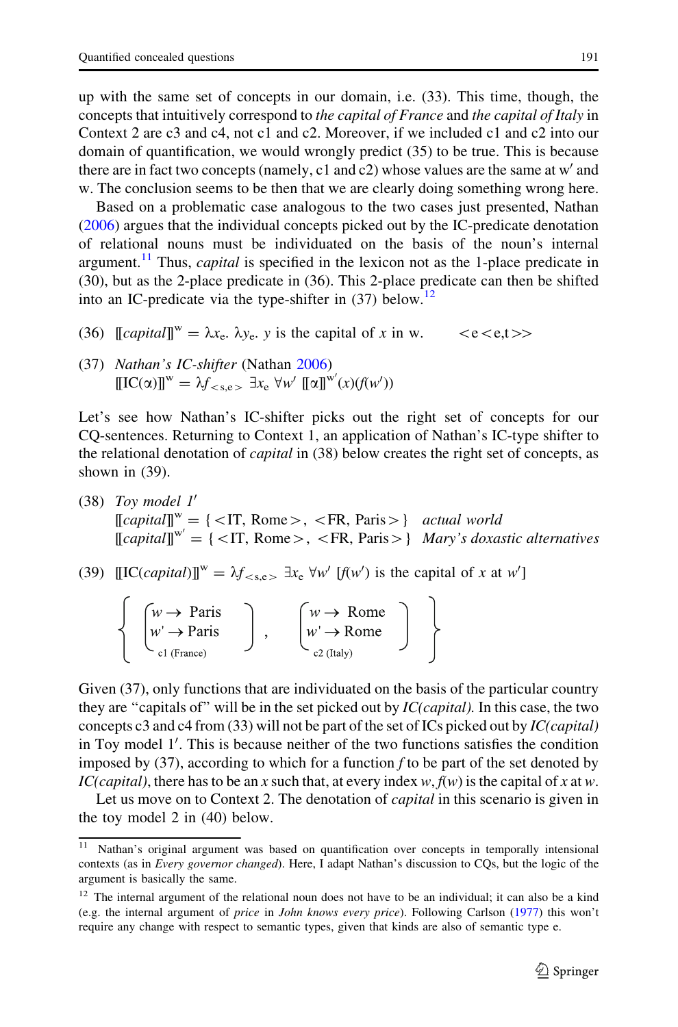up with the same set of concepts in our domain, i.e. (33). This time, though, the concepts that intuitively correspond to *the capital of France* and *the capital of Italy* in Context 2 are c3 and c4, not c1 and c2. Moreover, if we included c1 and c2 into our domain of quantification, we would wrongly predict (35) to be true. This is because there are in fact two concepts (namely, c1 and c2) whose values are the same at w′ and w. The conclusion seems to be then that we are clearly doing something wrong here.

Based on a problematic case analogous to the two cases just presented, Nathan (2006) argues that the individual concepts picked out by the IC-predicate denotation of relational nouns must be individuated on the basis of the noun's internal argument.[11] Thus, *capital* is specified in the lexicon not as the 1-place predicate in (30), but as the 2-place predicate in (36). This 2-place predicate can then be shifted into an IC-predicate via the type-shifter in (37) below.[12]

(36) $[\![capital]\!]^{w} = \lambda x_e.\ \lambda y_e.$ $y$ is the capital of $x$ in w. $\quad <e<e,t>>$

(37) *Nathan's IC-shifter* (Nathan 2006)
$[\![\mathrm{IC}(\alpha)]\!]^{w} = \lambda f_{<s,e>}\ \exists x_e\ \forall w'\ [\![\alpha]\!]^{w'}(x)(f(w'))$

Let's see how Nathan's IC-shifter picks out the right set of concepts for our CQ-sentences. Returning to Context 1, an application of Nathan's IC-type shifter to the relational denotation of *capital* in (38) below creates the right set of concepts, as shown in (39).

(38) *Toy model 1′*
$[\![capital]\!]^{w} = \{<\mathrm{IT, Rome}>, <\mathrm{FR, Paris}>\}$ *actual world*
$[\![capital]\!]^{w'} = \{<\mathrm{IT, Rome}>, <\mathrm{FR, Paris}>\}$ *Mary's doxastic alternatives*

(39) $[\![\mathrm{IC}(capital)]\!]^{w} = \lambda f_{<s,e>}\ \exists x_e\ \forall w'\ [f(w')$ is the capital of $x$ at $w']$

$$\left\{ \underbrace{\begin{pmatrix} w \rightarrow \text{Paris} \\ w' \rightarrow \text{Paris} \end{pmatrix}}_{\text{c1 (France)}}, \underbrace{\begin{pmatrix} w \rightarrow \text{Rome} \\ w' \rightarrow \text{Rome} \end{pmatrix}}_{\text{c2 (Italy)}} \right\}$$

Given (37), only functions that are individuated on the basis of the particular country they are "capitals of" will be in the set picked out by *IC(capital).* In this case, the two concepts c3 and c4 from (33) will not be part of the set of ICs picked out by *IC(capital)* in Toy model 1′. This is because neither of the two functions satisfies the condition imposed by (37), according to which for a function $f$ to be part of the set denoted by *IC(capital)*, there has to be an $x$ such that, at every index $w$, $f(w)$ is the capital of $x$ at $w$.

Let us move on to Context 2. The denotation of *capital* in this scenario is given in the toy model 2 in (40) below.

---

[11] Nathan's original argument was based on quantification over concepts in temporally intensional contexts (as in *Every governor changed*). Here, I adapt Nathan's discussion to CQs, but the logic of the argument is basically the same.

[12] The internal argument of the relational noun does not have to be an individual; it can also be a kind (e.g. the internal argument of *price* in *John knows every price*). Following Carlson (1977) this won't require any change with respect to semantic types, given that kinds are also of semantic type e.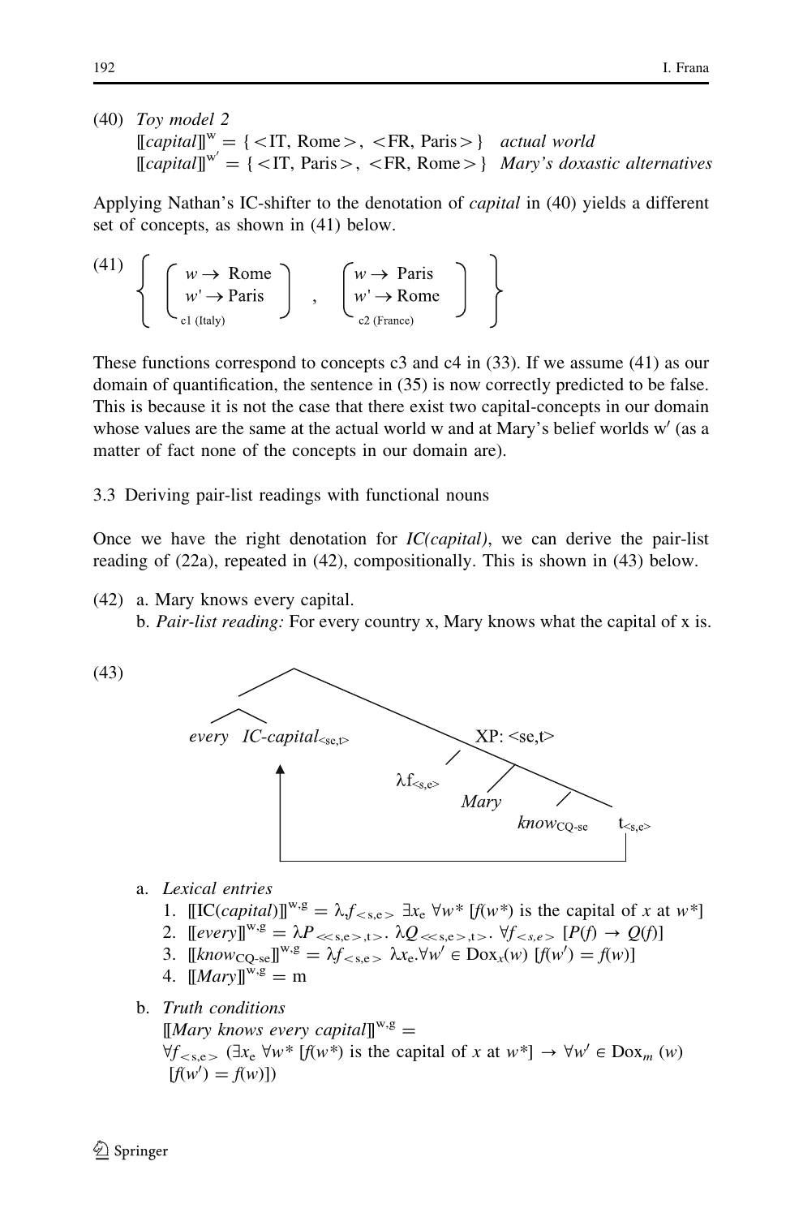(40) *Toy model 2*

$[\![capital]\!]^{w} = \{<\text{IT, Rome}>, <\text{FR, Paris}>\}$ *actual world*

$[\![capital]\!]^{w'} = \{<\text{IT, Paris}>, <\text{FR, Rome}>\}$ *Mary's doxastic alternatives*

Applying Nathan's IC-shifter to the denotation of *capital* in (40) yields a different set of concepts, as shown in (41) below.

(41)
$$\left\{ \underbrace{\begin{pmatrix} w \to \text{Rome} \\ w' \to \text{Paris} \end{pmatrix}}_{\text{c1 (Italy)}} , \underbrace{\begin{pmatrix} w \to \text{Paris} \\ w' \to \text{Rome} \end{pmatrix}}_{\text{c2 (France)}} \right\}$$

These functions correspond to concepts c3 and c4 in (33). If we assume (41) as our domain of quantification, the sentence in (35) is now correctly predicted to be false. This is because it is not the case that there exist two capital-concepts in our domain whose values are the same at the actual world w and at Mary's belief worlds w′ (as a matter of fact none of the concepts in our domain are).

### 3.3 Deriving pair-list readings with functional nouns

Once we have the right denotation for *IC(capital)*, we can derive the pair-list reading of (22a), repeated in (42), compositionally. This is shown in (43) below.

(42) a. Mary knows every capital.

b. *Pair-list reading:* For every country x, Mary knows what the capital of x is.

(43) [[*every* *IC-capital*$_{<se,t>}$] [XP: $<se,t>$ $\lambda f_{<s,e>}$ [*Mary* [*know*$_{\text{CQ-se}}$ $t_{<s,e>}$]]]] (the trace $t_{<s,e>}$ is bound by the moved *every IC-capital*)

a. *Lexical entries*

1. $[\![\text{IC}(capital)]\!]^{w,g} = \lambda f_{<s,e>}\ \exists x_e\ \forall w^*\ [f(w^*)$ is the capital of $x$ at $w^*]$
2. $[\![every]\!]^{w,g} = \lambda P_{<<s,e>,t>}.\ \lambda Q_{<<s,e>,t>}.\ \forall f_{<s,e>}\ [P(f) \rightarrow Q(f)]$
3. $[\![know_{\text{CQ-se}}]\!]^{w,g} = \lambda f_{<s,e>}\ \lambda x_e. \forall w' \in \text{Dox}_x(w)\ [f(w') = f(w)]$
4. $[\![Mary]\!]^{w,g} = \text{m}$

b. *Truth conditions*

$[\![Mary\ knows\ every\ capital]\!]^{w,g} =$

$\forall f_{<s,e>}\ (\exists x_e\ \forall w^*\ [f(w^*)$ is the capital of $x$ at $w^*] \rightarrow \forall w' \in \text{Dox}_m\ (w)$ $[f(w') = f(w)])$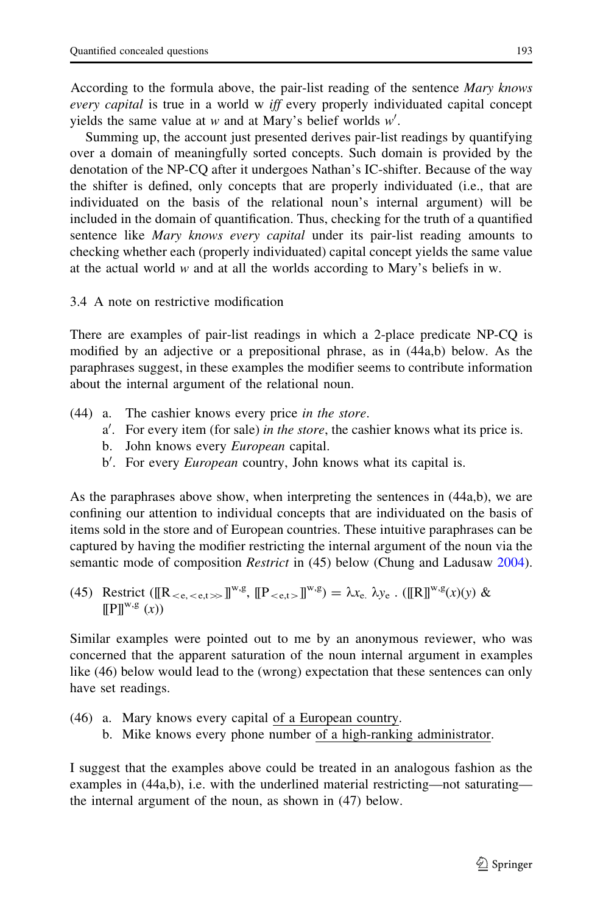According to the formula above, the pair-list reading of the sentence *Mary knows every capital* is true in a world w *iff* every properly individuated capital concept yields the same value at *w* and at Mary's belief worlds *w*′.

Summing up, the account just presented derives pair-list readings by quantifying over a domain of meaningfully sorted concepts. Such domain is provided by the denotation of the NP-CQ after it undergoes Nathan's IC-shifter. Because of the way the shifter is defined, only concepts that are properly individuated (i.e., that are individuated on the basis of the relational noun's internal argument) will be included in the domain of quantification. Thus, checking for the truth of a quantified sentence like *Mary knows every capital* under its pair-list reading amounts to checking whether each (properly individuated) capital concept yields the same value at the actual world *w* and at all the worlds according to Mary's beliefs in w.

### 3.4 A note on restrictive modification

There are examples of pair-list readings in which a 2-place predicate NP-CQ is modified by an adjective or a prepositional phrase, as in (44a,b) below. As the paraphrases suggest, in these examples the modifier seems to contribute information about the internal argument of the relational noun.

(44) a. The cashier knows every price *in the store*.
 a′. For every item (for sale) *in the store*, the cashier knows what its price is.
 b. John knows every *European* capital.
 b′. For every *European* country, John knows what its capital is.

As the paraphrases above show, when interpreting the sentences in (44a,b), we are confining our attention to individual concepts that are individuated on the basis of items sold in the store and of European countries. These intuitive paraphrases can be captured by having the modifier restricting the internal argument of the noun via the semantic mode of composition *Restrict* in (45) below (Chung and Ladusaw 2004).

(45) Restrict ($[\![R_{<e,<e,t>>}]\!]^{w,g}$, $[\![P_{<e,t>}]\!]^{w,g}$) = $\lambda x_{e.}\ \lambda y_e\ .\ ([\![R]\!]^{w,g}(x)(y)\ \&\ [\![P]\!]^{w,g}\ (x))$

Similar examples were pointed out to me by an anonymous reviewer, who was concerned that the apparent saturation of the noun internal argument in examples like (46) below would lead to the (wrong) expectation that these sentences can only have set readings.

(46) a. Mary knows every capital <u>of a European country</u>.
 b. Mike knows every phone number <u>of a high-ranking administrator</u>.

I suggest that the examples above could be treated in an analogous fashion as the examples in (44a,b), i.e. with the underlined material restricting—not saturating—the internal argument of the noun, as shown in (47) below.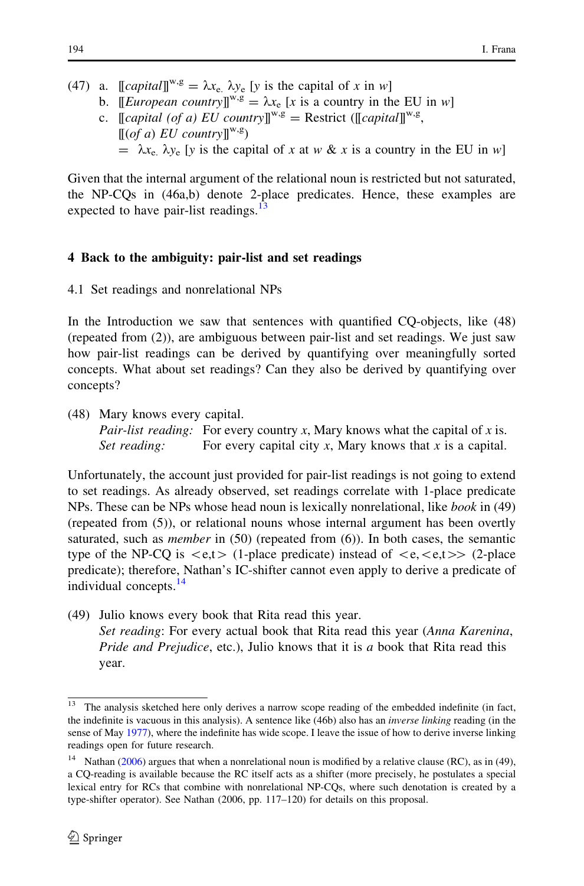(47) a. $[\![\textit{capital}]\!]^{w,g} = \lambda x_{e.}\ \lambda y_e$ [$y$ is the capital of $x$ in $w$]

b. $[\![\textit{European country}]\!]^{w,g} = \lambda x_e$ [$x$ is a country in the EU in $w$]

c. $[\![\textit{capital (of a) EU country}]\!]^{w,g}$ = Restrict ($[\![\textit{capital}]\!]^{w,g}$, $[\![\textit{(of a) EU country}]\!]^{w,g}$)
$= \lambda x_{e.}\ \lambda y_e$ [$y$ is the capital of $x$ at $w$ & $x$ is a country in the EU in $w$]

Given that the internal argument of the relational noun is restricted but not saturated, the NP-CQs in (46a,b) denote 2-place predicates. Hence, these examples are expected to have pair-list readings.[13]

## 4 Back to the ambiguity: pair-list and set readings

### 4.1 Set readings and nonrelational NPs

In the Introduction we saw that sentences with quantified CQ-objects, like (48) (repeated from (2)), are ambiguous between pair-list and set readings. We just saw how pair-list readings can be derived by quantifying over meaningfully sorted concepts. What about set readings? Can they also be derived by quantifying over concepts?

(48) Mary knows every capital.
*Pair-list reading:* For every country $x$, Mary knows what the capital of $x$ is.
*Set reading:* For every capital city $x$, Mary knows that $x$ is a capital.

Unfortunately, the account just provided for pair-list readings is not going to extend to set readings. As already observed, set readings correlate with 1-place predicate NPs. These can be NPs whose head noun is lexically nonrelational, like *book* in (49) (repeated from (5)), or relational nouns whose internal argument has been overtly saturated, such as *member* in (50) (repeated from (6)). In both cases, the semantic type of the NP-CQ is $<e,t>$ (1-place predicate) instead of $<e,<e,t>>$ (2-place predicate); therefore, Nathan's IC-shifter cannot even apply to derive a predicate of individual concepts.[14]

(49) Julio knows every book that Rita read this year.
*Set reading*: For every actual book that Rita read this year (*Anna Karenina*, *Pride and Prejudice*, etc.), Julio knows that it is *a* book that Rita read this year.

---

[13] The analysis sketched here only derives a narrow scope reading of the embedded indefinite (in fact, the indefinite is vacuous in this analysis). A sentence like (46b) also has an *inverse linking* reading (in the sense of May 1977), where the indefinite has wide scope. I leave the issue of how to derive inverse linking readings open for future research.

[14] Nathan (2006) argues that when a nonrelational noun is modified by a relative clause (RC), as in (49), a CQ-reading is available because the RC itself acts as a shifter (more precisely, he postulates a special lexical entry for RCs that combine with nonrelational NP-CQs, where such denotation is created by a type-shifter operator). See Nathan (2006, pp. 117–120) for details on this proposal.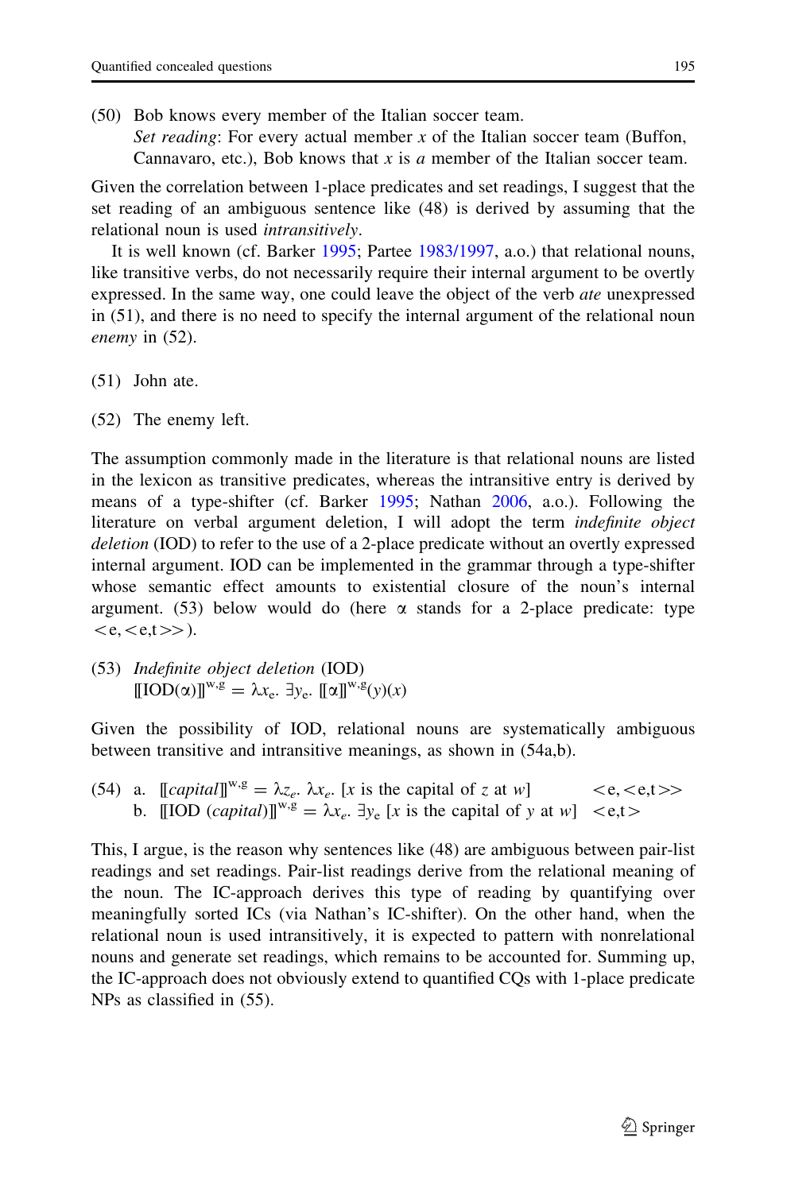(50) Bob knows every member of the Italian soccer team.
*Set reading*: For every actual member $x$ of the Italian soccer team (Buffon, Cannavaro, etc.), Bob knows that $x$ is *a* member of the Italian soccer team.

Given the correlation between 1-place predicates and set readings, I suggest that the set reading of an ambiguous sentence like (48) is derived by assuming that the relational noun is used *intransitively*.

It is well known (cf. Barker 1995; Partee 1983/1997, a.o.) that relational nouns, like transitive verbs, do not necessarily require their internal argument to be overtly expressed. In the same way, one could leave the object of the verb *ate* unexpressed in (51), and there is no need to specify the internal argument of the relational noun *enemy* in (52).

(51) John ate.

(52) The enemy left.

The assumption commonly made in the literature is that relational nouns are listed in the lexicon as transitive predicates, whereas the intransitive entry is derived by means of a type-shifter (cf. Barker 1995; Nathan 2006, a.o.). Following the literature on verbal argument deletion, I will adopt the term *indefinite object deletion* (IOD) to refer to the use of a 2-place predicate without an overtly expressed internal argument. IOD can be implemented in the grammar through a type-shifter whose semantic effect amounts to existential closure of the noun's internal argument. (53) below would do (here $\alpha$ stands for a 2-place predicate: type $<e,<e,t>>$).

(53) *Indefinite object deletion* (IOD)
$[\![\text{IOD}(\alpha)]\!]^{w,g} = \lambda x_e.\ \exists y_e.\ [\![\alpha]\!]^{w,g}(y)(x)$

Given the possibility of IOD, relational nouns are systematically ambiguous between transitive and intransitive meanings, as shown in (54a,b).

(54) a. $[\![\textit{capital}]\!]^{w,g} = \lambda z_e.\ \lambda x_e.\ [x \text{ is the capital of } z \text{ at } w]$ $\quad <e,<e,t>>$
b. $[\![\text{IOD }(\textit{capital})]\!]^{w,g} = \lambda x_e.\ \exists y_e\ [x \text{ is the capital of } y \text{ at } w]$ $\quad <e,t>$

This, I argue, is the reason why sentences like (48) are ambiguous between pair-list readings and set readings. Pair-list readings derive from the relational meaning of the noun. The IC-approach derives this type of reading by quantifying over meaningfully sorted ICs (via Nathan's IC-shifter). On the other hand, when the relational noun is used intransitively, it is expected to pattern with nonrelational nouns and generate set readings, which remains to be accounted for. Summing up, the IC-approach does not obviously extend to quantified CQs with 1-place predicate NPs as classified in (55).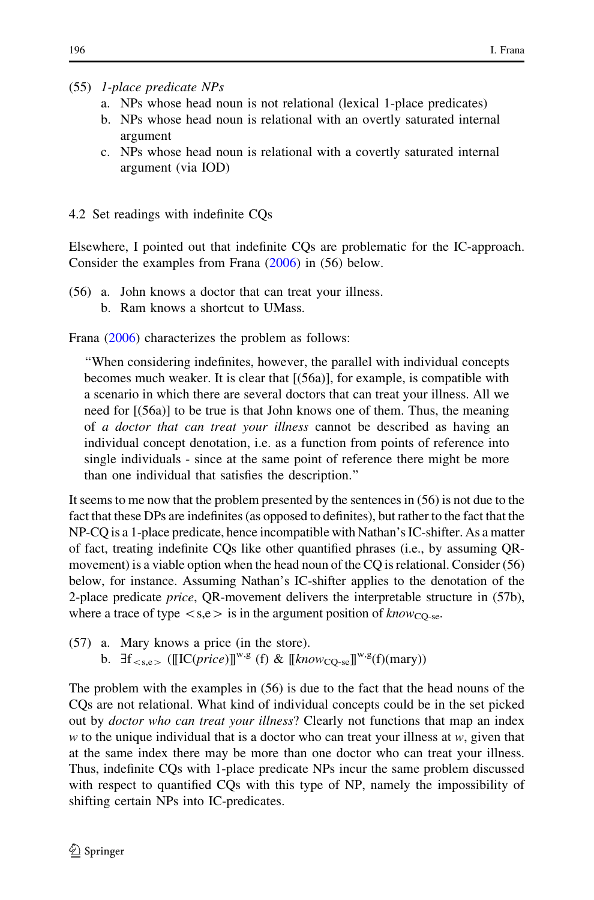(55) *1-place predicate NPs*

a. NPs whose head noun is not relational (lexical 1-place predicates)
b. NPs whose head noun is relational with an overtly saturated internal argument
c. NPs whose head noun is relational with a covertly saturated internal argument (via IOD)

### 4.2 Set readings with indefinite CQs

Elsewhere, I pointed out that indefinite CQs are problematic for the IC-approach. Consider the examples from Frana (2006) in (56) below.

(56) a. John knows a doctor that can treat your illness.
b. Ram knows a shortcut to UMass.

Frana (2006) characterizes the problem as follows:

> "When considering indefinites, however, the parallel with individual concepts becomes much weaker. It is clear that [(56a)], for example, is compatible with a scenario in which there are several doctors that can treat your illness. All we need for [(56a)] to be true is that John knows one of them. Thus, the meaning of *a doctor that can treat your illness* cannot be described as having an individual concept denotation, i.e. as a function from points of reference into single individuals - since at the same point of reference there might be more than one individual that satisfies the description."

It seems to me now that the problem presented by the sentences in (56) is not due to the fact that these DPs are indefinites (as opposed to definites), but rather to the fact that the NP-CQ is a 1-place predicate, hence incompatible with Nathan's IC-shifter. As a matter of fact, treating indefinite CQs like other quantified phrases (i.e., by assuming QR-movement) is a viable option when the head noun of the CQ is relational. Consider (56) below, for instance. Assuming Nathan's IC-shifter applies to the denotation of the 2-place predicate *price*, QR-movement delivers the interpretable structure in (57b), where a trace of type $<s,e>$ is in the argument position of $know_{\text{CQ-se}}$.

(57) a. Mary knows a price (in the store).
b. $\exists f_{<s,e>}$ ($[\![\text{IC}(price)]\!]^{w,g}$ (f) & $[\![know_{\text{CQ-se}}]\!]^{w,g}$(f)(mary))

The problem with the examples in (56) is due to the fact that the head nouns of the CQs are not relational. What kind of individual concepts could be in the set picked out by *doctor who can treat your illness*? Clearly not functions that map an index $w$ to the unique individual that is a doctor who can treat your illness at $w$, given that at the same index there may be more than one doctor who can treat your illness. Thus, indefinite CQs with 1-place predicate NPs incur the same problem discussed with respect to quantified CQs with this type of NP, namely the impossibility of shifting certain NPs into IC-predicates.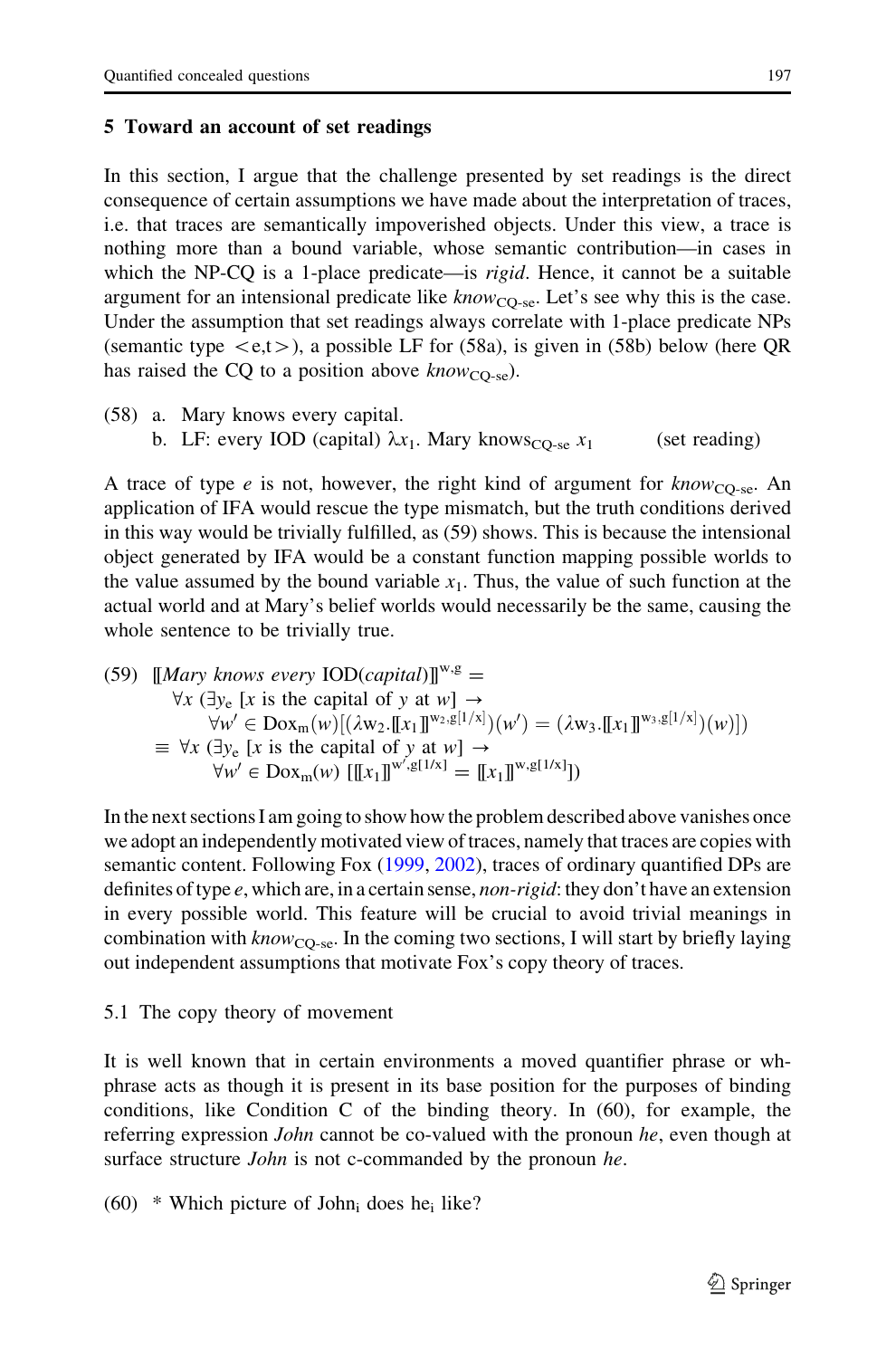## 5 Toward an account of set readings

In this section, I argue that the challenge presented by set readings is the direct consequence of certain assumptions we have made about the interpretation of traces, i.e. that traces are semantically impoverished objects. Under this view, a trace is nothing more than a bound variable, whose semantic contribution—in cases in which the NP-CQ is a 1-place predicate—is *rigid*. Hence, it cannot be a suitable argument for an intensional predicate like $know_{\text{CQ-se}}$. Let's see why this is the case. Under the assumption that set readings always correlate with 1-place predicate NPs (semantic type $<e,t>$), a possible LF for (58a), is given in (58b) below (here QR has raised the CQ to a position above $know_{\text{CQ-se}}$).

(58) a. Mary knows every capital.
     b. LF: every IOD (capital) $\lambda x_1$. Mary $\text{knows}_{\text{CQ-se}}$ $x_1$ (set reading)

A trace of type *e* is not, however, the right kind of argument for $know_{\text{CQ-se}}$. An application of IFA would rescue the type mismatch, but the truth conditions derived in this way would be trivially fulfilled, as (59) shows. This is because the intensional object generated by IFA would be a constant function mapping possible worlds to the value assumed by the bound variable $x_1$. Thus, the value of such function at the actual world and at Mary's belief worlds would necessarily be the same, causing the whole sentence to be trivially true.

(59) $[\![\textit{Mary knows every}\ \text{IOD}(\textit{capital})]\!]^{w,g} =$
$$\forall x\ (\exists y_e\ [x \text{ is the capital of } y \text{ at } w] \rightarrow$$
$$\forall w' \in \text{Dox}_m(w)[(\lambda w_2.[\![x_1]\!]^{w_2,g[1/x]})(w') = (\lambda w_3.[\![x_1]\!]^{w_3,g[1/x]})(w)])$$
$$\equiv \forall x\ (\exists y_e\ [x \text{ is the capital of } y \text{ at } w] \rightarrow$$
$$\forall w' \in \text{Dox}_m(w)\ [[\![x_1]\!]^{w',g[1/x]} = [\![x_1]\!]^{w,g[1/x]}])$$

In the next sections I am going to show how the problem described above vanishes once we adopt an independently motivated view of traces, namely that traces are copies with semantic content. Following Fox (1999, 2002), traces of ordinary quantified DPs are definites of type *e*, which are, in a certain sense, *non-rigid*: they don't have an extension in every possible world. This feature will be crucial to avoid trivial meanings in combination with $know_{\text{CQ-se}}$. In the coming two sections, I will start by briefly laying out independent assumptions that motivate Fox's copy theory of traces.

### 5.1 The copy theory of movement

It is well known that in certain environments a moved quantifier phrase or wh-phrase acts as though it is present in its base position for the purposes of binding conditions, like Condition C of the binding theory. In (60), for example, the referring expression *John* cannot be co-valued with the pronoun *he*, even though at surface structure *John* is not c-commanded by the pronoun *he*.

(60) * Which picture of $\text{John}_i$ does $\text{he}_i$ like?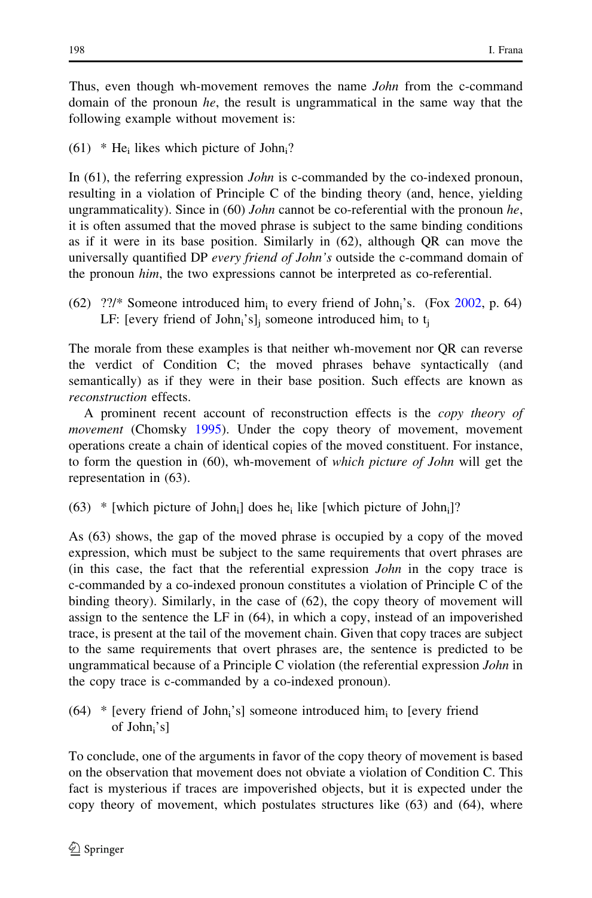Thus, even though wh-movement removes the name *John* from the c-command domain of the pronoun *he*, the result is ungrammatical in the same way that the following example without movement is:

(61) * $\text{He}_i$ likes which picture of $\text{John}_i$?

In (61), the referring expression *John* is c-commanded by the co-indexed pronoun, resulting in a violation of Principle C of the binding theory (and, hence, yielding ungrammaticality). Since in (60) *John* cannot be co-referential with the pronoun *he*, it is often assumed that the moved phrase is subject to the same binding conditions as if it were in its base position. Similarly in (62), although QR can move the universally quantified DP *every friend of John's* outside the c-command domain of the pronoun *him*, the two expressions cannot be interpreted as co-referential.

(62) ??/* Someone introduced $\text{him}_i$ to every friend of $\text{John}_i$'s. (Fox 2002, p. 64)
LF: [every friend of $\text{John}_i$'s]$_j$ someone introduced $\text{him}_i$ to $t_j$

The morale from these examples is that neither wh-movement nor QR can reverse the verdict of Condition C; the moved phrases behave syntactically (and semantically) as if they were in their base position. Such effects are known as *reconstruction* effects.

A prominent recent account of reconstruction effects is the *copy theory of movement* (Chomsky 1995). Under the copy theory of movement, movement operations create a chain of identical copies of the moved constituent. For instance, to form the question in (60), wh-movement of *which picture of John* will get the representation in (63).

(63) * [which picture of $\text{John}_i$] does $\text{he}_i$ like [which picture of $\text{John}_i$]?

As (63) shows, the gap of the moved phrase is occupied by a copy of the moved expression, which must be subject to the same requirements that overt phrases are (in this case, the fact that the referential expression *John* in the copy trace is c-commanded by a co-indexed pronoun constitutes a violation of Principle C of the binding theory). Similarly, in the case of (62), the copy theory of movement will assign to the sentence the LF in (64), in which a copy, instead of an impoverished trace, is present at the tail of the movement chain. Given that copy traces are subject to the same requirements that overt phrases are, the sentence is predicted to be ungrammatical because of a Principle C violation (the referential expression *John* in the copy trace is c-commanded by a co-indexed pronoun).

(64) * [every friend of $\text{John}_i$'s] someone introduced $\text{him}_i$ to [every friend of $\text{John}_i$'s]

To conclude, one of the arguments in favor of the copy theory of movement is based on the observation that movement does not obviate a violation of Condition C. This fact is mysterious if traces are impoverished objects, but it is expected under the copy theory of movement, which postulates structures like (63) and (64), where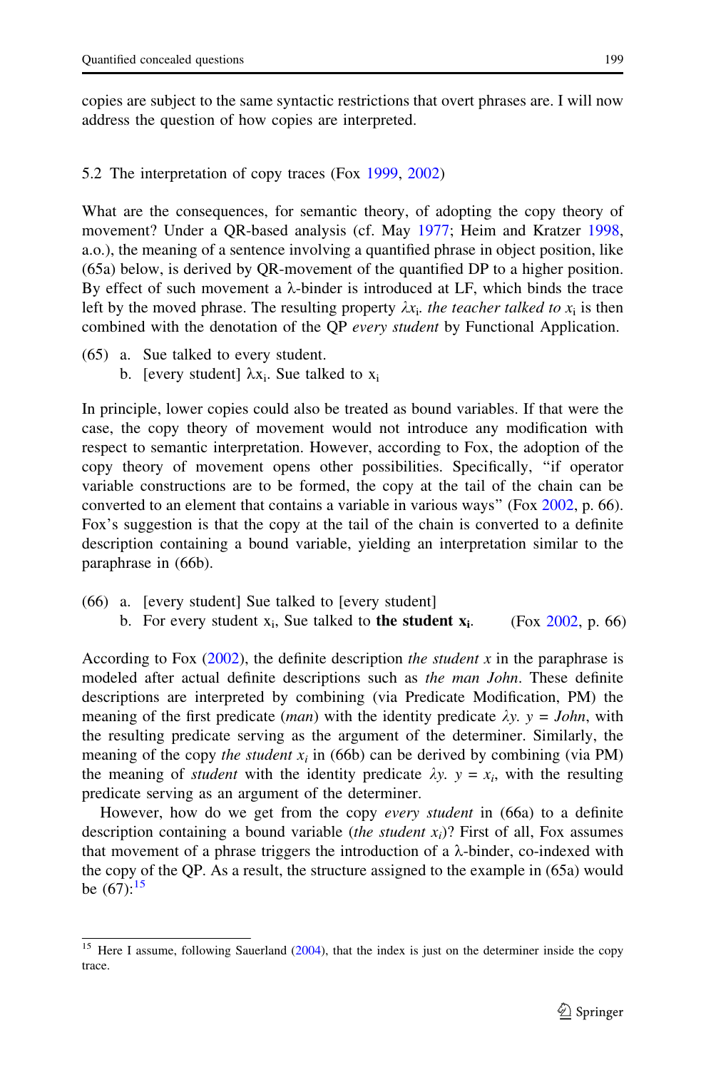copies are subject to the same syntactic restrictions that overt phrases are. I will now address the question of how copies are interpreted.

### 5.2 The interpretation of copy traces (Fox 1999, 2002)

What are the consequences, for semantic theory, of adopting the copy theory of movement? Under a QR-based analysis (cf. May 1977; Heim and Kratzer 1998, a.o.), the meaning of a sentence involving a quantified phrase in object position, like (65a) below, is derived by QR-movement of the quantified DP to a higher position. By effect of such movement a λ-binder is introduced at LF, which binds the trace left by the moved phrase. The resulting property $\lambda x_i$. *the teacher talked to* $x_i$ is then combined with the denotation of the QP *every student* by Functional Application.

(65) a. Sue talked to every student.
 b. [every student] $\lambda x_i$. Sue talked to $x_i$

In principle, lower copies could also be treated as bound variables. If that were the case, the copy theory of movement would not introduce any modification with respect to semantic interpretation. However, according to Fox, the adoption of the copy theory of movement opens other possibilities. Specifically, "if operator variable constructions are to be formed, the copy at the tail of the chain can be converted to an element that contains a variable in various ways" (Fox 2002, p. 66). Fox's suggestion is that the copy at the tail of the chain is converted to a definite description containing a bound variable, yielding an interpretation similar to the paraphrase in (66b).

(66) a. [every student] Sue talked to [every student]
 b. For every student $x_i$, Sue talked to **the student** $\mathbf{x_i}$. (Fox 2002, p. 66)

According to Fox (2002), the definite description *the student x* in the paraphrase is modeled after actual definite descriptions such as *the man John*. These definite descriptions are interpreted by combining (via Predicate Modification, PM) the meaning of the first predicate (*man*) with the identity predicate $\lambda y.\ y = John$, with the resulting predicate serving as the argument of the determiner. Similarly, the meaning of the copy *the student* $x_i$ in (66b) can be derived by combining (via PM) the meaning of *student* with the identity predicate $\lambda y.\ y = x_i$, with the resulting predicate serving as an argument of the determiner.

However, how do we get from the copy *every student* in (66a) to a definite description containing a bound variable (*the student* $x_i$)? First of all, Fox assumes that movement of a phrase triggers the introduction of a λ-binder, co-indexed with the copy of the QP. As a result, the structure assigned to the example in (65a) would be (67):[15]

[15] Here I assume, following Sauerland (2004), that the index is just on the determiner inside the copy trace.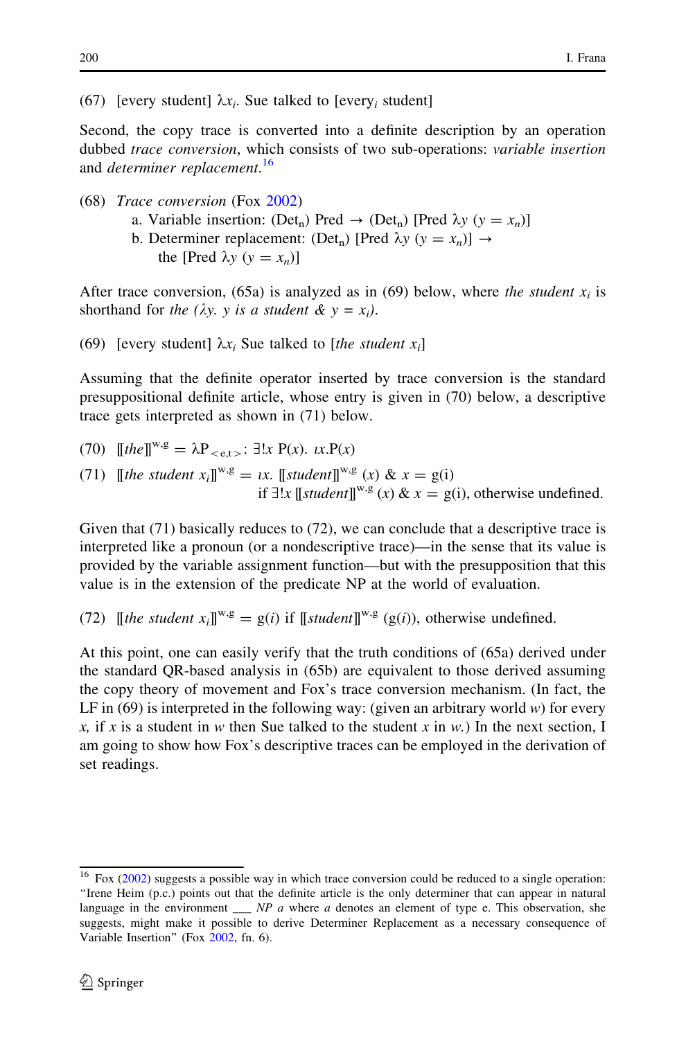(67) [every student] $\lambda x_i$. Sue talked to [every$_i$ student]

Second, the copy trace is converted into a definite description by an operation dubbed *trace conversion*, which consists of two sub-operations: *variable insertion* and *determiner replacement*.[16]

(68) *Trace conversion* (Fox 2002)
  a. Variable insertion: $(\text{Det}_n)$ Pred $\rightarrow$ $(\text{Det}_n)$ [Pred $\lambda y$ $(y = x_n)$]
  b. Determiner replacement: $(\text{Det}_n)$ [Pred $\lambda y$ $(y = x_n)$] $\rightarrow$
    the [Pred $\lambda y$ $(y = x_n)$]

After trace conversion, (65a) is analyzed as in (69) below, where *the student* $x_i$ is shorthand for *the* ($\lambda y$. *y is a student* & $y = x_i$).

(69) [every student] $\lambda x_i$ Sue talked to [*the student* $x_i$]

Assuming that the definite operator inserted by trace conversion is the standard presuppositional definite article, whose entry is given in (70) below, a descriptive trace gets interpreted as shown in (71) below.

(70) $[\![the]\!]^{w,g} = \lambda P_{<e,t>}: \exists! x\ P(x).\ \iota x.P(x)$

(71) $[\![the\ student\ x_i]\!]^{w,g} = \iota x.\ [\![student]\!]^{w,g}(x)\ \&\ x = g(i)$
  if $\exists! x\ [\![student]\!]^{w,g}(x)\ \&\ x = g(i)$, otherwise undefined.

Given that (71) basically reduces to (72), we can conclude that a descriptive trace is interpreted like a pronoun (or a nondescriptive trace)—in the sense that its value is provided by the variable assignment function—but with the presupposition that this value is in the extension of the predicate NP at the world of evaluation.

(72) $[\![the\ student\ x_i]\!]^{w,g} = g(i)$ if $[\![student]\!]^{w,g}(g(i))$, otherwise undefined.

At this point, one can easily verify that the truth conditions of (65a) derived under the standard QR-based analysis in (65b) are equivalent to those derived assuming the copy theory of movement and Fox's trace conversion mechanism. (In fact, the LF in (69) is interpreted in the following way: (given an arbitrary world $w$) for every $x$, if $x$ is a student in $w$ then Sue talked to the student $x$ in $w$.) In the next section, I am going to show how Fox's descriptive traces can be employed in the derivation of set readings.

---

[16] Fox (2002) suggests a possible way in which trace conversion could be reduced to a single operation: "Irene Heim (p.c.) points out that the definite article is the only determiner that can appear in natural language in the environment ___ *NP a* where *a* denotes an element of type e. This observation, she suggests, might make it possible to derive Determiner Replacement as a necessary consequence of Variable Insertion" (Fox 2002, fn. 6).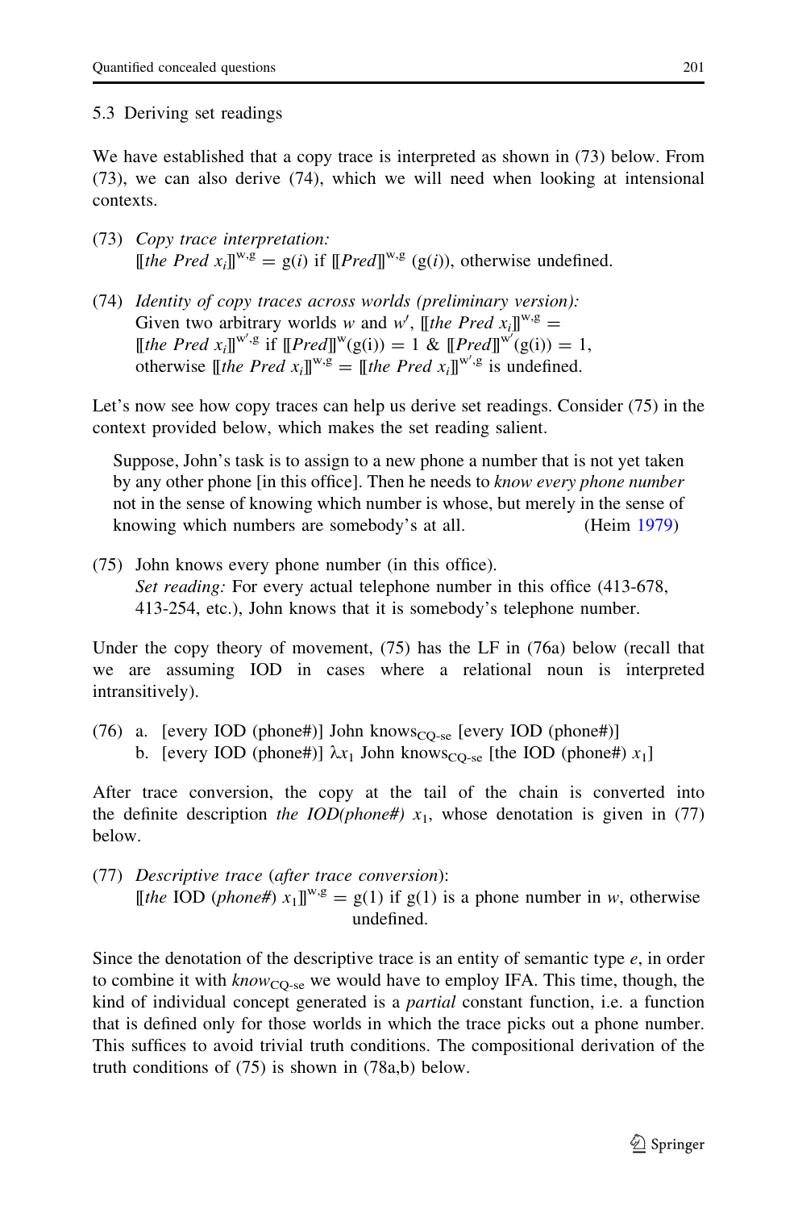### 5.3 Deriving set readings

We have established that a copy trace is interpreted as shown in (73) below. From (73), we can also derive (74), which we will need when looking at intensional contexts.

(73) *Copy trace interpretation:*
$[\![$*the Pred* $x_i]\!]^{w,g} = g(i)$ if $[\![Pred]\!]^{w,g}(g(i))$, otherwise undefined.

(74) *Identity of copy traces across worlds (preliminary version):*
Given two arbitrary worlds $w$ and $w'$, $[\![$*the Pred* $x_i]\!]^{w,g} =$ $[\![$*the Pred* $x_i]\!]^{w',g}$ if $[\![Pred]\!]^{w}(g(i)) = 1$ & $[\![Pred]\!]^{w'}(g(i)) = 1$, otherwise $[\![$*the Pred* $x_i]\!]^{w,g} = [\![$*the Pred* $x_i]\!]^{w',g}$ is undefined.

Let's now see how copy traces can help us derive set readings. Consider (75) in the context provided below, which makes the set reading salient.

> Suppose, John's task is to assign to a new phone a number that is not yet taken by any other phone [in this office]. Then he needs to *know every phone number* not in the sense of knowing which number is whose, but merely in the sense of knowing which numbers are somebody's at all. (Heim 1979)

(75) John knows every phone number (in this office).
*Set reading:* For every actual telephone number in this office (413-678, 413-254, etc.), John knows that it is somebody's telephone number.

Under the copy theory of movement, (75) has the LF in (76a) below (recall that we are assuming IOD in cases where a relational noun is interpreted intransitively).

(76) a. [every IOD (phone#)] John knows$_{CQ\text{-}se}$ [every IOD (phone#)]
b. [every IOD (phone#)] $\lambda x_1$ John knows$_{CQ\text{-}se}$ [the IOD (phone#) $x_1$]

After trace conversion, the copy at the tail of the chain is converted into the definite description *the IOD(phone#)* $x_1$, whose denotation is given in (77) below.

(77) *Descriptive trace* (*after trace conversion*):
$[\![$*the* IOD (*phone#*) $x_1]\!]^{w,g} = g(1)$ if $g(1)$ is a phone number in $w$, otherwise undefined.

Since the denotation of the descriptive trace is an entity of semantic type $e$, in order to combine it with *know*$_{CQ\text{-}se}$ we would have to employ IFA. This time, though, the kind of individual concept generated is a *partial* constant function, i.e. a function that is defined only for those worlds in which the trace picks out a phone number. This suffices to avoid trivial truth conditions. The compositional derivation of the truth conditions of (75) is shown in (78a,b) below.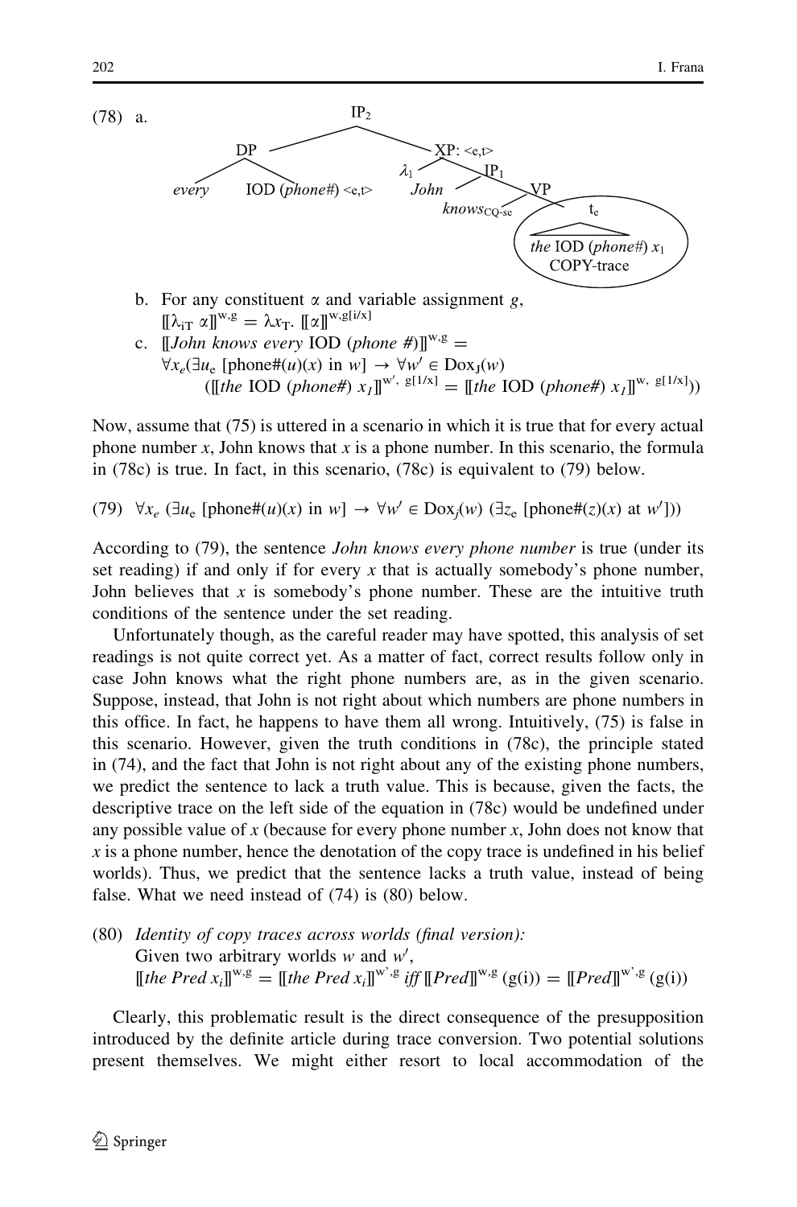(78) a. [tree diagram]

$$[_{IP_2}\ [_{DP}\ every\ \text{IOD}\ (phone\#)_{\langle e,t\rangle}]\ [_{XP: \langle e,t\rangle}\ \lambda_1\ [_{IP_1}\ John\ [_{VP}\ knows_{CQ\text{-}se}\ [t_e\ the\ \text{IOD}\ (phone\#)\ x_1]]]]]$$

COPY-trace

b. For any constituent α and variable assignment *g*,
$[\![\lambda_{iT}\ \alpha]\!]^{w,g} = \lambda x_T.\ [\![\alpha]\!]^{w,g[i/x]}$

c. $[\![$*John knows every* IOD (*phone #*)$]\!]^{w,g} =$
$\forall x_e(\exists u_e\ [\text{phone\#}(u)(x) \text{ in } w] \rightarrow \forall w' \in \text{Dox}_J(w)$
$([\![the\ \text{IOD}\ (phone\#)\ x_1]\!]^{w',\ g[1/x]} = [\![the\ \text{IOD}\ (phone\#)\ x_1]\!]^{w,\ g[1/x]}))$

Now, assume that (75) is uttered in a scenario in which it is true that for every actual phone number *x*, John knows that *x* is a phone number. In this scenario, the formula in (78c) is true. In fact, in this scenario, (78c) is equivalent to (79) below.

(79) $\forall x_e\ (\exists u_e\ [\text{phone\#}(u)(x) \text{ in } w] \rightarrow \forall w' \in \text{Dox}_j(w)\ (\exists z_e\ [\text{phone\#}(z)(x) \text{ at } w']))$

According to (79), the sentence *John knows every phone number* is true (under its set reading) if and only if for every *x* that is actually somebody's phone number, John believes that *x* is somebody's phone number. These are the intuitive truth conditions of the sentence under the set reading.

Unfortunately though, as the careful reader may have spotted, this analysis of set readings is not quite correct yet. As a matter of fact, correct results follow only in case John knows what the right phone numbers are, as in the given scenario. Suppose, instead, that John is not right about which numbers are phone numbers in this office. In fact, he happens to have them all wrong. Intuitively, (75) is false in this scenario. However, given the truth conditions in (78c), the principle stated in (74), and the fact that John is not right about any of the existing phone numbers, we predict the sentence to lack a truth value. This is because, given the facts, the descriptive trace on the left side of the equation in (78c) would be undefined under any possible value of *x* (because for every phone number *x*, John does not know that *x* is a phone number, hence the denotation of the copy trace is undefined in his belief worlds). Thus, we predict that the sentence lacks a truth value, instead of being false. What we need instead of (74) is (80) below.

(80) *Identity of copy traces across worlds (final version):*
Given two arbitrary worlds *w* and *w'*,
$[\![the\ Pred\ x_i]\!]^{w,g} = [\![the\ Pred\ x_i]\!]^{w',g}$ *iff* $[\![Pred]\!]^{w,g}\,(g(i)) = [\![Pred]\!]^{w',g}\,(g(i))$

Clearly, this problematic result is the direct consequence of the presupposition introduced by the definite article during trace conversion. Two potential solutions present themselves. We might either resort to local accommodation of the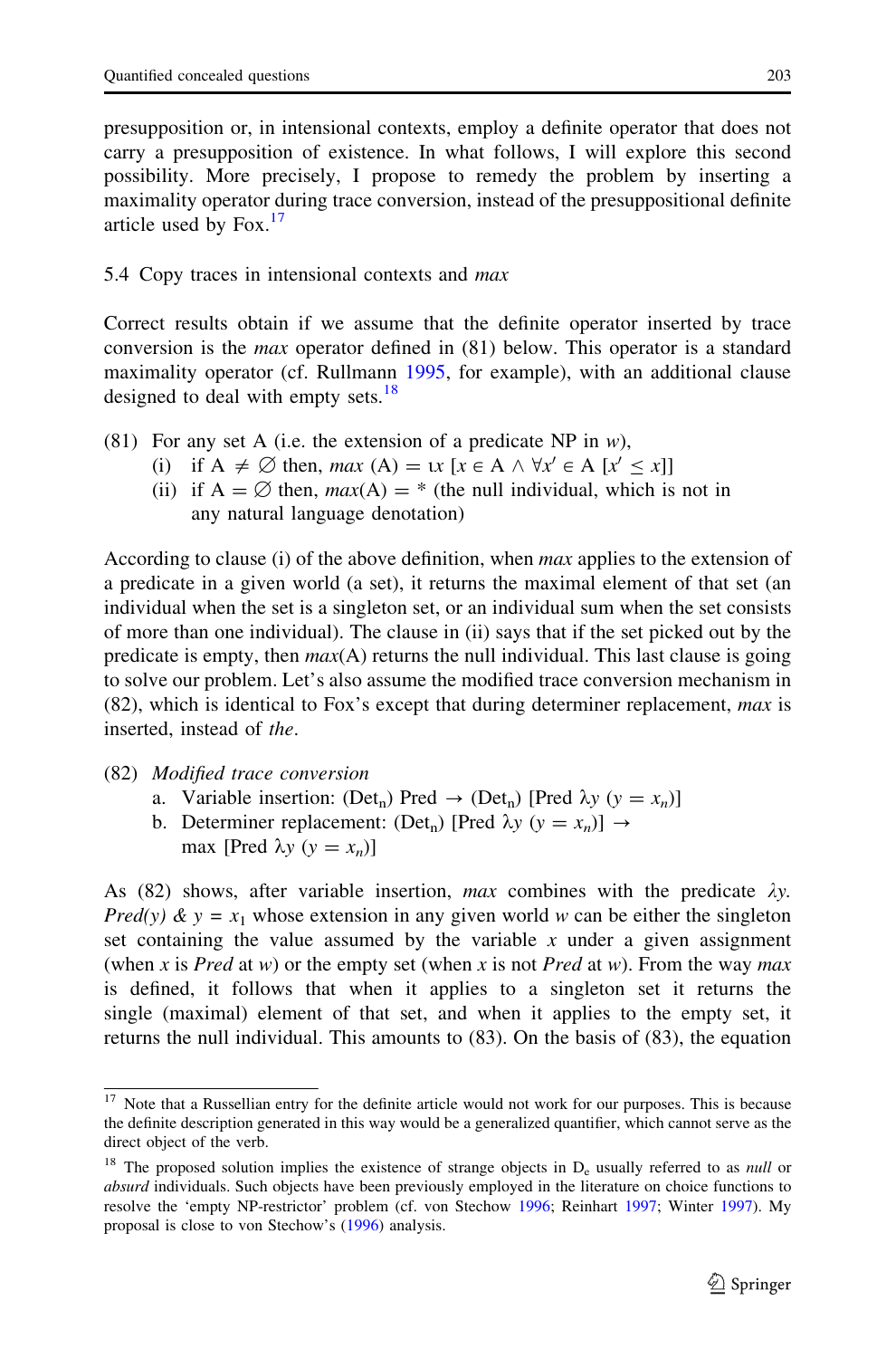presupposition or, in intensional contexts, employ a definite operator that does not carry a presupposition of existence. In what follows, I will explore this second possibility. More precisely, I propose to remedy the problem by inserting a maximality operator during trace conversion, instead of the presuppositional definite article used by Fox.[17]

5.4 Copy traces in intensional contexts and *max*

Correct results obtain if we assume that the definite operator inserted by trace conversion is the *max* operator defined in (81) below. This operator is a standard maximality operator (cf. Rullmann 1995, for example), with an additional clause designed to deal with empty sets.[18]

(81) For any set A (i.e. the extension of a predicate NP in $w$),
  (i) if $A \neq \emptyset$ then, $max\ (A) = \iota x\ [x \in A \wedge \forall x' \in A\ [x' \leq x]]$
  (ii) if $A = \emptyset$ then, $max(A) = *$ (the null individual, which is not in any natural language denotation)

According to clause (i) of the above definition, when *max* applies to the extension of a predicate in a given world (a set), it returns the maximal element of that set (an individual when the set is a singleton set, or an individual sum when the set consists of more than one individual). The clause in (ii) says that if the set picked out by the predicate is empty, then *max*(A) returns the null individual. This last clause is going to solve our problem. Let's also assume the modified trace conversion mechanism in (82), which is identical to Fox's except that during determiner replacement, *max* is inserted, instead of *the*.

(82) *Modified trace conversion*
  a. Variable insertion: $(\text{Det}_n)$ Pred $\rightarrow$ $(\text{Det}_n)$ [Pred $\lambda y\ (y = x_n)$]
  b. Determiner replacement: $(\text{Det}_n)$ [Pred $\lambda y\ (y = x_n)$] $\rightarrow$ max [Pred $\lambda y\ (y = x_n)$]

As (82) shows, after variable insertion, *max* combines with the predicate $\lambda y.\ Pred(y)\ \&\ y = x_1$ whose extension in any given world $w$ can be either the singleton set containing the value assumed by the variable $x$ under a given assignment (when $x$ is *Pred* at $w$) or the empty set (when $x$ is not *Pred* at $w$). From the way *max* is defined, it follows that when it applies to a singleton set it returns the single (maximal) element of that set, and when it applies to the empty set, it returns the null individual. This amounts to (83). On the basis of (83), the equation

[17] Note that a Russellian entry for the definite article would not work for our purposes. This is because the definite description generated in this way would be a generalized quantifier, which cannot serve as the direct object of the verb.

[18] The proposed solution implies the existence of strange objects in $D_e$ usually referred to as *null* or *absurd* individuals. Such objects have been previously employed in the literature on choice functions to resolve the 'empty NP-restrictor' problem (cf. von Stechow 1996; Reinhart 1997; Winter 1997). My proposal is close to von Stechow's (1996) analysis.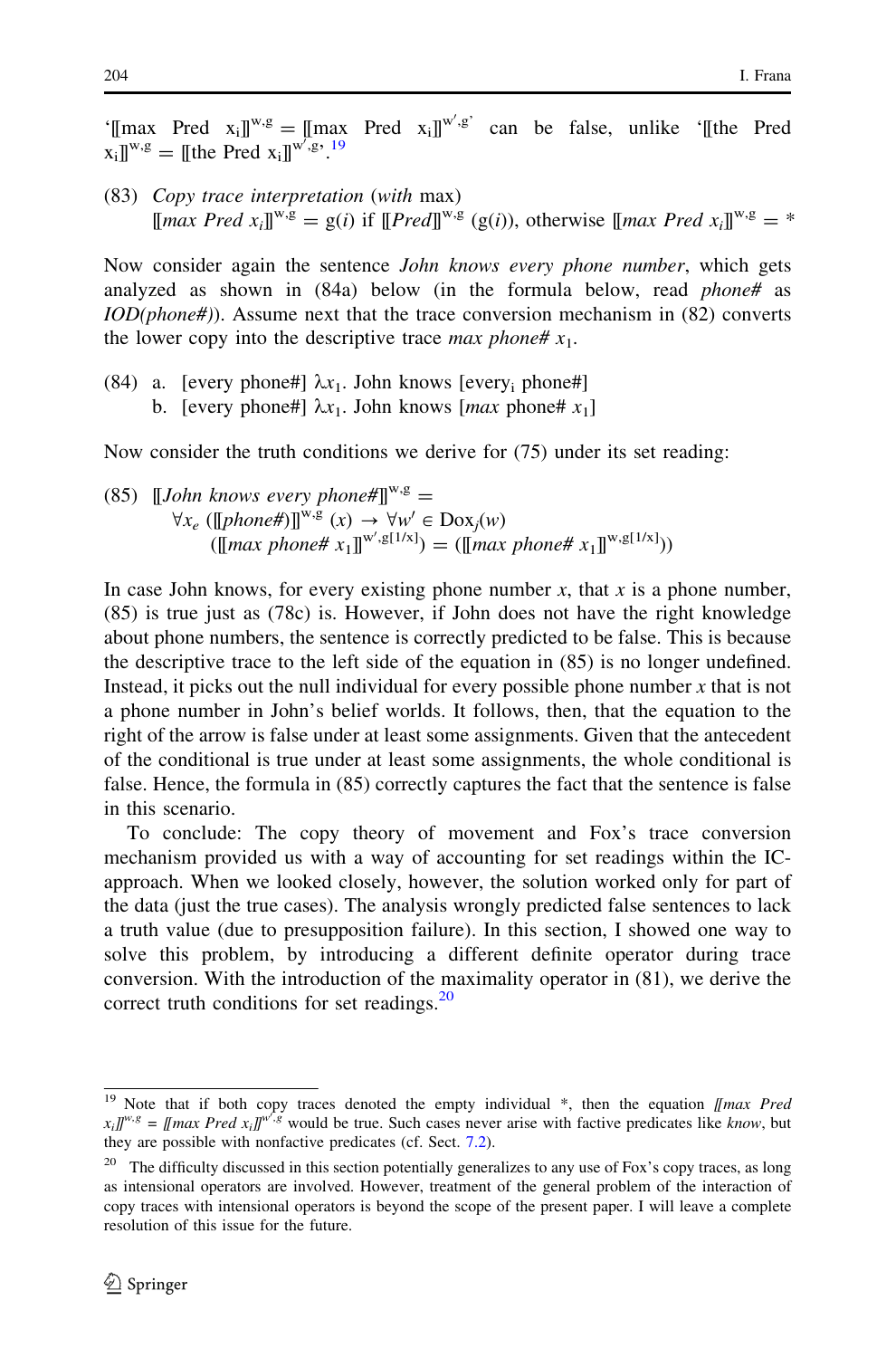'$[\![\text{max Pred } x_i]\!]^{w,g} = [\![\text{max Pred } x_i]\!]^{w',g'}$' can be false, unlike '$[\![\text{the Pred } x_i]\!]^{w,g} = [\![\text{the Pred } x_i]\!]^{w',g'}$'.[19]

(83) *Copy trace interpretation* (*with* max)
$[\![max\ Pred\ x_i]\!]^{w,g} = g(i)$ if $[\![Pred]\!]^{w,g}$ $(g(i))$, otherwise $[\![max\ Pred\ x_i]\!]^{w,g} = *$

Now consider again the sentence *John knows every phone number*, which gets analyzed as shown in (84a) below (in the formula below, read *phone#* as *IOD(phone#)*). Assume next that the trace conversion mechanism in (82) converts the lower copy into the descriptive trace *max phone#* $x_1$.

(84) a. [every phone#] $\lambda x_1$. John knows [every$_i$ phone#]
b. [every phone#] $\lambda x_1$. John knows [*max* phone# $x_1$]

Now consider the truth conditions we derive for (75) under its set reading:

(85) $[\![John\ knows\ every\ phone\#]\!]^{w,g} =$
$\forall x_e\ ([\![phone\#)]\!]^{w,g}\ (x) \rightarrow \forall w' \in \text{Dox}_j(w)$
$([\![max\ phone\#\ x_1]\!]^{w',g[1/x]}) = ([\![max\ phone\#\ x_1]\!]^{w,g[1/x]}))$

In case John knows, for every existing phone number $x$, that $x$ is a phone number, (85) is true just as (78c) is. However, if John does not have the right knowledge about phone numbers, the sentence is correctly predicted to be false. This is because the descriptive trace to the left side of the equation in (85) is no longer undefined. Instead, it picks out the null individual for every possible phone number $x$ that is not a phone number in John's belief worlds. It follows, then, that the equation to the right of the arrow is false under at least some assignments. Given that the antecedent of the conditional is true under at least some assignments, the whole conditional is false. Hence, the formula in (85) correctly captures the fact that the sentence is false in this scenario.

To conclude: The copy theory of movement and Fox's trace conversion mechanism provided us with a way of accounting for set readings within the IC-approach. When we looked closely, however, the solution worked only for part of the data (just the true cases). The analysis wrongly predicted false sentences to lack a truth value (due to presupposition failure). In this section, I showed one way to solve this problem, by introducing a different definite operator during trace conversion. With the introduction of the maximality operator in (81), we derive the correct truth conditions for set readings.[20]

---

[19] Note that if both copy traces denoted the empty individual *, then the equation $[\![max\ Pred\ x_i]\!]^{w,g} = [\![max\ Pred\ x_i]\!]^{w',g}$ would be true. Such cases never arise with factive predicates like *know*, but they are possible with nonfactive predicates (cf. Sect. 7.2).

[20] The difficulty discussed in this section potentially generalizes to any use of Fox's copy traces, as long as intensional operators are involved. However, treatment of the general problem of the interaction of copy traces with intensional operators is beyond the scope of the present paper. I will leave a complete resolution of this issue for the future.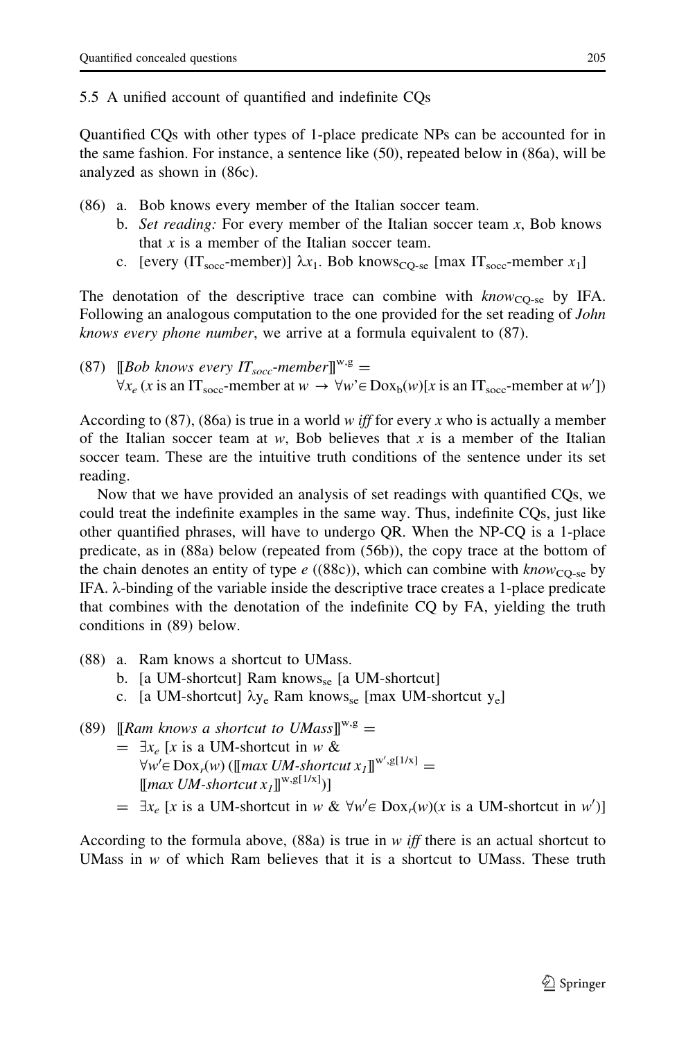### 5.5 A unified account of quantified and indefinite CQs

Quantified CQs with other types of 1-place predicate NPs can be accounted for in the same fashion. For instance, a sentence like (50), repeated below in (86a), will be analyzed as shown in (86c).

(86) a. Bob knows every member of the Italian soccer team.

b. *Set reading:* For every member of the Italian soccer team *x*, Bob knows that *x* is a member of the Italian soccer team.

c. [every ($IT_{socc}$-member)] $\lambda x_1$. Bob $knows_{CQ\text{-}se}$ [max $IT_{socc}$-member $x_1$]

The denotation of the descriptive trace can combine with $know_{CQ\text{-}se}$ by IFA. Following an analogous computation to the one provided for the set reading of *John knows every phone number*, we arrive at a formula equivalent to (87).

(87) $[\![$*Bob knows every $IT_{socc}$-member*$]\!]^{w,g} =$
$\forall x_e$ ($x$ is an $IT_{socc}$-member at $w \rightarrow \forall w' \in Dox_b(w)[x$ is an $IT_{socc}$-member at $w']$)

According to (87), (86a) is true in a world *w iff* for every *x* who is actually a member of the Italian soccer team at *w*, Bob believes that *x* is a member of the Italian soccer team. These are the intuitive truth conditions of the sentence under its set reading.

Now that we have provided an analysis of set readings with quantified CQs, we could treat the indefinite examples in the same way. Thus, indefinite CQs, just like other quantified phrases, will have to undergo QR. When the NP-CQ is a 1-place predicate, as in (88a) below (repeated from (56b)), the copy trace at the bottom of the chain denotes an entity of type *e* ((88c)), which can combine with $know_{CQ\text{-}se}$ by IFA. λ-binding of the variable inside the descriptive trace creates a 1-place predicate that combines with the denotation of the indefinite CQ by FA, yielding the truth conditions in (89) below.

(88) a. Ram knows a shortcut to UMass.

b. [a UM-shortcut] Ram $knows_{se}$ [a UM-shortcut]

c. [a UM-shortcut] $\lambda y_e$ Ram $knows_{se}$ [max UM-shortcut $y_e$]

(89) $[\![$*Ram knows a shortcut to UMass*$]\!]^{w,g} =$
$= \exists x_e$ [$x$ is a UM-shortcut in $w$ &
$\forall w' \in Dox_r(w)$ ($[\![$*max UM-shortcut $x_1$*$]\!]^{w',g[1/x]} =$
$[\![$*max UM-shortcut $x_1$*$]\!]^{w,g[1/x]}$)]
$= \exists x_e$ [$x$ is a UM-shortcut in $w$ & $\forall w' \in Dox_r(w)$($x$ is a UM-shortcut in $w'$)]

According to the formula above, (88a) is true in *w iff* there is an actual shortcut to UMass in *w* of which Ram believes that it is a shortcut to UMass. These truth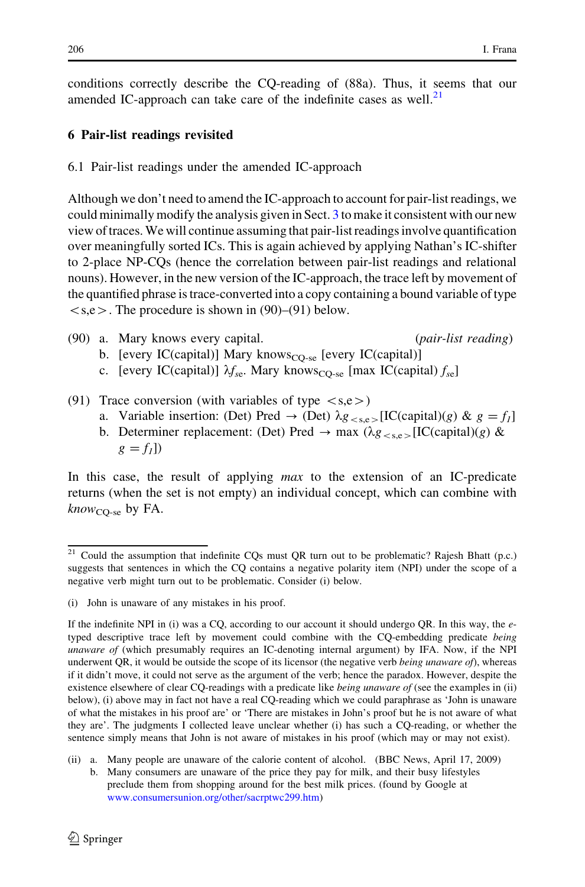conditions correctly describe the CQ-reading of (88a). Thus, it seems that our amended IC-approach can take care of the indefinite cases as well.[21]

## 6 Pair-list readings revisited

### 6.1 Pair-list readings under the amended IC-approach

Although we don't need to amend the IC-approach to account for pair-list readings, we could minimally modify the analysis given in Sect. 3 to make it consistent with our new view of traces. We will continue assuming that pair-list readings involve quantification over meaningfully sorted ICs. This is again achieved by applying Nathan's IC-shifter to 2-place NP-CQs (hence the correlation between pair-list readings and relational nouns). However, in the new version of the IC-approach, the trace left by movement of the quantified phrase is trace-converted into a copy containing a bound variable of type $<$s,e$>$. The procedure is shown in (90)–(91) below.

(90) a. Mary knows every capital. (*pair-list reading*)
  b. [every IC(capital)] Mary knows$_{\text{CQ-se}}$ [every IC(capital)]
  c. [every IC(capital)] $\lambda f_{se}$. Mary knows$_{\text{CQ-se}}$ [max IC(capital) $f_{se}$]

(91) Trace conversion (with variables of type $<$s,e$>$)
  a. Variable insertion: (Det) Pred → (Det) $\lambda g_{<s,e>}$[IC(capital)($g$) & $g = f_1$]
  b. Determiner replacement: (Det) Pred → max ($\lambda g_{<s,e>}$[IC(capital)($g$) & $g = f_1$])

In this case, the result of applying *max* to the extension of an IC-predicate returns (when the set is not empty) an individual concept, which can combine with *know*$_{\text{CQ-se}}$ by FA.

---

[21] Could the assumption that indefinite CQs must QR turn out to be problematic? Rajesh Bhatt (p.c.) suggests that sentences in which the CQ contains a negative polarity item (NPI) under the scope of a negative verb might turn out to be problematic. Consider (i) below.

(i) John is unaware of any mistakes in his proof.

If the indefinite NPI in (i) was a CQ, according to our account it should undergo QR. In this way, the *e*-typed descriptive trace left by movement could combine with the CQ-embedding predicate *being unaware of* (which presumably requires an IC-denoting internal argument) by IFA. Now, if the NPI underwent QR, it would be outside the scope of its licensor (the negative verb *being unaware of*), whereas if it didn't move, it could not serve as the argument of the verb; hence the paradox. However, despite the existence elsewhere of clear CQ-readings with a predicate like *being unaware of* (see the examples in (ii) below), (i) above may in fact not have a real CQ-reading which we could paraphrase as 'John is unaware of what the mistakes in his proof are' or 'There are mistakes in John's proof but he is not aware of what they are'. The judgments I collected leave unclear whether (i) has such a CQ-reading, or whether the sentence simply means that John is not aware of mistakes in his proof (which may or may not exist).

(ii) a. Many people are unaware of the calorie content of alcohol. (BBC News, April 17, 2009)
  b. Many consumers are unaware of the price they pay for milk, and their busy lifestyles preclude them from shopping around for the best milk prices. (found by Google at www.consumersunion.org/other/sacrptwc299.htm)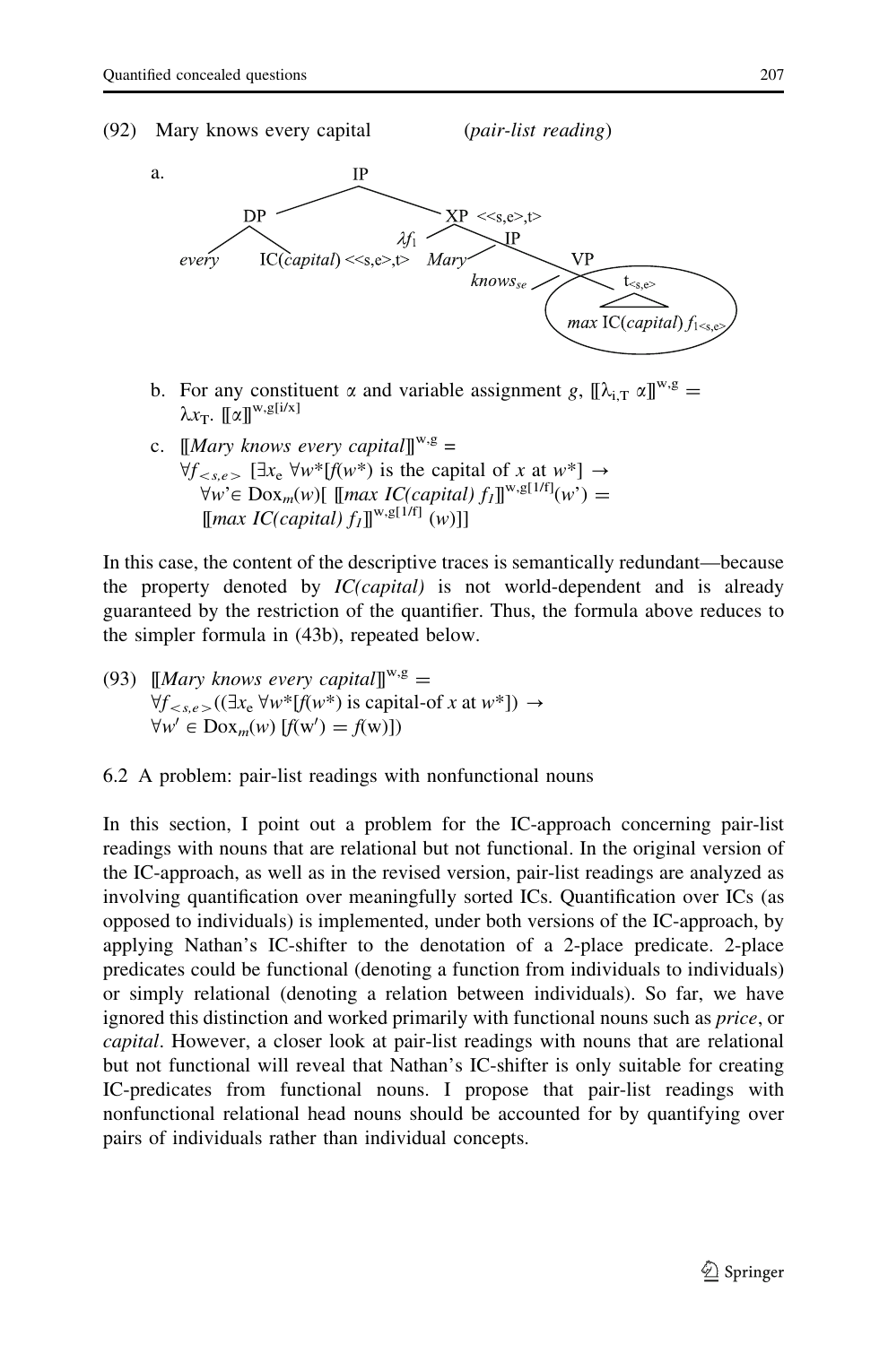(92) Mary knows every capital (*pair-list reading*)

a. [Tree diagram: [IP [DP *every* IC(*capital*) $\langle\langle s,e\rangle,t\rangle$] [XP $\langle\langle s,e\rangle,t\rangle$ $\lambda f_1$ [IP *Mary* [VP *knows*$_{se}$ [$t_{\langle s,e\rangle}$ *max* IC(*capital*) $f_{1\langle s,e\rangle}$]]]]]]

b. For any constituent $\alpha$ and variable assignment $g$, $[\![\lambda_{i,T}\ \alpha]\!]^{w,g} = \lambda x_T.\ [\![\alpha]\!]^{w,g[i/x]}$

c. $[\![$*Mary knows every capital*$]\!]^{w,g} =$
$\forall f_{<s,e>}\ [\exists x_e\ \forall w^*[f(w^*)$ is the capital of $x$ at $w^*] \rightarrow$
$\forall w' \in \mathrm{Dox}_m(w)[\ [\![max\ IC(capital)\ f_1]\!]^{w,g[1/f]}(w') =$
$[\![max\ IC(capital)\ f_1]\!]^{w,g[1/f]}(w)]]$

In this case, the content of the descriptive traces is semantically redundant—because the property denoted by *IC(capital)* is not world-dependent and is already guaranteed by the restriction of the quantifier. Thus, the formula above reduces to the simpler formula in (43b), repeated below.

(93) $[\![$*Mary knows every capital*$]\!]^{w,g} =$
$\forall f_{<s,e>}((\exists x_e\ \forall w^*[f(w^*)$ is capital-of $x$ at $w^*]) \rightarrow$
$\forall w' \in \mathrm{Dox}_m(w)\ [f(w') = f(w)])$

## 6.2 A problem: pair-list readings with nonfunctional nouns

In this section, I point out a problem for the IC-approach concerning pair-list readings with nouns that are relational but not functional. In the original version of the IC-approach, as well as in the revised version, pair-list readings are analyzed as involving quantification over meaningfully sorted ICs. Quantification over ICs (as opposed to individuals) is implemented, under both versions of the IC-approach, by applying Nathan's IC-shifter to the denotation of a 2-place predicate. 2-place predicates could be functional (denoting a function from individuals to individuals) or simply relational (denoting a relation between individuals). So far, we have ignored this distinction and worked primarily with functional nouns such as *price*, or *capital*. However, a closer look at pair-list readings with nouns that are relational but not functional will reveal that Nathan's IC-shifter is only suitable for creating IC-predicates from functional nouns. I propose that pair-list readings with nonfunctional relational head nouns should be accounted for by quantifying over pairs of individuals rather than individual concepts.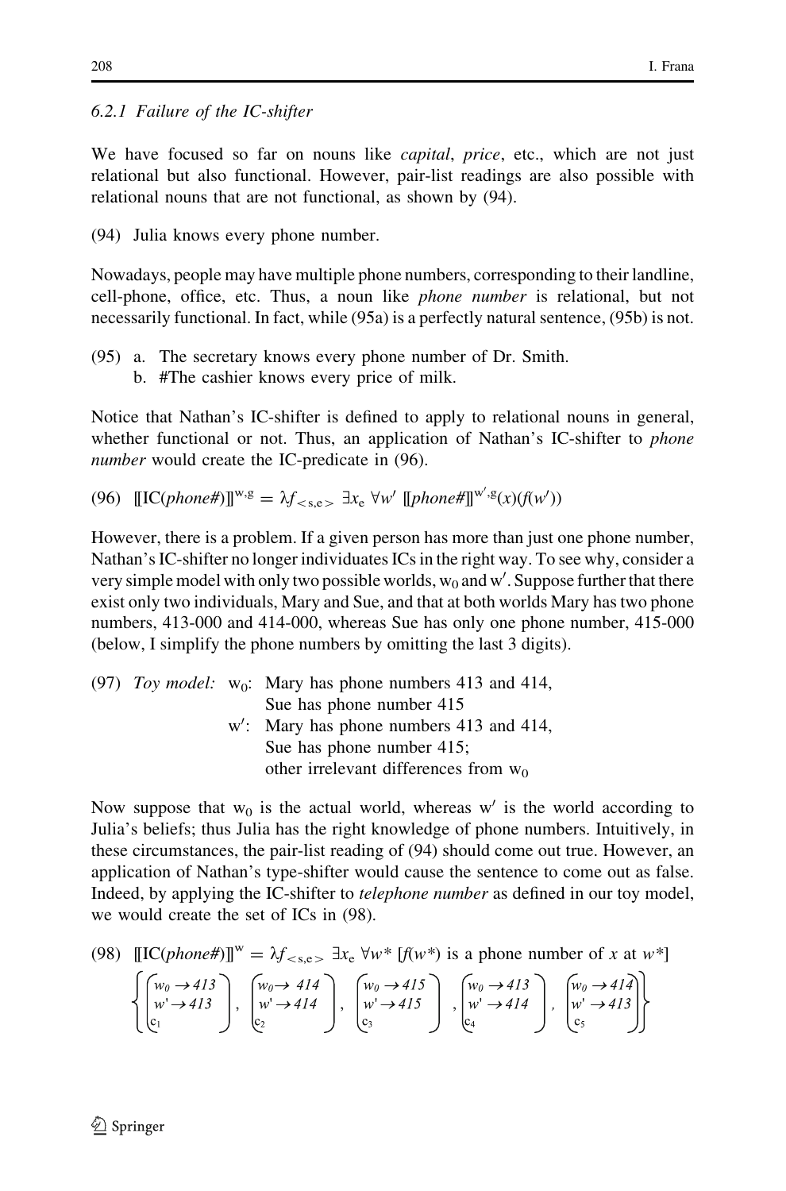### 6.2.1 Failure of the IC-shifter

We have focused so far on nouns like *capital*, *price*, etc., which are not just relational but also functional. However, pair-list readings are also possible with relational nouns that are not functional, as shown by (94).

(94) Julia knows every phone number.

Nowadays, people may have multiple phone numbers, corresponding to their landline, cell-phone, office, etc. Thus, a noun like *phone number* is relational, but not necessarily functional. In fact, while (95a) is a perfectly natural sentence, (95b) is not.

(95) a. The secretary knows every phone number of Dr. Smith.
b. #The cashier knows every price of milk.

Notice that Nathan's IC-shifter is defined to apply to relational nouns in general, whether functional or not. Thus, an application of Nathan's IC-shifter to *phone number* would create the IC-predicate in (96).

(96) $[\![\text{IC}(\textit{phone\#})]\!]^{w,g} = \lambda f_{<s,e>}\ \exists x_e\ \forall w'\ [\![\textit{phone\#}]\!]^{w',g}(x)(f(w'))$

However, there is a problem. If a given person has more than just one phone number, Nathan's IC-shifter no longer individuates ICs in the right way. To see why, consider a very simple model with only two possible worlds, $w_0$ and $w'$. Suppose further that there exist only two individuals, Mary and Sue, and that at both worlds Mary has two phone numbers, 413-000 and 414-000, whereas Sue has only one phone number, 415-000 (below, I simplify the phone numbers by omitting the last 3 digits).

(97) *Toy model:* $w_0$: Mary has phone numbers 413 and 414,
Sue has phone number 415
$w'$: Mary has phone numbers 413 and 414,
Sue has phone number 415;
other irrelevant differences from $w_0$

Now suppose that $w_0$ is the actual world, whereas $w'$ is the world according to Julia's beliefs; thus Julia has the right knowledge of phone numbers. Intuitively, in these circumstances, the pair-list reading of (94) should come out true. However, an application of Nathan's type-shifter would cause the sentence to come out as false. Indeed, by applying the IC-shifter to *telephone number* as defined in our toy model, we would create the set of ICs in (98).

(98) $[\![\text{IC}(\textit{phone\#})]\!]^{w} = \lambda f_{<s,e>}\ \exists x_e\ \forall w^*\ [f(w^*) \text{ is a phone number of } x \text{ at } w^*]$

$$\left\{ \begin{pmatrix} w_0 \rightarrow 413 \\ w' \rightarrow 413 \end{pmatrix}_{c_1}, \begin{pmatrix} w_0 \rightarrow 414 \\ w' \rightarrow 414 \end{pmatrix}_{c_2}, \begin{pmatrix} w_0 \rightarrow 415 \\ w' \rightarrow 415 \end{pmatrix}_{c_3}, \begin{pmatrix} w_0 \rightarrow 413 \\ w' \rightarrow 414 \end{pmatrix}_{c_4}, \begin{pmatrix} w_0 \rightarrow 414 \\ w' \rightarrow 413 \end{pmatrix}_{c_5} \right\}$$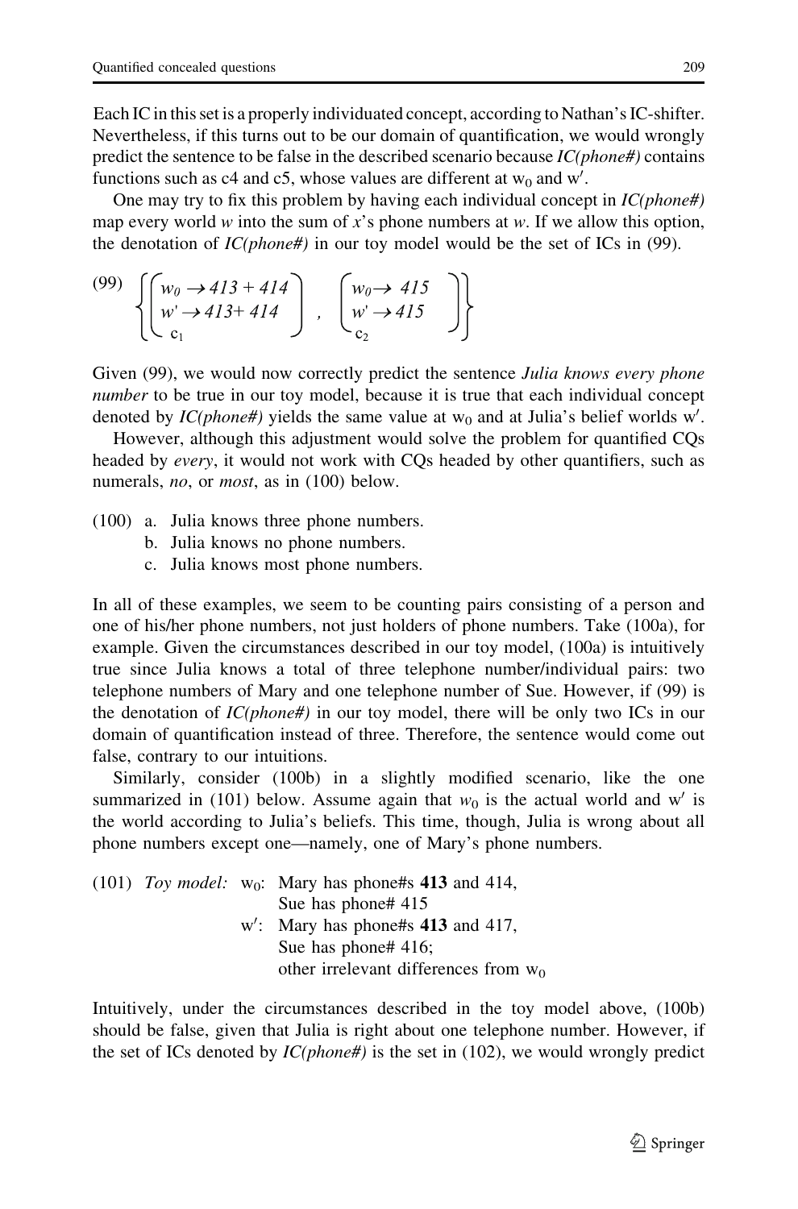Each IC in this set is a properly individuated concept, according to Nathan's IC-shifter. Nevertheless, if this turns out to be our domain of quantification, we would wrongly predict the sentence to be false in the described scenario because *IC(phone#)* contains functions such as c4 and c5, whose values are different at $w_0$ and w′.

One may try to fix this problem by having each individual concept in *IC(phone#)* map every world *w* into the sum of *x*'s phone numbers at *w*. If we allow this option, the denotation of *IC(phone#)* in our toy model would be the set of ICs in (99).

(99)
$$\left\{ \begin{pmatrix} w_0 \rightarrow 413 + 414 \\ w' \rightarrow 413 + 414 \end{pmatrix}_{c_1}, \begin{pmatrix} w_0 \rightarrow 415 \\ w' \rightarrow 415 \end{pmatrix}_{c_2} \right\}$$

Given (99), we would now correctly predict the sentence *Julia knows every phone number* to be true in our toy model, because it is true that each individual concept denoted by *IC(phone#)* yields the same value at $w_0$ and at Julia's belief worlds w′.

However, although this adjustment would solve the problem for quantified CQs headed by *every*, it would not work with CQs headed by other quantifiers, such as numerals, *no*, or *most*, as in (100) below.

(100) a. Julia knows three phone numbers.
b. Julia knows no phone numbers.
c. Julia knows most phone numbers.

In all of these examples, we seem to be counting pairs consisting of a person and one of his/her phone numbers, not just holders of phone numbers. Take (100a), for example. Given the circumstances described in our toy model, (100a) is intuitively true since Julia knows a total of three telephone number/individual pairs: two telephone numbers of Mary and one telephone number of Sue. However, if (99) is the denotation of *IC(phone#)* in our toy model, there will be only two ICs in our domain of quantification instead of three. Therefore, the sentence would come out false, contrary to our intuitions.

Similarly, consider (100b) in a slightly modified scenario, like the one summarized in (101) below. Assume again that $w_0$ is the actual world and w′ is the world according to Julia's beliefs. This time, though, Julia is wrong about all phone numbers except one—namely, one of Mary's phone numbers.

(101) *Toy model:* $w_0$: Mary has phone#s **413** and 414,
Sue has phone# 415
w′: Mary has phone#s **413** and 417,
Sue has phone# 416;
other irrelevant differences from $w_0$

Intuitively, under the circumstances described in the toy model above, (100b) should be false, given that Julia is right about one telephone number. However, if the set of ICs denoted by *IC(phone#)* is the set in (102), we would wrongly predict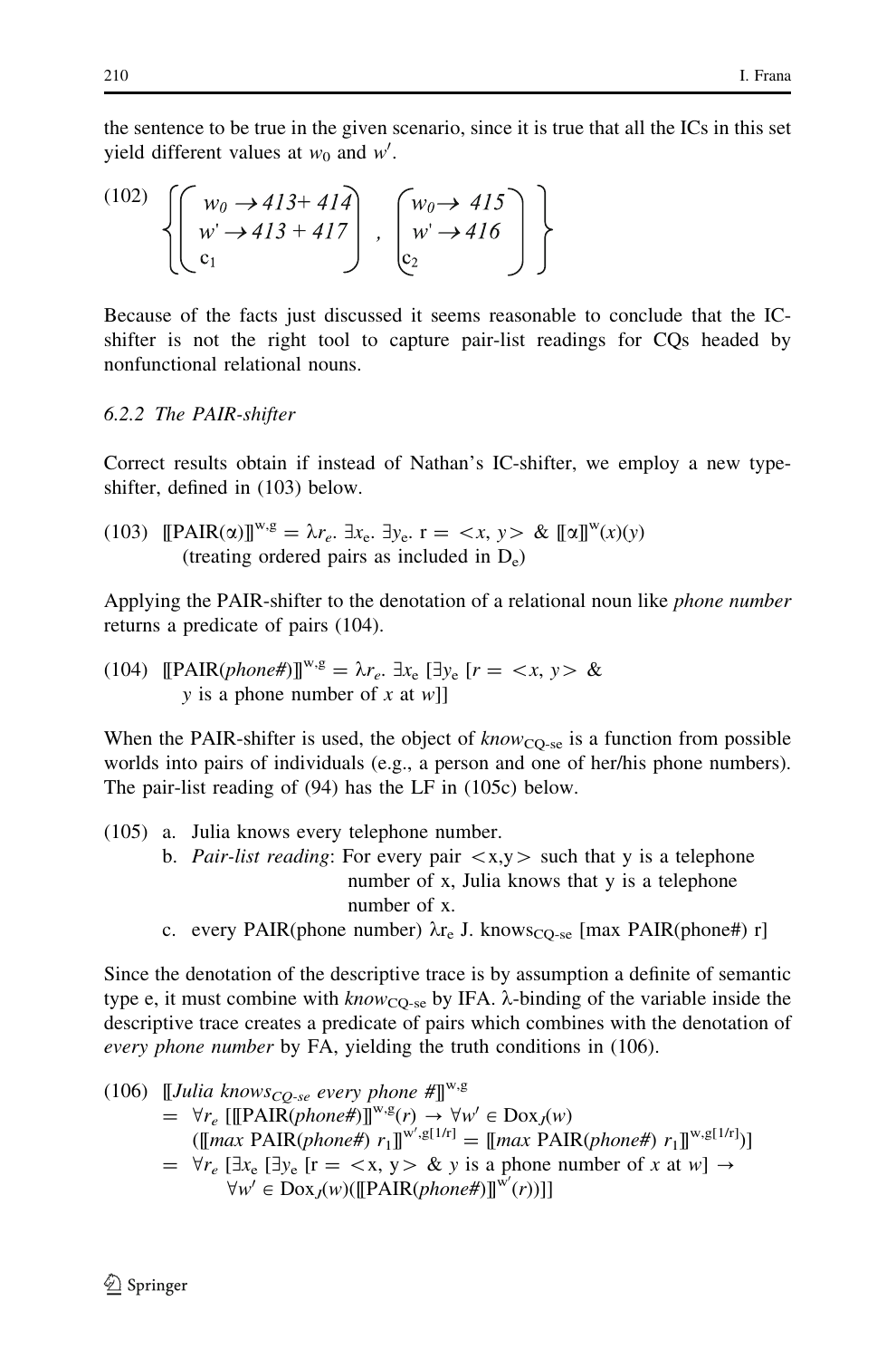the sentence to be true in the given scenario, since it is true that all the ICs in this set yield different values at $w_0$ and $w'$.

$$\text{(102)} \quad \left\{ \begin{pmatrix} w_0 \rightarrow 413+414 \\ w' \rightarrow 413+417 \\ c_1 \end{pmatrix}, \begin{pmatrix} w_0 \rightarrow 415 \\ w' \rightarrow 416 \\ c_2 \end{pmatrix} \right\}$$

Because of the facts just discussed it seems reasonable to conclude that the IC-shifter is not the right tool to capture pair-list readings for CQs headed by nonfunctional relational nouns.

### 6.2.2 The PAIR-shifter

Correct results obtain if instead of Nathan's IC-shifter, we employ a new type-shifter, defined in (103) below.

(103) $[\![\text{PAIR}(\alpha)]\!]^{w,g} = \lambda r_e.\ \exists x_e.\ \exists y_e.\ r = \langle x, y \rangle\ \&\ [\![\alpha]\!]^w(x)(y)$
(treating ordered pairs as included in $D_e$)

Applying the PAIR-shifter to the denotation of a relational noun like *phone number* returns a predicate of pairs (104).

(104) $[\![\text{PAIR}(\textit{phone\#})]\!]^{w,g} = \lambda r_e.\ \exists x_e\ [\exists y_e\ [r = \langle x, y \rangle\ \&$ $y$ is a phone number of $x$ at $w$]]

When the PAIR-shifter is used, the object of $know_{CQ\text{-}se}$ is a function from possible worlds into pairs of individuals (e.g., a person and one of her/his phone numbers). The pair-list reading of (94) has the LF in (105c) below.

(105) a. Julia knows every telephone number.
b. *Pair-list reading*: For every pair $\langle x,y \rangle$ such that y is a telephone number of x, Julia knows that y is a telephone number of x.
c. every PAIR(phone number) $\lambda r_e$ J. $\text{knows}_{CQ\text{-}se}$ [max PAIR(phone#) r]

Since the denotation of the descriptive trace is by assumption a definite of semantic type e, it must combine with $know_{CQ\text{-}se}$ by IFA. λ-binding of the variable inside the descriptive trace creates a predicate of pairs which combines with the denotation of *every phone number* by FA, yielding the truth conditions in (106).

(106) $[\![\textit{Julia knows}_{CQ\text{-}se}\ \textit{every phone \#}]\!]^{w,g}$
$= \forall r_e\ [[\![\text{PAIR}(\textit{phone\#})]\!]^{w,g}(r) \rightarrow \forall w' \in \text{Dox}_J(w)$
$([\![\textit{max}\ \text{PAIR}(\textit{phone\#})\ r_1]\!]^{w',g[1/r]} = [\![\textit{max}\ \text{PAIR}(\textit{phone\#})\ r_1]\!]^{w,g[1/r]})]$
$= \forall r_e\ [\exists x_e\ [\exists y_e\ [r = \langle x, y \rangle\ \&\ y$ is a phone number of $x$ at $w] \rightarrow$
$\forall w' \in \text{Dox}_J(w)([\![\text{PAIR}(\textit{phone\#})]\!]^{w'}(r))]]$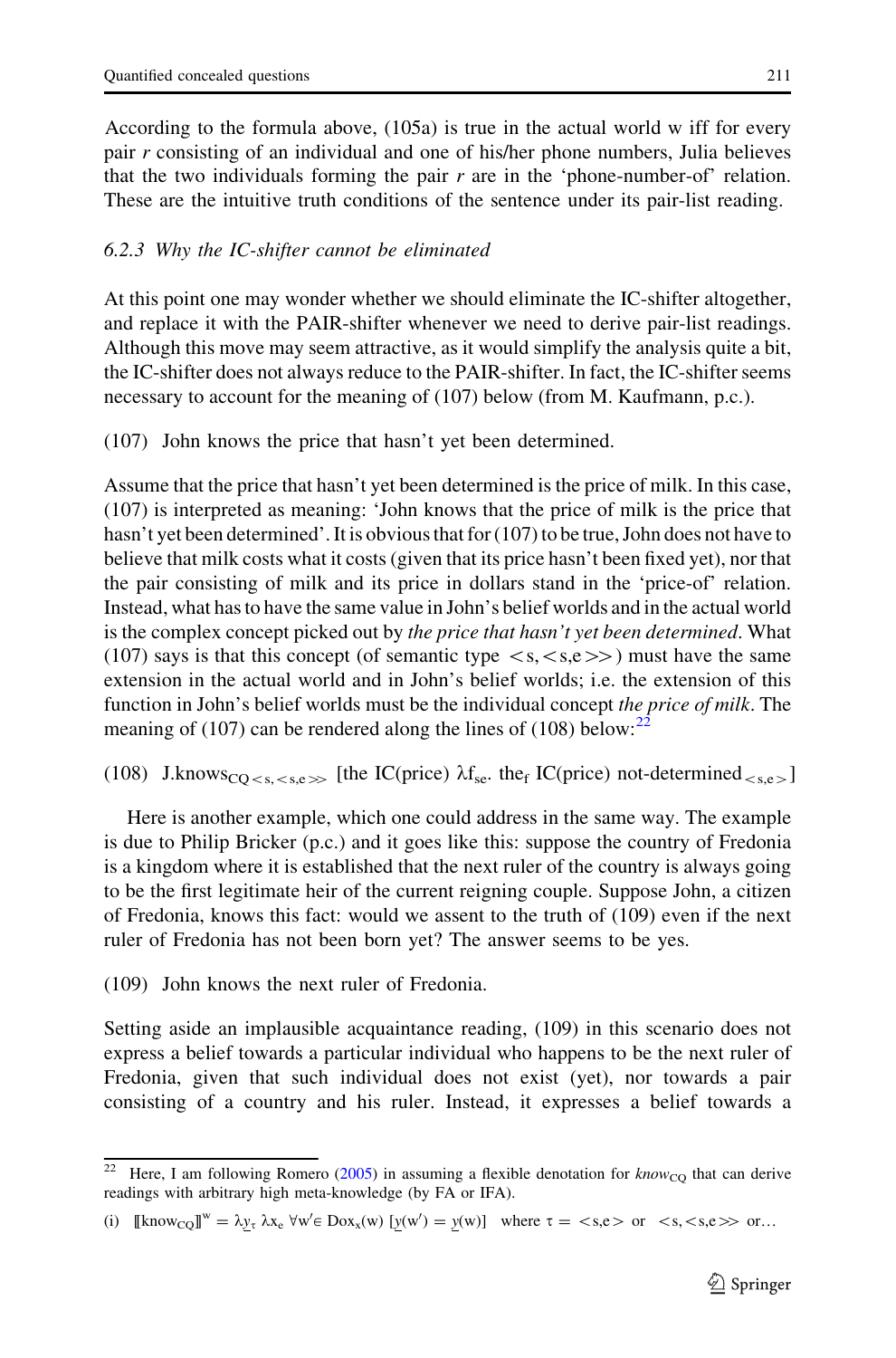According to the formula above, (105a) is true in the actual world w iff for every pair *r* consisting of an individual and one of his/her phone numbers, Julia believes that the two individuals forming the pair *r* are in the 'phone-number-of' relation. These are the intuitive truth conditions of the sentence under its pair-list reading.

### 6.2.3 Why the IC-shifter cannot be eliminated

At this point one may wonder whether we should eliminate the IC-shifter altogether, and replace it with the PAIR-shifter whenever we need to derive pair-list readings. Although this move may seem attractive, as it would simplify the analysis quite a bit, the IC-shifter does not always reduce to the PAIR-shifter. In fact, the IC-shifter seems necessary to account for the meaning of (107) below (from M. Kaufmann, p.c.).

(107) John knows the price that hasn't yet been determined.

Assume that the price that hasn't yet been determined is the price of milk. In this case, (107) is interpreted as meaning: 'John knows that the price of milk is the price that hasn't yet been determined'. It is obvious that for (107) to be true, John does not have to believe that milk costs what it costs (given that its price hasn't been fixed yet), nor that the pair consisting of milk and its price in dollars stand in the 'price-of' relation. Instead, what has to have the same value in John's belief worlds and in the actual world is the complex concept picked out by *the price that hasn't yet been determined*. What (107) says is that this concept (of semantic type $<s,<s,e>>$) must have the same extension in the actual world and in John's belief worlds; i.e. the extension of this function in John's belief worlds must be the individual concept *the price of milk*. The meaning of (107) can be rendered along the lines of (108) below:[22]

(108) $\text{J.knows}_{CQ<s,<s,e>>}$ [the IC(price) $\lambda f_{se}$. $\text{the}_f$ IC(price) $\text{not-determined}_{<s,e>}$]

Here is another example, which one could address in the same way. The example is due to Philip Bricker (p.c.) and it goes like this: suppose the country of Fredonia is a kingdom where it is established that the next ruler of the country is always going to be the first legitimate heir of the current reigning couple. Suppose John, a citizen of Fredonia, knows this fact: would we assent to the truth of (109) even if the next ruler of Fredonia has not been born yet? The answer seems to be yes.

(109) John knows the next ruler of Fredonia.

Setting aside an implausible acquaintance reading, (109) in this scenario does not express a belief towards a particular individual who happens to be the next ruler of Fredonia, given that such individual does not exist (yet), nor towards a pair consisting of a country and his ruler. Instead, it expresses a belief towards a

---

[22] Here, I am following Romero (2005) in assuming a flexible denotation for $know_{CQ}$ that can derive readings with arbitrary high meta-knowledge (by FA or IFA).

(i) $[\![\text{know}_{CQ}]\!]^w = \lambda \underline{y}_\tau \, \lambda x_e \, \forall w' \in \text{Dox}_x(w) \, [\underline{y}(w') = \underline{y}(w)]$ where $\tau = <s,e>$ or $<s,<s,e>>$ or…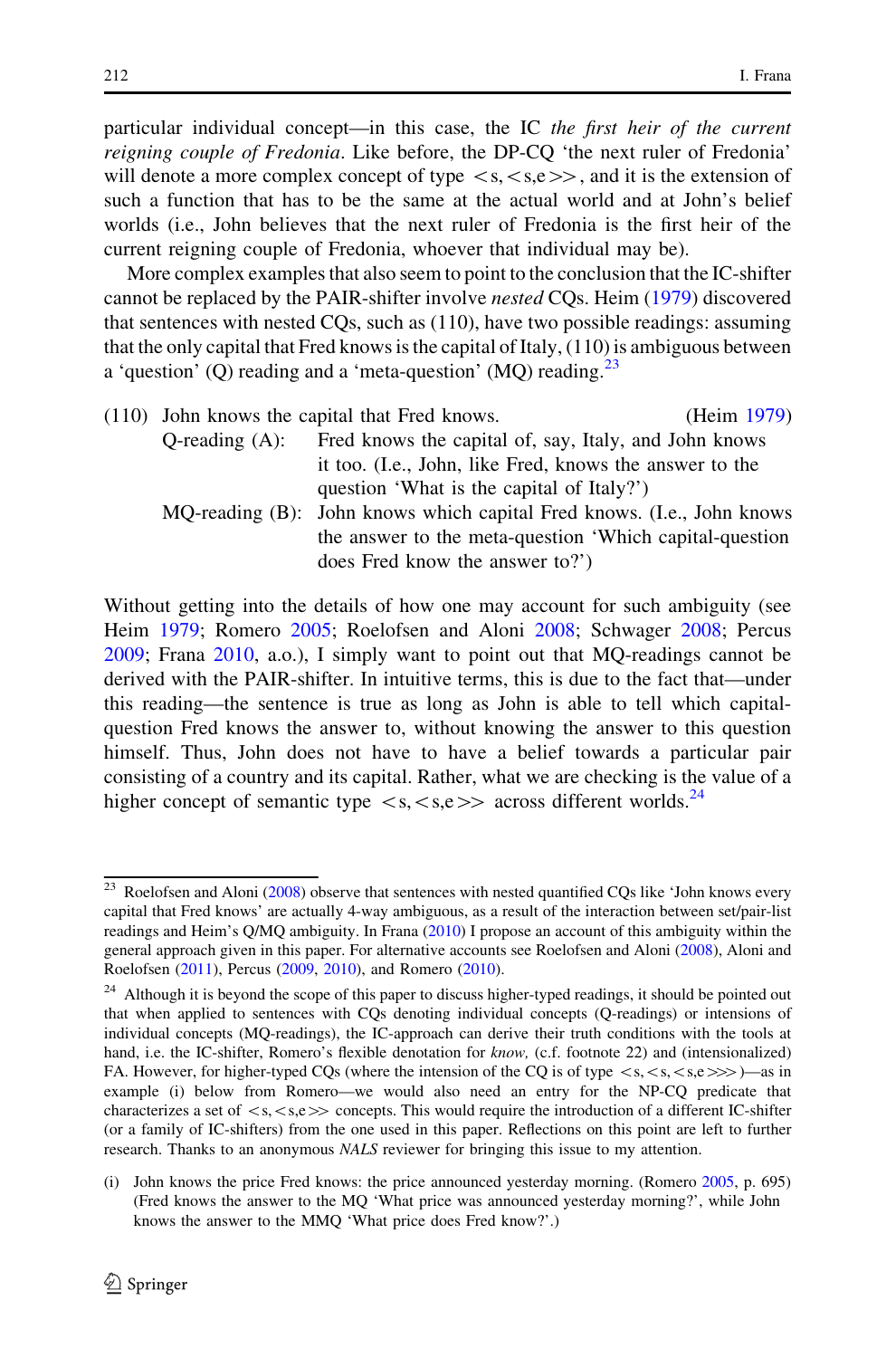particular individual concept—in this case, the IC *the first heir of the current reigning couple of Fredonia*. Like before, the DP-CQ 'the next ruler of Fredonia' will denote a more complex concept of type $<s,<s,e>>$, and it is the extension of such a function that has to be the same at the actual world and at John's belief worlds (i.e., John believes that the next ruler of Fredonia is the first heir of the current reigning couple of Fredonia, whoever that individual may be).

More complex examples that also seem to point to the conclusion that the IC-shifter cannot be replaced by the PAIR-shifter involve *nested* CQs. Heim (1979) discovered that sentences with nested CQs, such as (110), have two possible readings: assuming that the only capital that Fred knows is the capital of Italy, (110) is ambiguous between a 'question' (Q) reading and a 'meta-question' (MQ) reading.[23]

(110) John knows the capital that Fred knows. (Heim 1979)

Q-reading (A): Fred knows the capital of, say, Italy, and John knows it too. (I.e., John, like Fred, knows the answer to the question 'What is the capital of Italy?')

MQ-reading (B): John knows which capital Fred knows. (I.e., John knows the answer to the meta-question 'Which capital-question does Fred know the answer to?')

Without getting into the details of how one may account for such ambiguity (see Heim 1979; Romero 2005; Roelofsen and Aloni 2008; Schwager 2008; Percus 2009; Frana 2010, a.o.), I simply want to point out that MQ-readings cannot be derived with the PAIR-shifter. In intuitive terms, this is due to the fact that—under this reading—the sentence is true as long as John is able to tell which capital-question Fred knows the answer to, without knowing the answer to this question himself. Thus, John does not have to have a belief towards a particular pair consisting of a country and its capital. Rather, what we are checking is the value of a higher concept of semantic type $<s,<s,e>>$ across different worlds.[24]

---

[23] Roelofsen and Aloni (2008) observe that sentences with nested quantified CQs like 'John knows every capital that Fred knows' are actually 4-way ambiguous, as a result of the interaction between set/pair-list readings and Heim's Q/MQ ambiguity. In Frana (2010) I propose an account of this ambiguity within the general approach given in this paper. For alternative accounts see Roelofsen and Aloni (2008), Aloni and Roelofsen (2011), Percus (2009, 2010), and Romero (2010).

[24] Although it is beyond the scope of this paper to discuss higher-typed readings, it should be pointed out that when applied to sentences with CQs denoting individual concepts (Q-readings) or intensions of individual concepts (MQ-readings), the IC-approach can derive their truth conditions with the tools at hand, i.e. the IC-shifter, Romero's flexible denotation for *know,* (c.f. footnote 22) and (intensionalized) FA. However, for higher-typed CQs (where the intension of the CQ is of type $<s,<s,<s,e>>>$)—as in example (i) below from Romero—we would also need an entry for the NP-CQ predicate that characterizes a set of $<s,<s,e>>$ concepts. This would require the introduction of a different IC-shifter (or a family of IC-shifters) from the one used in this paper. Reflections on this point are left to further research. Thanks to an anonymous *NALS* reviewer for bringing this issue to my attention.

(i) John knows the price Fred knows: the price announced yesterday morning. (Romero 2005, p. 695) (Fred knows the answer to the MQ 'What price was announced yesterday morning?', while John knows the answer to the MMQ 'What price does Fred know?'.)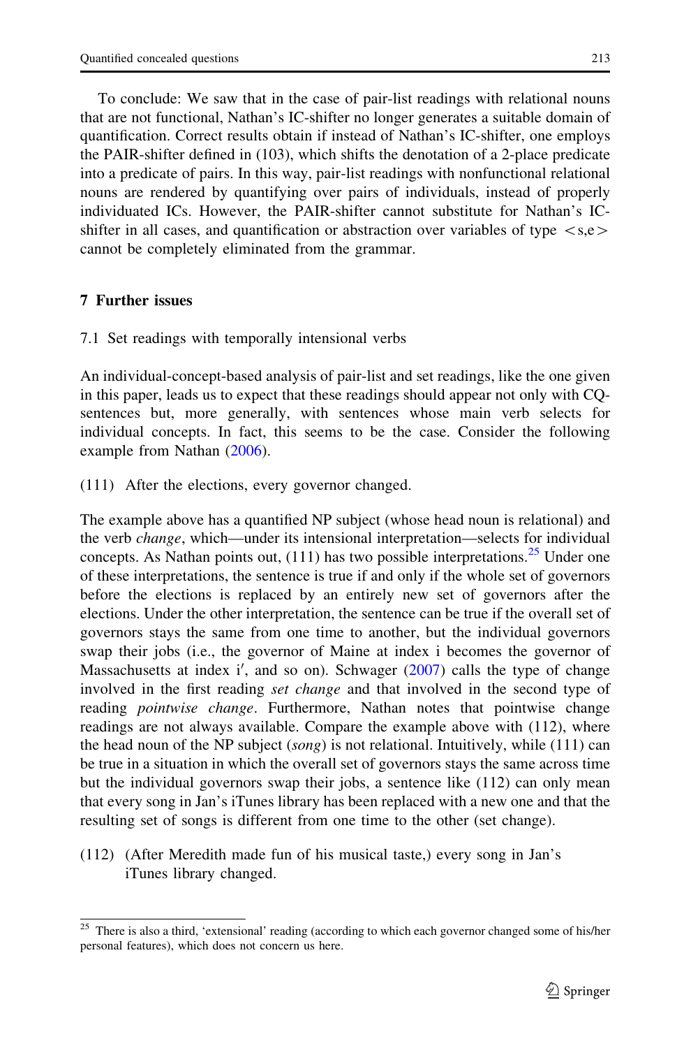To conclude: We saw that in the case of pair-list readings with relational nouns that are not functional, Nathan's IC-shifter no longer generates a suitable domain of quantification. Correct results obtain if instead of Nathan's IC-shifter, one employs the PAIR-shifter defined in (103), which shifts the denotation of a 2-place predicate into a predicate of pairs. In this way, pair-list readings with nonfunctional relational nouns are rendered by quantifying over pairs of individuals, instead of properly individuated ICs. However, the PAIR-shifter cannot substitute for Nathan's IC-shifter in all cases, and quantification or abstraction over variables of type $<s,e>$ cannot be completely eliminated from the grammar.

## 7 Further issues

### 7.1 Set readings with temporally intensional verbs

An individual-concept-based analysis of pair-list and set readings, like the one given in this paper, leads us to expect that these readings should appear not only with CQ-sentences but, more generally, with sentences whose main verb selects for individual concepts. In fact, this seems to be the case. Consider the following example from Nathan (2006).

(111) After the elections, every governor changed.

The example above has a quantified NP subject (whose head noun is relational) and the verb *change*, which—under its intensional interpretation—selects for individual concepts. As Nathan points out, (111) has two possible interpretations.[25] Under one of these interpretations, the sentence is true if and only if the whole set of governors before the elections is replaced by an entirely new set of governors after the elections. Under the other interpretation, the sentence can be true if the overall set of governors stays the same from one time to another, but the individual governors swap their jobs (i.e., the governor of Maine at index i becomes the governor of Massachusetts at index i′, and so on). Schwager (2007) calls the type of change involved in the first reading *set change* and that involved in the second type of reading *pointwise change*. Furthermore, Nathan notes that pointwise change readings are not always available. Compare the example above with (112), where the head noun of the NP subject (*song*) is not relational. Intuitively, while (111) can be true in a situation in which the overall set of governors stays the same across time but the individual governors swap their jobs, a sentence like (112) can only mean that every song in Jan's iTunes library has been replaced with a new one and that the resulting set of songs is different from one time to the other (set change).

(112) (After Meredith made fun of his musical taste,) every song in Jan's iTunes library changed.

---

[25] There is also a third, 'extensional' reading (according to which each governor changed some of his/her personal features), which does not concern us here.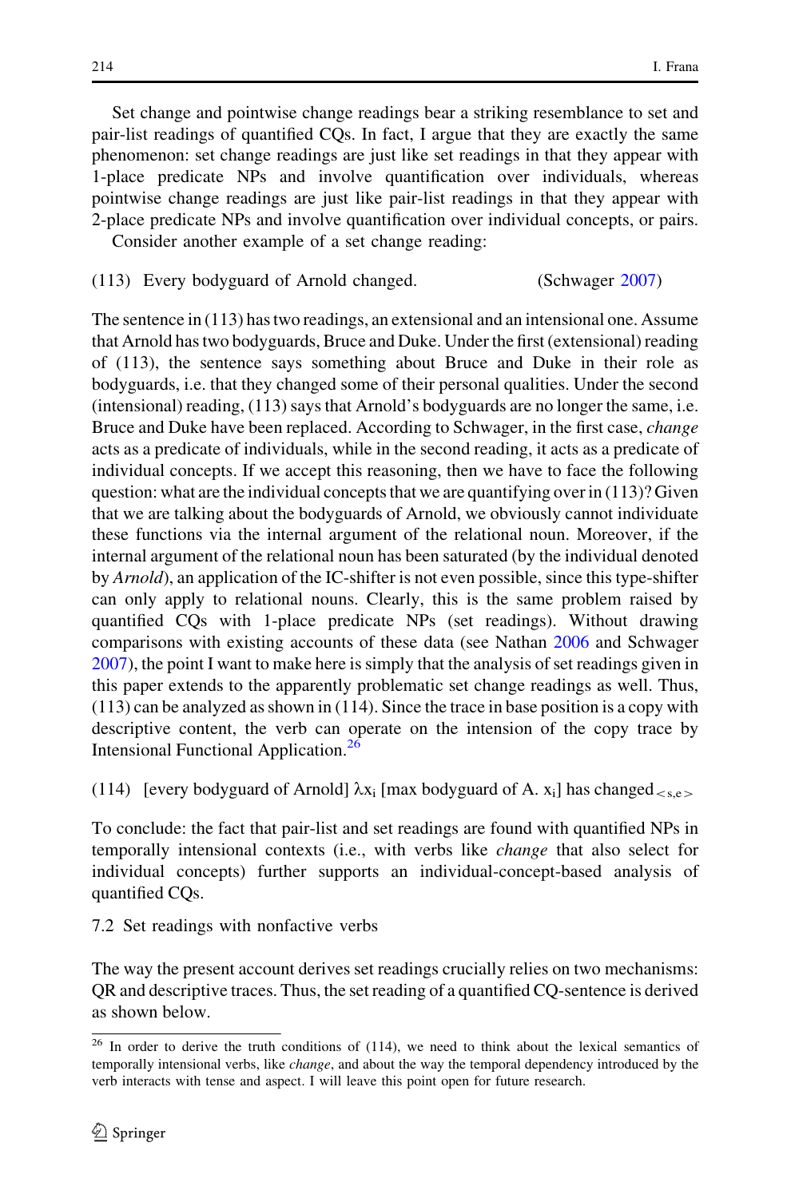Set change and pointwise change readings bear a striking resemblance to set and pair-list readings of quantified CQs. In fact, I argue that they are exactly the same phenomenon: set change readings are just like set readings in that they appear with 1-place predicate NPs and involve quantification over individuals, whereas pointwise change readings are just like pair-list readings in that they appear with 2-place predicate NPs and involve quantification over individual concepts, or pairs.

Consider another example of a set change reading:

(113) Every bodyguard of Arnold changed. (Schwager 2007)

The sentence in (113) has two readings, an extensional and an intensional one. Assume that Arnold has two bodyguards, Bruce and Duke. Under the first (extensional) reading of (113), the sentence says something about Bruce and Duke in their role as bodyguards, i.e. that they changed some of their personal qualities. Under the second (intensional) reading, (113) says that Arnold's bodyguards are no longer the same, i.e. Bruce and Duke have been replaced. According to Schwager, in the first case, *change* acts as a predicate of individuals, while in the second reading, it acts as a predicate of individual concepts. If we accept this reasoning, then we have to face the following question: what are the individual concepts that we are quantifying over in (113)? Given that we are talking about the bodyguards of Arnold, we obviously cannot individuate these functions via the internal argument of the relational noun. Moreover, if the internal argument of the relational noun has been saturated (by the individual denoted by *Arnold*), an application of the IC-shifter is not even possible, since this type-shifter can only apply to relational nouns. Clearly, this is the same problem raised by quantified CQs with 1-place predicate NPs (set readings). Without drawing comparisons with existing accounts of these data (see Nathan 2006 and Schwager 2007), the point I want to make here is simply that the analysis of set readings given in this paper extends to the apparently problematic set change readings as well. Thus, (113) can be analyzed as shown in (114). Since the trace in base position is a copy with descriptive content, the verb can operate on the intension of the copy trace by Intensional Functional Application.[26]

(114) [every bodyguard of Arnold] $\lambda x_i$ [max bodyguard of A. $x_i$] has changed$_{<s,e>}$

To conclude: the fact that pair-list and set readings are found with quantified NPs in temporally intensional contexts (i.e., with verbs like *change* that also select for individual concepts) further supports an individual-concept-based analysis of quantified CQs.

## 7.2 Set readings with nonfactive verbs

The way the present account derives set readings crucially relies on two mechanisms: QR and descriptive traces. Thus, the set reading of a quantified CQ-sentence is derived as shown below.

[26] In order to derive the truth conditions of (114), we need to think about the lexical semantics of temporally intensional verbs, like *change*, and about the way the temporal dependency introduced by the verb interacts with tense and aspect. I will leave this point open for future research.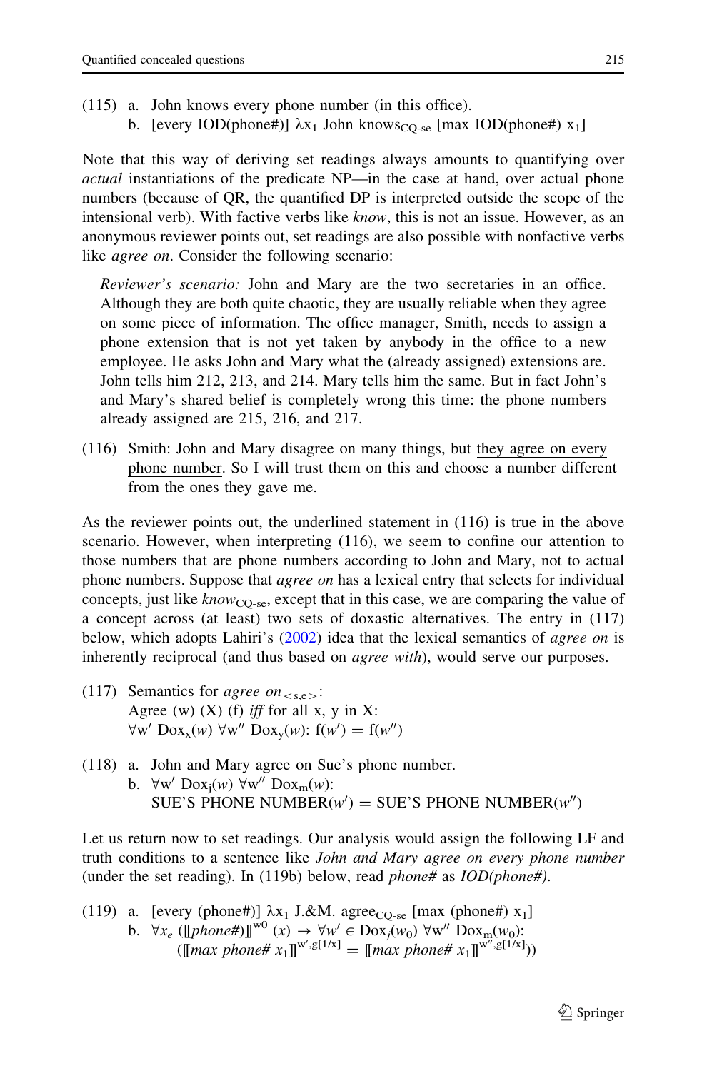(115) a. John knows every phone number (in this office).

b. [every IOD(phone#)] $\lambda x_1$ John knows$_{CQ\text{-}se}$ [max IOD(phone#) $x_1$]

Note that this way of deriving set readings always amounts to quantifying over *actual* instantiations of the predicate NP—in the case at hand, over actual phone numbers (because of QR, the quantified DP is interpreted outside the scope of the intensional verb). With factive verbs like *know*, this is not an issue. However, as an anonymous reviewer points out, set readings are also possible with nonfactive verbs like *agree on*. Consider the following scenario:

> *Reviewer's scenario:* John and Mary are the two secretaries in an office. Although they are both quite chaotic, they are usually reliable when they agree on some piece of information. The office manager, Smith, needs to assign a phone extension that is not yet taken by anybody in the office to a new employee. He asks John and Mary what the (already assigned) extensions are. John tells him 212, 213, and 214. Mary tells him the same. But in fact John's and Mary's shared belief is completely wrong this time: the phone numbers already assigned are 215, 216, and 217.

(116) Smith: John and Mary disagree on many things, but <u>they agree on every phone number</u>. So I will trust them on this and choose a number different from the ones they gave me.

As the reviewer points out, the underlined statement in (116) is true in the above scenario. However, when interpreting (116), we seem to confine our attention to those numbers that are phone numbers according to John and Mary, not to actual phone numbers. Suppose that *agree on* has a lexical entry that selects for individual concepts, just like *know*$_{CQ\text{-}se}$, except that in this case, we are comparing the value of a concept across (at least) two sets of doxastic alternatives. The entry in (117) below, which adopts Lahiri's (2002) idea that the lexical semantics of *agree on* is inherently reciprocal (and thus based on *agree with*), would serve our purposes.

(117) Semantics for *agree on*$_{<s,e>}$:
Agree (w) (X) (f) *iff* for all x, y in X:
$\forall w'\ \mathrm{Dox}_x(w)\ \forall w''\ \mathrm{Dox}_y(w)$: $f(w') = f(w'')$

(118) a. John and Mary agree on Sue's phone number.

b. $\forall w'\ \mathrm{Dox}_j(w)\ \forall w''\ \mathrm{Dox}_m(w)$:
SUE'S PHONE NUMBER$(w')$ = SUE'S PHONE NUMBER$(w'')$

Let us return now to set readings. Our analysis would assign the following LF and truth conditions to a sentence like *John and Mary agree on every phone number* (under the set reading). In (119b) below, read *phone#* as *IOD(phone#)*.

(119) a. [every (phone#)] $\lambda x_1$ J.&M. agree$_{CQ\text{-}se}$ [max (phone#) $x_1$]

b. $\forall x_e\ ([\![phone\#]\!]^{w0}(x) \rightarrow \forall w' \in \mathrm{Dox}_j(w_0)\ \forall w''\ \mathrm{Dox}_m(w_0)$:
$([\![max\ phone\#\ x_1]\!]^{w',g[1/x]} = [\![max\ phone\#\ x_1]\!]^{w'',g[1/x]}))$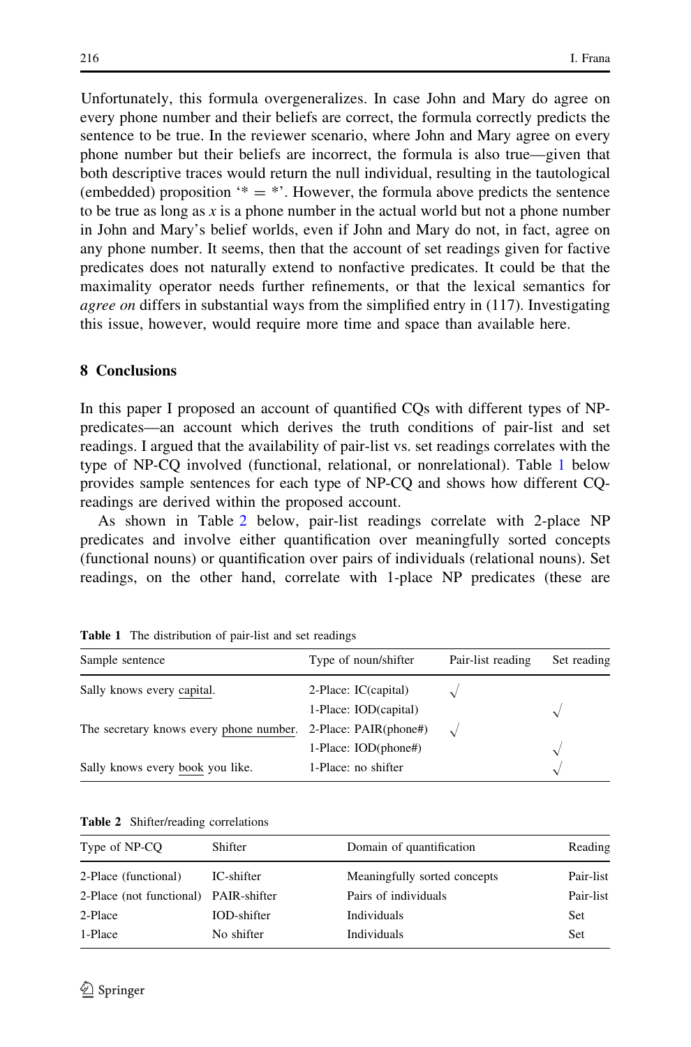Unfortunately, this formula overgeneralizes. In case John and Mary do agree on every phone number and their beliefs are correct, the formula correctly predicts the sentence to be true. In the reviewer scenario, where John and Mary agree on every phone number but their beliefs are incorrect, the formula is also true—given that both descriptive traces would return the null individual, resulting in the tautological (embedded) proposition '$* = *$'. However, the formula above predicts the sentence to be true as long as $x$ is a phone number in the actual world but not a phone number in John and Mary's belief worlds, even if John and Mary do not, in fact, agree on any phone number. It seems, then that the account of set readings given for factive predicates does not naturally extend to nonfactive predicates. It could be that the maximality operator needs further refinements, or that the lexical semantics for *agree on* differs in substantial ways from the simplified entry in (117). Investigating this issue, however, would require more time and space than available here.

## 8 Conclusions

In this paper I proposed an account of quantified CQs with different types of NP-predicates—an account which derives the truth conditions of pair-list and set readings. I argued that the availability of pair-list vs. set readings correlates with the type of NP-CQ involved (functional, relational, or nonrelational). Table 1 below provides sample sentences for each type of NP-CQ and shows how different CQ-readings are derived within the proposed account.

As shown in Table 2 below, pair-list readings correlate with 2-place NP predicates and involve either quantification over meaningfully sorted concepts (functional nouns) or quantification over pairs of individuals (relational nouns). Set readings, on the other hand, correlate with 1-place NP predicates (these are

**Table 1** The distribution of pair-list and set readings

| Sample sentence | Type of noun/shifter | Pair-list reading | Set reading |
|---|---|---|---|
| Sally knows every capital. | 2-Place: IC(capital) | √ | |
| | 1-Place: IOD(capital) | | √ |
| The secretary knows every phone number. | 2-Place: PAIR(phone#) | √ | |
| | 1-Place: IOD(phone#) | | √ |
| Sally knows every book you like. | 1-Place: no shifter | | √ |

**Table 2** Shifter/reading correlations

| Type of NP-CQ | Shifter | Domain of quantification | Reading |
|---|---|---|---|
| 2-Place (functional) | IC-shifter | Meaningfully sorted concepts | Pair-list |
| 2-Place (not functional) | PAIR-shifter | Pairs of individuals | Pair-list |
| 2-Place | IOD-shifter | Individuals | Set |
| 1-Place | No shifter | Individuals | Set |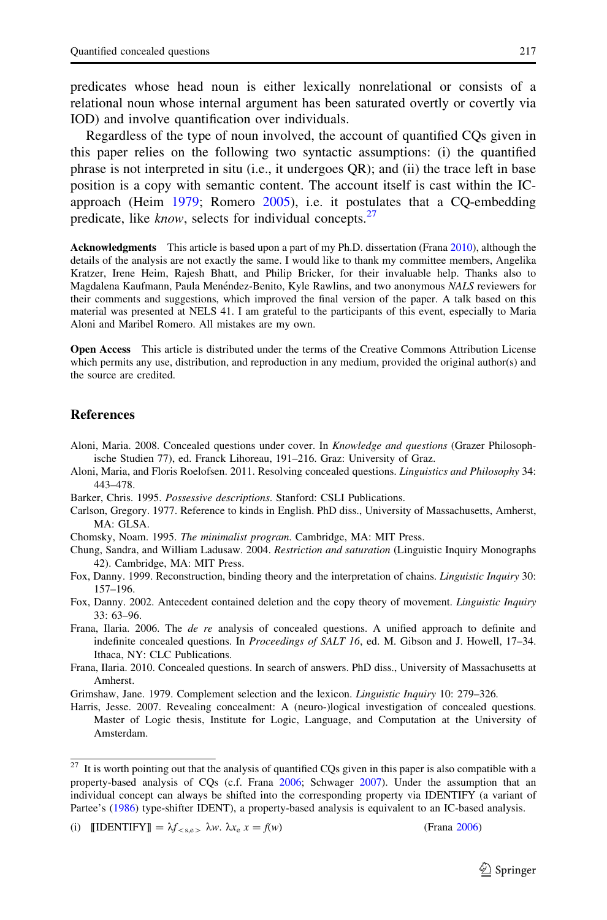predicates whose head noun is either lexically nonrelational or consists of a relational noun whose internal argument has been saturated overtly or covertly via IOD) and involve quantification over individuals.

Regardless of the type of noun involved, the account of quantified CQs given in this paper relies on the following two syntactic assumptions: (i) the quantified phrase is not interpreted in situ (i.e., it undergoes QR); and (ii) the trace left in base position is a copy with semantic content. The account itself is cast within the IC-approach (Heim 1979; Romero 2005), i.e. it postulates that a CQ-embedding predicate, like *know*, selects for individual concepts.[27]

**Acknowledgments** This article is based upon a part of my Ph.D. dissertation (Frana 2010), although the details of the analysis are not exactly the same. I would like to thank my committee members, Angelika Kratzer, Irene Heim, Rajesh Bhatt, and Philip Bricker, for their invaluable help. Thanks also to Magdalena Kaufmann, Paula Menéndez-Benito, Kyle Rawlins, and two anonymous *NALS* reviewers for their comments and suggestions, which improved the final version of the paper. A talk based on this material was presented at NELS 41. I am grateful to the participants of this event, especially to Maria Aloni and Maribel Romero. All mistakes are my own.

**Open Access** This article is distributed under the terms of the Creative Commons Attribution License which permits any use, distribution, and reproduction in any medium, provided the original author(s) and the source are credited.

## References

Aloni, Maria. 2008. Concealed questions under cover. In *Knowledge and questions* (Grazer Philosophische Studien 77), ed. Franck Lihoreau, 191–216. Graz: University of Graz.

Aloni, Maria, and Floris Roelofsen. 2011. Resolving concealed questions. *Linguistics and Philosophy* 34: 443–478.

Barker, Chris. 1995. *Possessive descriptions*. Stanford: CSLI Publications.

Carlson, Gregory. 1977. Reference to kinds in English. PhD diss., University of Massachusetts, Amherst, MA: GLSA.

Chomsky, Noam. 1995. *The minimalist program*. Cambridge, MA: MIT Press.

Chung, Sandra, and William Ladusaw. 2004. *Restriction and saturation* (Linguistic Inquiry Monographs 42). Cambridge, MA: MIT Press.

Fox, Danny. 1999. Reconstruction, binding theory and the interpretation of chains. *Linguistic Inquiry* 30: 157–196.

Fox, Danny. 2002. Antecedent contained deletion and the copy theory of movement. *Linguistic Inquiry* 33: 63–96.

Frana, Ilaria. 2006. The *de re* analysis of concealed questions. A unified approach to definite and indefinite concealed questions. In *Proceedings of SALT 16*, ed. M. Gibson and J. Howell, 17–34. Ithaca, NY: CLC Publications.

Frana, Ilaria. 2010. Concealed questions. In search of answers. PhD diss., University of Massachusetts at Amherst.

Grimshaw, Jane. 1979. Complement selection and the lexicon. *Linguistic Inquiry* 10: 279–326.

Harris, Jesse. 2007. Revealing concealment: A (neuro-)logical investigation of concealed questions. Master of Logic thesis, Institute for Logic, Language, and Computation at the University of Amsterdam.

---

[27] It is worth pointing out that the analysis of quantified CQs given in this paper is also compatible with a property-based analysis of CQs (c.f. Frana 2006; Schwager 2007). Under the assumption that an individual concept can always be shifted into the corresponding property via IDENTIFY (a variant of Partee's (1986) type-shifter IDENT), a property-based analysis is equivalent to an IC-based analysis.

(i) $[\![\text{IDENTIFY}]\!] = \lambda f_{<s,e>}\ \lambda w.\ \lambda x_e\ x = f(w)$ (Frana 2006)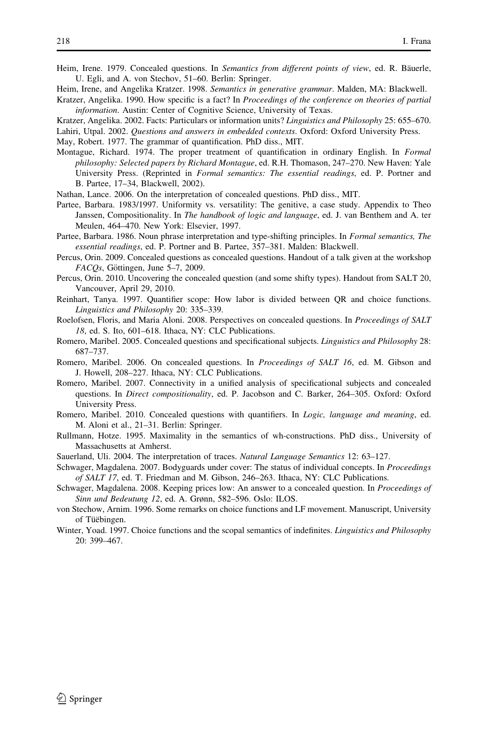Heim, Irene. 1979. Concealed questions. In *Semantics from different points of view*, ed. R. Bäuerle, U. Egli, and A. von Stechov, 51–60. Berlin: Springer.

Heim, Irene, and Angelika Kratzer. 1998. *Semantics in generative grammar*. Malden, MA: Blackwell.

Kratzer, Angelika. 1990. How specific is a fact? In *Proceedings of the conference on theories of partial information*. Austin: Center of Cognitive Science, University of Texas.

Kratzer, Angelika. 2002. Facts: Particulars or information units? *Linguistics and Philosophy* 25: 655–670.

Lahiri, Utpal. 2002. *Questions and answers in embedded contexts*. Oxford: Oxford University Press.

May, Robert. 1977. The grammar of quantification. PhD diss., MIT.

Montague, Richard. 1974. The proper treatment of quantification in ordinary English. In *Formal philosophy: Selected papers by Richard Montague*, ed. R.H. Thomason, 247–270. New Haven: Yale University Press. (Reprinted in *Formal semantics: The essential readings*, ed. P. Portner and B. Partee, 17–34, Blackwell, 2002).

Nathan, Lance. 2006. On the interpretation of concealed questions. PhD diss., MIT.

Partee, Barbara. 1983/1997. Uniformity vs. versatility: The genitive, a case study. Appendix to Theo Janssen, Compositionality. In *The handbook of logic and language*, ed. J. van Benthem and A. ter Meulen, 464–470. New York: Elsevier, 1997.

Partee, Barbara. 1986. Noun phrase interpretation and type-shifting principles. In *Formal semantics, The essential readings*, ed. P. Portner and B. Partee, 357–381. Malden: Blackwell.

Percus, Orin. 2009. Concealed questions as concealed questions. Handout of a talk given at the workshop *FACQs*, Göttingen, June 5–7, 2009.

Percus, Orin. 2010. Uncovering the concealed question (and some shifty types). Handout from SALT 20, Vancouver, April 29, 2010.

Reinhart, Tanya. 1997. Quantifier scope: How labor is divided between QR and choice functions. *Linguistics and Philosophy* 20: 335–339.

Roelofsen, Floris, and Maria Aloni. 2008. Perspectives on concealed questions. In *Proceedings of SALT 18*, ed. S. Ito, 601–618. Ithaca, NY: CLC Publications.

Romero, Maribel. 2005. Concealed questions and specificational subjects. *Linguistics and Philosophy* 28: 687–737.

Romero, Maribel. 2006. On concealed questions. In *Proceedings of SALT 16*, ed. M. Gibson and J. Howell, 208–227. Ithaca, NY: CLC Publications.

Romero, Maribel. 2007. Connectivity in a unified analysis of specificational subjects and concealed questions. In *Direct compositionality*, ed. P. Jacobson and C. Barker, 264–305. Oxford: Oxford University Press.

Romero, Maribel. 2010. Concealed questions with quantifiers. In *Logic, language and meaning*, ed. M. Aloni et al., 21–31. Berlin: Springer.

Rullmann, Hotze. 1995. Maximality in the semantics of wh-constructions. PhD diss., University of Massachusetts at Amherst.

Sauerland, Uli. 2004. The interpretation of traces. *Natural Language Semantics* 12: 63–127.

Schwager, Magdalena. 2007. Bodyguards under cover: The status of individual concepts. In *Proceedings of SALT 17*, ed. T. Friedman and M. Gibson, 246–263. Ithaca, NY: CLC Publications.

Schwager, Magdalena. 2008. Keeping prices low: An answer to a concealed question. In *Proceedings of Sinn und Bedeutung 12*, ed. A. Grønn, 582–596. Oslo: ILOS.

von Stechow, Arnim. 1996. Some remarks on choice functions and LF movement. Manuscript, University of Tüëbingen.

Winter, Yoad. 1997. Choice functions and the scopal semantics of indefinites. *Linguistics and Philosophy* 20: 399–467.